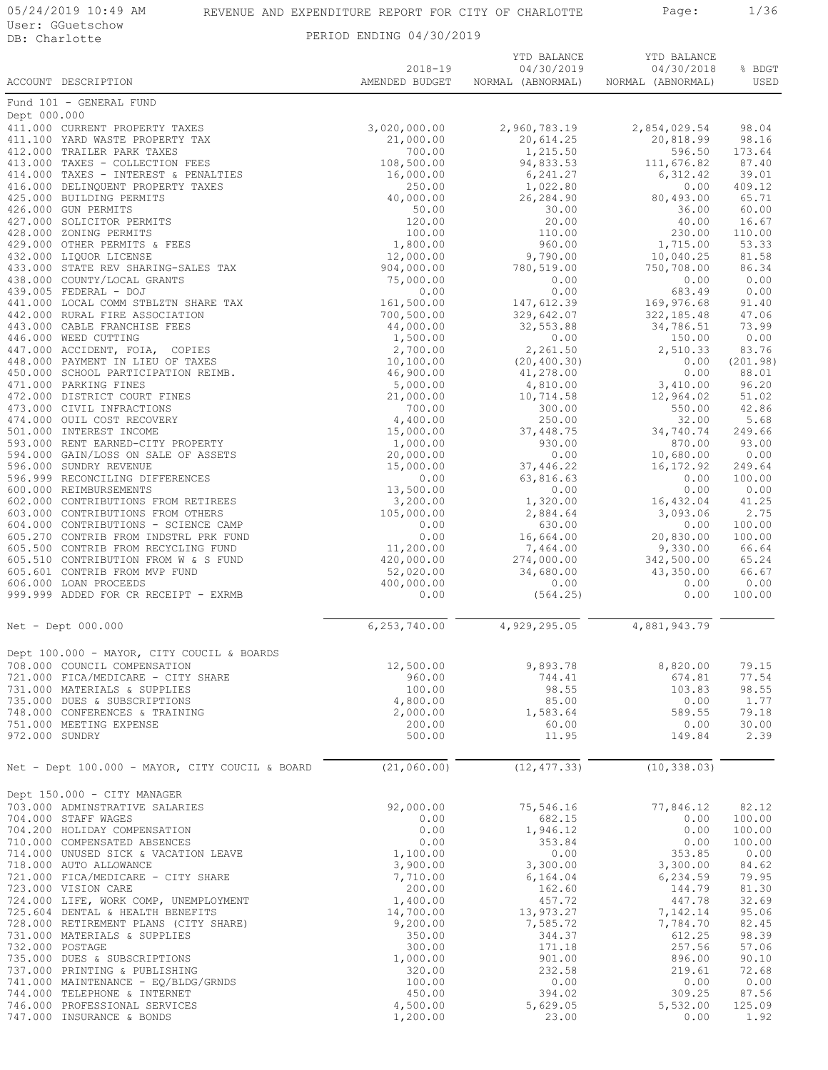05/24/2019 10:49 AM
User: GGuetschow
DB: Charlotte

# REVENUE AND EXPENDITURE REPORT FOR CITY OF CHARLOTTE

PERIOD ENDING 04/30/2019

| ACCOUNT DESCRIPTION | 2018-19 AMENDED BUDGET | YTD BALANCE 04/30/2019 NORMAL (ABNORMAL) | YTD BALANCE 04/30/2018 NORMAL (ABNORMAL) | % BDGT USED |
|---|---|---|---|---|
| **Fund 101 - GENERAL FUND** | | | | |
| **Dept 000.000** | | | | |
| 411.000 CURRENT PROPERTY TAXES | 3,020,000.00 | 2,960,783.19 | 2,854,029.54 | 98.04 |
| 411.100 YARD WASTE PROPERTY TAX | 21,000.00 | 20,614.25 | 20,818.99 | 98.16 |
| 412.000 TRAILER PARK TAXES | 700.00 | 1,215.50 | 596.50 | 173.64 |
| 413.000 TAXES - COLLECTION FEES | 108,500.00 | 94,833.53 | 111,676.82 | 87.40 |
| 414.000 TAXES - INTEREST & PENALTIES | 16,000.00 | 6,241.27 | 6,312.42 | 39.01 |
| 416.000 DELINQUENT PROPERTY TAXES | 250.00 | 1,022.80 | 0.00 | 409.12 |
| 425.000 BUILDING PERMITS | 40,000.00 | 26,284.90 | 80,493.00 | 65.71 |
| 426.000 GUN PERMITS | 50.00 | 30.00 | 36.00 | 60.00 |
| 427.000 SOLICITOR PERMITS | 120.00 | 20.00 | 40.00 | 16.67 |
| 428.000 ZONING PERMITS | 100.00 | 110.00 | 230.00 | 110.00 |
| 429.000 OTHER PERMITS & FEES | 1,800.00 | 960.00 | 1,715.00 | 53.33 |
| 432.000 LIQUOR LICENSE | 12,000.00 | 9,790.00 | 10,040.25 | 81.58 |
| 433.000 STATE REV SHARING-SALES TAX | 904,000.00 | 780,519.00 | 750,708.00 | 86.34 |
| 438.000 COUNTY/LOCAL GRANTS | 75,000.00 | 0.00 | 0.00 | 0.00 |
| 439.005 FEDERAL - DOJ | 0.00 | 0.00 | 683.49 | 0.00 |
| 441.000 LOCAL COMM STBLZTN SHARE TAX | 161,500.00 | 147,612.39 | 169,976.68 | 91.40 |
| 442.000 RURAL FIRE ASSOCIATION | 700,500.00 | 329,642.07 | 322,185.48 | 47.06 |
| 443.000 CABLE FRANCHISE FEES | 44,000.00 | 32,553.88 | 34,786.51 | 73.99 |
| 446.000 WEED CUTTING | 1,500.00 | 0.00 | 150.00 | 0.00 |
| 447.000 ACCIDENT, FOIA, COPIES | 2,700.00 | 2,261.50 | 2,510.33 | 83.76 |
| 448.000 PAYMENT IN LIEU OF TAXES | 10,100.00 | (20,400.30) | 0.00 | (201.98) |
| 450.000 SCHOOL PARTICIPATION REIMB. | 46,900.00 | 41,278.00 | 0.00 | 88.01 |
| 471.000 PARKING FINES | 5,000.00 | 4,810.00 | 3,410.00 | 96.20 |
| 472.000 DISTRICT COURT FINES | 21,000.00 | 10,714.58 | 12,964.02 | 51.02 |
| 473.000 CIVIL INFRACTIONS | 700.00 | 300.00 | 550.00 | 42.86 |
| 474.000 OUIL COST RECOVERY | 4,400.00 | 250.00 | 32.00 | 5.68 |
| 501.000 INTEREST INCOME | 15,000.00 | 37,448.75 | 34,740.74 | 249.66 |
| 593.000 RENT EARNED-CITY PROPERTY | 1,000.00 | 930.00 | 870.00 | 93.00 |
| 594.000 GAIN/LOSS ON SALE OF ASSETS | 20,000.00 | 0.00 | 10,680.00 | 0.00 |
| 596.000 SUNDRY REVENUE | 15,000.00 | 37,446.22 | 16,172.92 | 249.64 |
| 596.999 RECONCILING DIFFERENCES | 0.00 | 63,816.63 | 0.00 | 100.00 |
| 600.000 REIMBURSEMENTS | 13,500.00 | 0.00 | 0.00 | 0.00 |
| 602.000 CONTRIBUTIONS FROM RETIREES | 3,200.00 | 1,320.00 | 16,432.04 | 41.25 |
| 603.000 CONTRIBUTIONS FROM OTHERS | 105,000.00 | 2,884.64 | 3,093.06 | 2.75 |
| 604.000 CONTRIBUTIONS - SCIENCE CAMP | 0.00 | 630.00 | 0.00 | 100.00 |
| 605.270 CONTRIB FROM INDSTRL PRK FUND | 0.00 | 16,664.00 | 20,830.00 | 100.00 |
| 605.500 CONTRIB FROM RECYCLING FUND | 11,200.00 | 7,464.00 | 9,330.00 | 66.64 |
| 605.510 CONTRIBUTION FROM W & S FUND | 420,000.00 | 274,000.00 | 342,500.00 | 65.24 |
| 605.601 CONTRIB FROM MVP FUND | 52,020.00 | 34,680.00 | 43,350.00 | 66.67 |
| 606.000 LOAN PROCEEDS | 400,000.00 | 0.00 | 0.00 | 0.00 |
| 999.999 ADDED FOR CR RECEIPT - EXRMB | 0.00 | (564.25) | 0.00 | 100.00 |
| Net - Dept 000.000 | 6,253,740.00 | 4,929,295.05 | 4,881,943.79 | |
| **Dept 100.000 - MAYOR, CITY COUCIL & BOARDS** | | | | |
| 708.000 COUNCIL COMPENSATION | 12,500.00 | 9,893.78 | 8,820.00 | 79.15 |
| 721.000 FICA/MEDICARE - CITY SHARE | 960.00 | 744.41 | 674.81 | 77.54 |
| 731.000 MATERIALS & SUPPLIES | 100.00 | 98.55 | 103.83 | 98.55 |
| 735.000 DUES & SUBSCRIPTIONS | 4,800.00 | 85.00 | 0.00 | 1.77 |
| 748.000 CONFERENCES & TRAINING | 2,000.00 | 1,583.64 | 589.55 | 79.18 |
| 751.000 MEETING EXPENSE | 200.00 | 60.00 | 0.00 | 30.00 |
| 972.000 SUNDRY | 500.00 | 11.95 | 149.84 | 2.39 |
| Net - Dept 100.000 - MAYOR, CITY COUCIL & BOARD | (21,060.00) | (12,477.33) | (10,338.03) | |
| **Dept 150.000 - CITY MANAGER** | | | | |
| 703.000 ADMINSTRATIVE SALARIES | 92,000.00 | 75,546.16 | 77,846.12 | 82.12 |
| 704.000 STAFF WAGES | 0.00 | 682.15 | 0.00 | 100.00 |
| 704.200 HOLIDAY COMPENSATION | 0.00 | 1,946.12 | 0.00 | 100.00 |
| 710.000 COMPENSATED ABSENCES | 0.00 | 353.84 | 0.00 | 100.00 |
| 714.000 UNUSED SICK & VACATION LEAVE | 1,100.00 | 0.00 | 353.85 | 0.00 |
| 718.000 AUTO ALLOWANCE | 3,900.00 | 3,300.00 | 3,300.00 | 84.62 |
| 721.000 FICA/MEDICARE - CITY SHARE | 7,710.00 | 6,164.04 | 6,234.59 | 79.95 |
| 723.000 VISION CARE | 200.00 | 162.60 | 144.79 | 81.30 |
| 724.000 LIFE, WORK COMP, UNEMPLOYMENT | 1,400.00 | 457.72 | 447.78 | 32.69 |
| 725.604 DENTAL & HEALTH BENEFITS | 14,700.00 | 13,973.27 | 7,142.14 | 95.06 |
| 728.000 RETIREMENT PLANS (CITY SHARE) | 9,200.00 | 7,585.72 | 7,784.70 | 82.45 |
| 731.000 MATERIALS & SUPPLIES | 350.00 | 344.37 | 612.25 | 98.39 |
| 732.000 POSTAGE | 300.00 | 171.18 | 257.56 | 57.06 |
| 735.000 DUES & SUBSCRIPTIONS | 1,000.00 | 901.00 | 896.00 | 90.10 |
| 737.000 PRINTING & PUBLISHING | 320.00 | 232.58 | 219.61 | 72.68 |
| 741.000 MAINTENANCE - EQ/BLDG/GRNDS | 100.00 | 0.00 | 0.00 | 0.00 |
| 744.000 TELEPHONE & INTERNET | 450.00 | 394.02 | 309.25 | 87.56 |
| 746.000 PROFESSIONAL SERVICES | 4,500.00 | 5,629.05 | 5,532.00 | 125.09 |
| 747.000 INSURANCE & BONDS | 1,200.00 | 23.00 | 0.00 | 1.92 |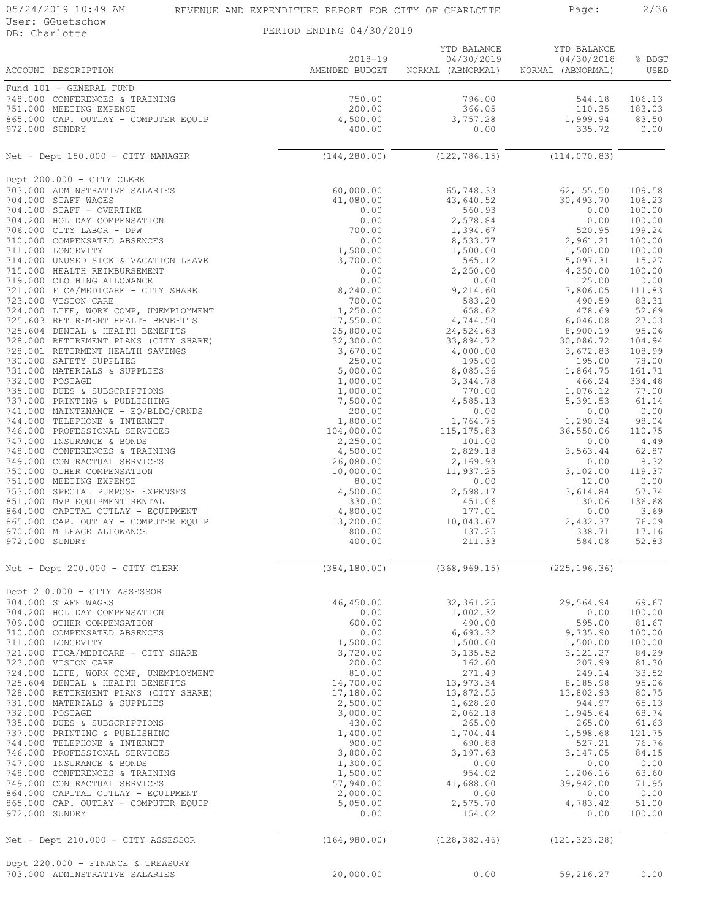REVENUE AND EXPENDITURE REPORT FOR CITY OF CHARLOTTE

PERIOD ENDING 04/30/2019

| ACCOUNT DESCRIPTION | 2018-19 AMENDED BUDGET | YTD BALANCE 04/30/2019 NORMAL (ABNORMAL) | YTD BALANCE 04/30/2018 NORMAL (ABNORMAL) | % BDGT USED |
|---|---|---|---|---|
| Fund 101 - GENERAL FUND | | | | |
| 748.000 CONFERENCES & TRAINING | 750.00 | 796.00 | 544.18 | 106.13 |
| 751.000 MEETING EXPENSE | 200.00 | 366.05 | 110.35 | 183.03 |
| 865.000 CAP. OUTLAY - COMPUTER EQUIP | 4,500.00 | 3,757.28 | 1,999.94 | 83.50 |
| 972.000 SUNDRY | 400.00 | 0.00 | 335.72 | 0.00 |
| Net - Dept 150.000 - CITY MANAGER | (144,280.00) | (122,786.15) | (114,070.83) | |
| Dept 200.000 - CITY CLERK | | | | |
| 703.000 ADMINSTRATIVE SALARIES | 60,000.00 | 65,748.33 | 62,155.50 | 109.58 |
| 704.000 STAFF WAGES | 41,080.00 | 43,640.52 | 30,493.70 | 106.23 |
| 704.100 STAFF - OVERTIME | 0.00 | 560.93 | 0.00 | 100.00 |
| 704.200 HOLIDAY COMPENSATION | 0.00 | 2,578.84 | 0.00 | 100.00 |
| 706.000 CITY LABOR - DPW | 700.00 | 1,394.67 | 520.95 | 199.24 |
| 710.000 COMPENSATED ABSENCES | 0.00 | 8,533.77 | 2,961.21 | 100.00 |
| 711.000 LONGEVITY | 1,500.00 | 1,500.00 | 1,500.00 | 100.00 |
| 714.000 UNUSED SICK & VACATION LEAVE | 3,700.00 | 565.12 | 5,097.31 | 15.27 |
| 715.000 HEALTH REIMBURSEMENT | 0.00 | 2,250.00 | 4,250.00 | 100.00 |
| 719.000 CLOTHING ALLOWANCE | 0.00 | 0.00 | 125.00 | 0.00 |
| 721.000 FICA/MEDICARE - CITY SHARE | 8,240.00 | 9,214.60 | 7,806.05 | 111.83 |
| 723.000 VISION CARE | 700.00 | 583.20 | 490.59 | 83.31 |
| 724.000 LIFE, WORK COMP, UNEMPLOYMENT | 1,250.00 | 658.62 | 478.69 | 52.69 |
| 725.603 RETIREMENT HEALTH BENEFITS | 17,550.00 | 4,744.50 | 6,046.08 | 27.03 |
| 725.604 DENTAL & HEALTH BENEFITS | 25,800.00 | 24,524.63 | 8,900.19 | 95.06 |
| 728.000 RETIREMENT PLANS (CITY SHARE) | 32,300.00 | 33,894.72 | 30,086.72 | 104.94 |
| 728.001 RETIRMENT HEALTH SAVINGS | 3,670.00 | 4,000.00 | 3,672.83 | 108.99 |
| 730.000 SAFETY SUPPLIES | 250.00 | 195.00 | 195.00 | 78.00 |
| 731.000 MATERIALS & SUPPLIES | 5,000.00 | 8,085.36 | 1,864.75 | 161.71 |
| 732.000 POSTAGE | 1,000.00 | 3,344.78 | 466.24 | 334.48 |
| 735.000 DUES & SUBSCRIPTIONS | 1,000.00 | 770.00 | 1,076.12 | 77.00 |
| 737.000 PRINTING & PUBLISHING | 7,500.00 | 4,585.13 | 5,391.53 | 61.14 |
| 741.000 MAINTENANCE - EQ/BLDG/GRNDS | 200.00 | 0.00 | 0.00 | 0.00 |
| 744.000 TELEPHONE & INTERNET | 1,800.00 | 1,764.75 | 1,290.34 | 98.04 |
| 746.000 PROFESSIONAL SERVICES | 104,000.00 | 115,175.83 | 36,550.06 | 110.75 |
| 747.000 INSURANCE & BONDS | 2,250.00 | 101.00 | 0.00 | 4.49 |
| 748.000 CONFERENCES & TRAINING | 4,500.00 | 2,829.18 | 3,563.44 | 62.87 |
| 749.000 CONTRACTUAL SERVICES | 26,080.00 | 2,169.93 | 0.00 | 8.32 |
| 750.000 OTHER COMPENSATION | 10,000.00 | 11,937.25 | 3,102.00 | 119.37 |
| 751.000 MEETING EXPENSE | 80.00 | 0.00 | 12.00 | 0.00 |
| 753.000 SPECIAL PURPOSE EXPENSES | 4,500.00 | 2,598.17 | 3,614.84 | 57.74 |
| 851.000 MVP EQUIPMENT RENTAL | 330.00 | 451.06 | 130.06 | 136.68 |
| 864.000 CAPITAL OUTLAY - EQUIPMENT | 4,800.00 | 177.01 | 0.00 | 3.69 |
| 865.000 CAP. OUTLAY - COMPUTER EQUIP | 13,200.00 | 10,043.67 | 2,432.37 | 76.09 |
| 970.000 MILEAGE ALLOWANCE | 800.00 | 137.25 | 338.71 | 17.16 |
| 972.000 SUNDRY | 400.00 | 211.33 | 584.08 | 52.83 |
| Net - Dept 200.000 - CITY CLERK | (384,180.00) | (368,969.15) | (225,196.36) | |
| Dept 210.000 - CITY ASSESSOR | | | | |
| 704.000 STAFF WAGES | 46,450.00 | 32,361.25 | 29,564.94 | 69.67 |
| 704.200 HOLIDAY COMPENSATION | 0.00 | 1,002.32 | 0.00 | 100.00 |
| 709.000 OTHER COMPENSATION | 600.00 | 490.00 | 595.00 | 81.67 |
| 710.000 COMPENSATED ABSENCES | 0.00 | 6,693.32 | 9,735.90 | 100.00 |
| 711.000 LONGEVITY | 1,500.00 | 1,500.00 | 1,500.00 | 100.00 |
| 721.000 FICA/MEDICARE - CITY SHARE | 3,720.00 | 3,135.52 | 3,121.27 | 84.29 |
| 723.000 VISION CARE | 200.00 | 162.60 | 207.99 | 81.30 |
| 724.000 LIFE, WORK COMP, UNEMPLOYMENT | 810.00 | 271.49 | 249.14 | 33.52 |
| 725.604 DENTAL & HEALTH BENEFITS | 14,700.00 | 13,973.34 | 8,185.98 | 95.06 |
| 728.000 RETIREMENT PLANS (CITY SHARE) | 17,180.00 | 13,872.55 | 13,802.93 | 80.75 |
| 731.000 MATERIALS & SUPPLIES | 2,500.00 | 1,628.20 | 944.97 | 65.13 |
| 732.000 POSTAGE | 3,000.00 | 2,062.18 | 1,945.64 | 68.74 |
| 735.000 DUES & SUBSCRIPTIONS | 430.00 | 265.00 | 265.00 | 61.63 |
| 737.000 PRINTING & PUBLISHING | 1,400.00 | 1,704.44 | 1,598.68 | 121.75 |
| 744.000 TELEPHONE & INTERNET | 900.00 | 690.88 | 527.21 | 76.76 |
| 746.000 PROFESSIONAL SERVICES | 3,800.00 | 3,197.63 | 3,147.05 | 84.15 |
| 747.000 INSURANCE & BONDS | 1,300.00 | 0.00 | 0.00 | 0.00 |
| 748.000 CONFERENCES & TRAINING | 1,500.00 | 954.02 | 1,206.16 | 63.60 |
| 749.000 CONTRACTUAL SERVICES | 57,940.00 | 41,688.00 | 39,942.00 | 71.95 |
| 864.000 CAPITAL OUTLAY - EQUIPMENT | 2,000.00 | 0.00 | 0.00 | 0.00 |
| 865.000 CAP. OUTLAY - COMPUTER EQUIP | 5,050.00 | 2,575.70 | 4,783.42 | 51.00 |
| 972.000 SUNDRY | 0.00 | 154.02 | 0.00 | 100.00 |
| Net - Dept 210.000 - CITY ASSESSOR | (164,980.00) | (128,382.46) | (121,323.28) | |
| Dept 220.000 - FINANCE & TREASURY | | | | |
| 703.000 ADMINSTRATIVE SALARIES | 20,000.00 | 0.00 | 59,216.27 | 0.00 |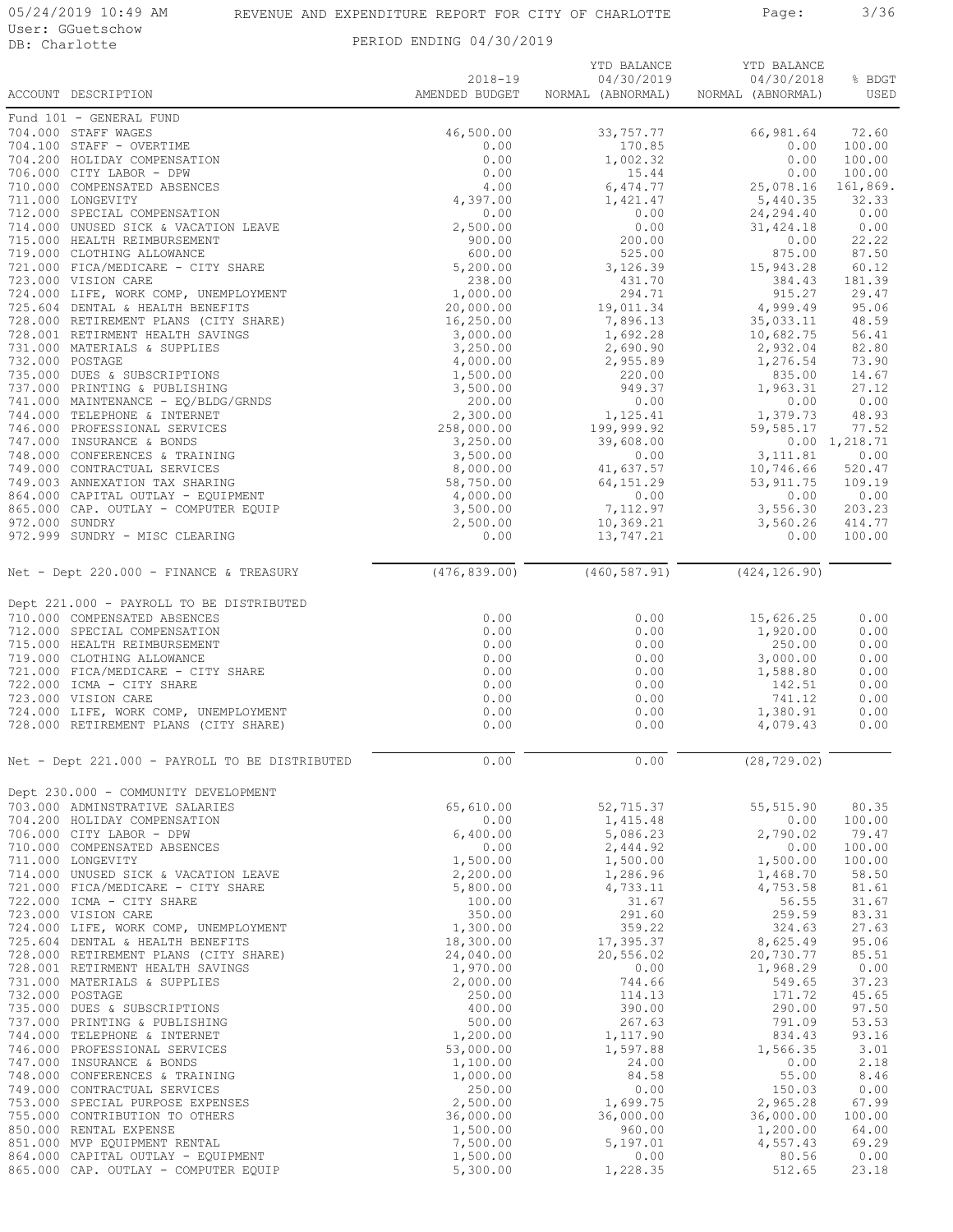05/24/2019 10:49 AM
User: GGuetschow
DB: Charlotte

# REVENUE AND EXPENDITURE REPORT FOR CITY OF CHARLOTTE

PERIOD ENDING 04/30/2019

| ACCOUNT DESCRIPTION | 2018-19 AMENDED BUDGET | YTD BALANCE 04/30/2019 NORMAL (ABNORMAL) | YTD BALANCE 04/30/2018 NORMAL (ABNORMAL) | % BDGT USED |
|---|---|---|---|---|
| Fund 101 - GENERAL FUND | | | | |
| 704.000 STAFF WAGES | 46,500.00 | 33,757.77 | 66,981.64 | 72.60 |
| 704.100 STAFF - OVERTIME | 0.00 | 170.85 | 0.00 | 100.00 |
| 704.200 HOLIDAY COMPENSATION | 0.00 | 1,002.32 | 0.00 | 100.00 |
| 706.000 CITY LABOR - DPW | 0.00 | 15.44 | 0.00 | 100.00 |
| 710.000 COMPENSATED ABSENCES | 4.00 | 6,474.77 | 25,078.16 | 161,869. |
| 711.000 LONGEVITY | 4,397.00 | 1,421.47 | 5,440.35 | 32.33 |
| 712.000 SPECIAL COMPENSATION | 0.00 | 0.00 | 24,294.40 | 0.00 |
| 714.000 UNUSED SICK & VACATION LEAVE | 2,500.00 | 0.00 | 31,424.18 | 0.00 |
| 715.000 HEALTH REIMBURSEMENT | 900.00 | 200.00 | 0.00 | 22.22 |
| 719.000 CLOTHING ALLOWANCE | 600.00 | 525.00 | 875.00 | 87.50 |
| 721.000 FICA/MEDICARE - CITY SHARE | 5,200.00 | 3,126.39 | 15,943.28 | 60.12 |
| 723.000 VISION CARE | 238.00 | 431.70 | 384.43 | 181.39 |
| 724.000 LIFE, WORK COMP, UNEMPLOYMENT | 1,000.00 | 294.71 | 915.27 | 29.47 |
| 725.604 DENTAL & HEALTH BENEFITS | 20,000.00 | 19,011.34 | 4,999.49 | 95.06 |
| 728.000 RETIREMENT PLANS (CITY SHARE) | 16,250.00 | 7,896.13 | 35,033.11 | 48.59 |
| 728.001 RETIRMENT HEALTH SAVINGS | 3,000.00 | 1,692.28 | 10,682.75 | 56.41 |
| 731.000 MATERIALS & SUPPLIES | 3,250.00 | 2,690.90 | 2,932.04 | 82.80 |
| 732.000 POSTAGE | 4,000.00 | 2,955.89 | 1,276.54 | 73.90 |
| 735.000 DUES & SUBSCRIPTIONS | 1,500.00 | 220.00 | 835.00 | 14.67 |
| 737.000 PRINTING & PUBLISHING | 3,500.00 | 949.37 | 1,963.31 | 27.12 |
| 741.000 MAINTENANCE - EQ/BLDG/GRNDS | 200.00 | 0.00 | 0.00 | 0.00 |
| 744.000 TELEPHONE & INTERNET | 2,300.00 | 1,125.41 | 1,379.73 | 48.93 |
| 746.000 PROFESSIONAL SERVICES | 258,000.00 | 199,999.92 | 59,585.17 | 77.52 |
| 747.000 INSURANCE & BONDS | 3,250.00 | 39,608.00 | 0.00 | 1,218.71 |
| 748.000 CONFERENCES & TRAINING | 3,500.00 | 0.00 | 3,111.81 | 0.00 |
| 749.000 CONTRACTUAL SERVICES | 8,000.00 | 41,637.57 | 10,746.66 | 520.47 |
| 749.003 ANNEXATION TAX SHARING | 58,750.00 | 64,151.29 | 53,911.75 | 109.19 |
| 864.000 CAPITAL OUTLAY - EQUIPMENT | 4,000.00 | 0.00 | 0.00 | 0.00 |
| 865.000 CAP. OUTLAY - COMPUTER EQUIP | 3,500.00 | 7,112.97 | 3,556.30 | 203.23 |
| 972.000 SUNDRY | 2,500.00 | 10,369.21 | 3,560.26 | 414.77 |
| 972.999 SUNDRY - MISC CLEARING | 0.00 | 13,747.21 | 0.00 | 100.00 |
| Net - Dept 220.000 - FINANCE & TREASURY | (476,839.00) | (460,587.91) | (424,126.90) | |
| Dept 221.000 - PAYROLL TO BE DISTRIBUTED | | | | |
| 710.000 COMPENSATED ABSENCES | 0.00 | 0.00 | 15,626.25 | 0.00 |
| 712.000 SPECIAL COMPENSATION | 0.00 | 0.00 | 1,920.00 | 0.00 |
| 715.000 HEALTH REIMBURSEMENT | 0.00 | 0.00 | 250.00 | 0.00 |
| 719.000 CLOTHING ALLOWANCE | 0.00 | 0.00 | 3,000.00 | 0.00 |
| 721.000 FICA/MEDICARE - CITY SHARE | 0.00 | 0.00 | 1,588.80 | 0.00 |
| 722.000 ICMA - CITY SHARE | 0.00 | 0.00 | 142.51 | 0.00 |
| 723.000 VISION CARE | 0.00 | 0.00 | 741.12 | 0.00 |
| 724.000 LIFE, WORK COMP, UNEMPLOYMENT | 0.00 | 0.00 | 1,380.91 | 0.00 |
| 728.000 RETIREMENT PLANS (CITY SHARE) | 0.00 | 0.00 | 4,079.43 | 0.00 |
| Net - Dept 221.000 - PAYROLL TO BE DISTRIBUTED | 0.00 | 0.00 | (28,729.02) | |
| Dept 230.000 - COMMUNITY DEVELOPMENT | | | | |
| 703.000 ADMINSTRATIVE SALARIES | 65,610.00 | 52,715.37 | 55,515.90 | 80.35 |
| 704.200 HOLIDAY COMPENSATION | 0.00 | 1,415.48 | 0.00 | 100.00 |
| 706.000 CITY LABOR - DPW | 6,400.00 | 5,086.23 | 2,790.02 | 79.47 |
| 710.000 COMPENSATED ABSENCES | 0.00 | 2,444.92 | 0.00 | 100.00 |
| 711.000 LONGEVITY | 1,500.00 | 1,500.00 | 1,500.00 | 100.00 |
| 714.000 UNUSED SICK & VACATION LEAVE | 2,200.00 | 1,286.96 | 1,468.70 | 58.50 |
| 721.000 FICA/MEDICARE - CITY SHARE | 5,800.00 | 4,733.11 | 4,753.58 | 81.61 |
| 722.000 ICMA - CITY SHARE | 100.00 | 31.67 | 56.55 | 31.67 |
| 723.000 VISION CARE | 350.00 | 291.60 | 259.59 | 83.31 |
| 724.000 LIFE, WORK COMP, UNEMPLOYMENT | 1,300.00 | 359.22 | 324.63 | 27.63 |
| 725.604 DENTAL & HEALTH BENEFITS | 18,300.00 | 17,395.37 | 8,625.49 | 95.06 |
| 728.000 RETIREMENT PLANS (CITY SHARE) | 24,040.00 | 20,556.02 | 20,730.77 | 85.51 |
| 728.001 RETIRMENT HEALTH SAVINGS | 1,970.00 | 0.00 | 1,968.29 | 0.00 |
| 731.000 MATERIALS & SUPPLIES | 2,000.00 | 744.66 | 549.65 | 37.23 |
| 732.000 POSTAGE | 250.00 | 114.13 | 171.72 | 45.65 |
| 735.000 DUES & SUBSCRIPTIONS | 400.00 | 390.00 | 290.00 | 97.50 |
| 737.000 PRINTING & PUBLISHING | 500.00 | 267.63 | 791.09 | 53.53 |
| 744.000 TELEPHONE & INTERNET | 1,200.00 | 1,117.90 | 834.43 | 93.16 |
| 746.000 PROFESSIONAL SERVICES | 53,000.00 | 1,597.88 | 1,566.35 | 3.01 |
| 747.000 INSURANCE & BONDS | 1,100.00 | 24.00 | 0.00 | 2.18 |
| 748.000 CONFERENCES & TRAINING | 1,000.00 | 84.58 | 55.00 | 8.46 |
| 749.000 CONTRACTUAL SERVICES | 250.00 | 0.00 | 150.03 | 0.00 |
| 753.000 SPECIAL PURPOSE EXPENSES | 2,500.00 | 1,699.75 | 2,965.28 | 67.99 |
| 755.000 CONTRIBUTION TO OTHERS | 36,000.00 | 36,000.00 | 36,000.00 | 100.00 |
| 850.000 RENTAL EXPENSE | 1,500.00 | 960.00 | 1,200.00 | 64.00 |
| 851.000 MVP EQUIPMENT RENTAL | 7,500.00 | 5,197.01 | 4,557.43 | 69.29 |
| 864.000 CAPITAL OUTLAY - EQUIPMENT | 1,500.00 | 0.00 | 80.56 | 0.00 |
| 865.000 CAP. OUTLAY - COMPUTER EQUIP | 5,300.00 | 1,228.35 | 512.65 | 23.18 |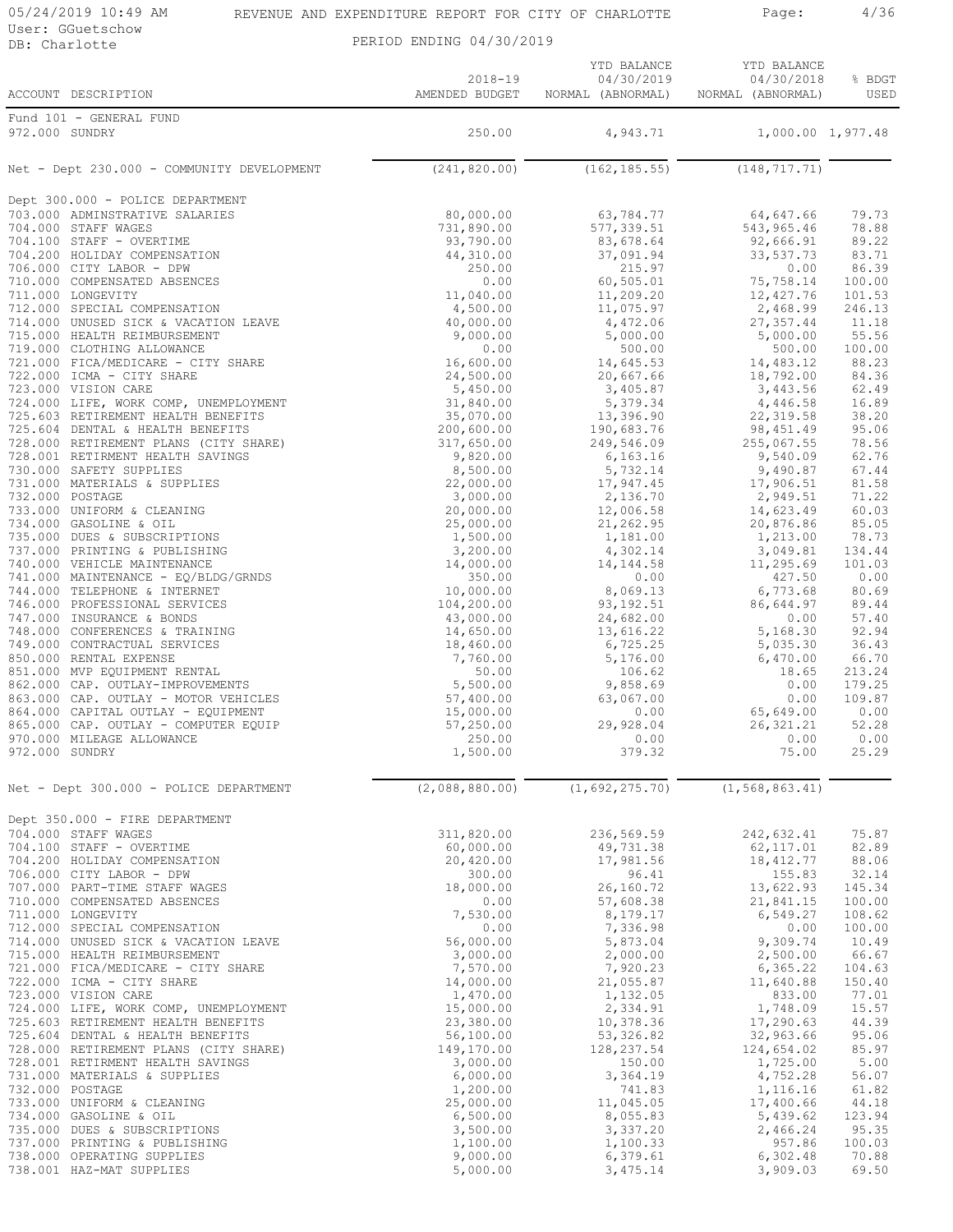REVENUE AND EXPENDITURE REPORT FOR CITY OF CHARLOTTE

PERIOD ENDING 04/30/2019

| ACCOUNT DESCRIPTION | 2018-19 AMENDED BUDGET | YTD BALANCE 04/30/2019 NORMAL (ABNORMAL) | YTD BALANCE 04/30/2018 NORMAL (ABNORMAL) | % BDGT USED |
|---|---|---|---|---|
| Fund 101 - GENERAL FUND | | | | |
| 972.000 SUNDRY | 250.00 | 4,943.71 | 1,000.00 | 1,977.48 |
| Net - Dept 230.000 - COMMUNITY DEVELOPMENT | (241,820.00) | (162,185.55) | (148,717.71) | |
| Dept 300.000 - POLICE DEPARTMENT | | | | |
| 703.000 ADMINSTRATIVE SALARIES | 80,000.00 | 63,784.77 | 64,647.66 | 79.73 |
| 704.000 STAFF WAGES | 731,890.00 | 577,339.51 | 543,965.46 | 78.88 |
| 704.100 STAFF - OVERTIME | 93,790.00 | 83,678.64 | 92,666.91 | 89.22 |
| 704.200 HOLIDAY COMPENSATION | 44,310.00 | 37,091.94 | 33,537.73 | 83.71 |
| 706.000 CITY LABOR - DPW | 250.00 | 215.97 | 0.00 | 86.39 |
| 710.000 COMPENSATED ABSENCES | 0.00 | 60,505.01 | 75,758.14 | 100.00 |
| 711.000 LONGEVITY | 11,040.00 | 11,209.20 | 12,427.76 | 101.53 |
| 712.000 SPECIAL COMPENSATION | 4,500.00 | 11,075.97 | 2,468.99 | 246.13 |
| 714.000 UNUSED SICK & VACATION LEAVE | 40,000.00 | 4,472.06 | 27,357.44 | 11.18 |
| 715.000 HEALTH REIMBURSEMENT | 9,000.00 | 5,000.00 | 5,000.00 | 55.56 |
| 719.000 CLOTHING ALLOWANCE | 0.00 | 500.00 | 500.00 | 100.00 |
| 721.000 FICA/MEDICARE - CITY SHARE | 16,600.00 | 14,645.53 | 14,483.12 | 88.23 |
| 722.000 ICMA - CITY SHARE | 24,500.00 | 20,667.66 | 18,792.00 | 84.36 |
| 723.000 VISION CARE | 5,450.00 | 3,405.87 | 3,443.56 | 62.49 |
| 724.000 LIFE, WORK COMP, UNEMPLOYMENT | 31,840.00 | 5,379.34 | 4,446.58 | 16.89 |
| 725.603 RETIREMENT HEALTH BENEFITS | 35,070.00 | 13,396.90 | 22,319.58 | 38.20 |
| 725.604 DENTAL & HEALTH BENEFITS | 200,600.00 | 190,683.76 | 98,451.49 | 95.06 |
| 728.000 RETIREMENT PLANS (CITY SHARE) | 317,650.00 | 249,546.09 | 255,067.55 | 78.56 |
| 728.001 RETIRMENT HEALTH SAVINGS | 9,820.00 | 6,163.16 | 9,540.09 | 62.76 |
| 730.000 SAFETY SUPPLIES | 8,500.00 | 5,732.14 | 9,490.87 | 67.44 |
| 731.000 MATERIALS & SUPPLIES | 22,000.00 | 17,947.45 | 17,906.51 | 81.58 |
| 732.000 POSTAGE | 3,000.00 | 2,136.70 | 2,949.51 | 71.22 |
| 733.000 UNIFORM & CLEANING | 20,000.00 | 12,006.58 | 14,623.49 | 60.03 |
| 734.000 GASOLINE & OIL | 25,000.00 | 21,262.95 | 20,876.86 | 85.05 |
| 735.000 DUES & SUBSCRIPTIONS | 1,500.00 | 1,181.00 | 1,213.00 | 78.73 |
| 737.000 PRINTING & PUBLISHING | 3,200.00 | 4,302.14 | 3,049.81 | 134.44 |
| 740.000 VEHICLE MAINTENANCE | 14,000.00 | 14,144.58 | 11,295.69 | 101.03 |
| 741.000 MAINTENANCE - EQ/BLDG/GRNDS | 350.00 | 0.00 | 427.50 | 0.00 |
| 744.000 TELEPHONE & INTERNET | 10,000.00 | 8,069.13 | 6,773.68 | 80.69 |
| 746.000 PROFESSIONAL SERVICES | 104,200.00 | 93,192.51 | 86,644.97 | 89.44 |
| 747.000 INSURANCE & BONDS | 43,000.00 | 24,682.00 | 0.00 | 57.40 |
| 748.000 CONFERENCES & TRAINING | 14,650.00 | 13,616.22 | 5,168.30 | 92.94 |
| 749.000 CONTRACTUAL SERVICES | 18,460.00 | 6,725.25 | 5,035.30 | 36.43 |
| 850.000 RENTAL EXPENSE | 7,760.00 | 5,176.00 | 6,470.00 | 66.70 |
| 851.000 MVP EQUIPMENT RENTAL | 50.00 | 106.62 | 18.65 | 213.24 |
| 862.000 CAP. OUTLAY-IMPROVEMENTS | 5,500.00 | 9,858.69 | 0.00 | 179.25 |
| 863.000 CAP. OUTLAY - MOTOR VEHICLES | 57,400.00 | 63,067.00 | 0.00 | 109.87 |
| 864.000 CAPITAL OUTLAY - EQUIPMENT | 15,000.00 | 0.00 | 65,649.00 | 0.00 |
| 865.000 CAP. OUTLAY - COMPUTER EQUIP | 57,250.00 | 29,928.04 | 26,321.21 | 52.28 |
| 970.000 MILEAGE ALLOWANCE | 250.00 | 0.00 | 0.00 | 0.00 |
| 972.000 SUNDRY | 1,500.00 | 379.32 | 75.00 | 25.29 |
| Net - Dept 300.000 - POLICE DEPARTMENT | (2,088,880.00) | (1,692,275.70) | (1,568,863.41) | |
| Dept 350.000 - FIRE DEPARTMENT | | | | |
| 704.000 STAFF WAGES | 311,820.00 | 236,569.59 | 242,632.41 | 75.87 |
| 704.100 STAFF - OVERTIME | 60,000.00 | 49,731.38 | 62,117.01 | 82.89 |
| 704.200 HOLIDAY COMPENSATION | 20,420.00 | 17,981.56 | 18,412.77 | 88.06 |
| 706.000 CITY LABOR - DPW | 300.00 | 96.41 | 155.83 | 32.14 |
| 707.000 PART-TIME STAFF WAGES | 18,000.00 | 26,160.72 | 13,622.93 | 145.34 |
| 710.000 COMPENSATED ABSENCES | 0.00 | 57,608.38 | 21,841.15 | 100.00 |
| 711.000 LONGEVITY | 7,530.00 | 8,179.17 | 6,549.27 | 108.62 |
| 712.000 SPECIAL COMPENSATION | 0.00 | 7,336.98 | 0.00 | 100.00 |
| 714.000 UNUSED SICK & VACATION LEAVE | 56,000.00 | 5,873.04 | 9,309.74 | 10.49 |
| 715.000 HEALTH REIMBURSEMENT | 3,000.00 | 2,000.00 | 2,500.00 | 66.67 |
| 721.000 FICA/MEDICARE - CITY SHARE | 7,570.00 | 7,920.23 | 6,365.22 | 104.63 |
| 722.000 ICMA - CITY SHARE | 14,000.00 | 21,055.87 | 11,640.88 | 150.40 |
| 723.000 VISION CARE | 1,470.00 | 1,132.05 | 833.00 | 77.01 |
| 724.000 LIFE, WORK COMP, UNEMPLOYMENT | 15,000.00 | 2,334.91 | 1,748.09 | 15.57 |
| 725.603 RETIREMENT HEALTH BENEFITS | 23,380.00 | 10,378.36 | 17,290.63 | 44.39 |
| 725.604 DENTAL & HEALTH BENEFITS | 56,100.00 | 53,326.82 | 32,963.66 | 95.06 |
| 728.000 RETIREMENT PLANS (CITY SHARE) | 149,170.00 | 128,237.54 | 124,654.02 | 85.97 |
| 728.001 RETIRMENT HEALTH SAVINGS | 3,000.00 | 150.00 | 1,725.00 | 5.00 |
| 731.000 MATERIALS & SUPPLIES | 6,000.00 | 3,364.19 | 4,752.28 | 56.07 |
| 732.000 POSTAGE | 1,200.00 | 741.83 | 1,116.16 | 61.82 |
| 733.000 UNIFORM & CLEANING | 25,000.00 | 11,045.05 | 17,400.66 | 44.18 |
| 734.000 GASOLINE & OIL | 6,500.00 | 8,055.83 | 5,439.62 | 123.94 |
| 735.000 DUES & SUBSCRIPTIONS | 3,500.00 | 3,337.20 | 2,466.24 | 95.35 |
| 737.000 PRINTING & PUBLISHING | 1,100.00 | 1,100.33 | 957.86 | 100.03 |
| 738.000 OPERATING SUPPLIES | 9,000.00 | 6,379.61 | 6,302.48 | 70.88 |
| 738.001 HAZ-MAT SUPPLIES | 5,000.00 | 3,475.14 | 3,909.03 | 69.50 |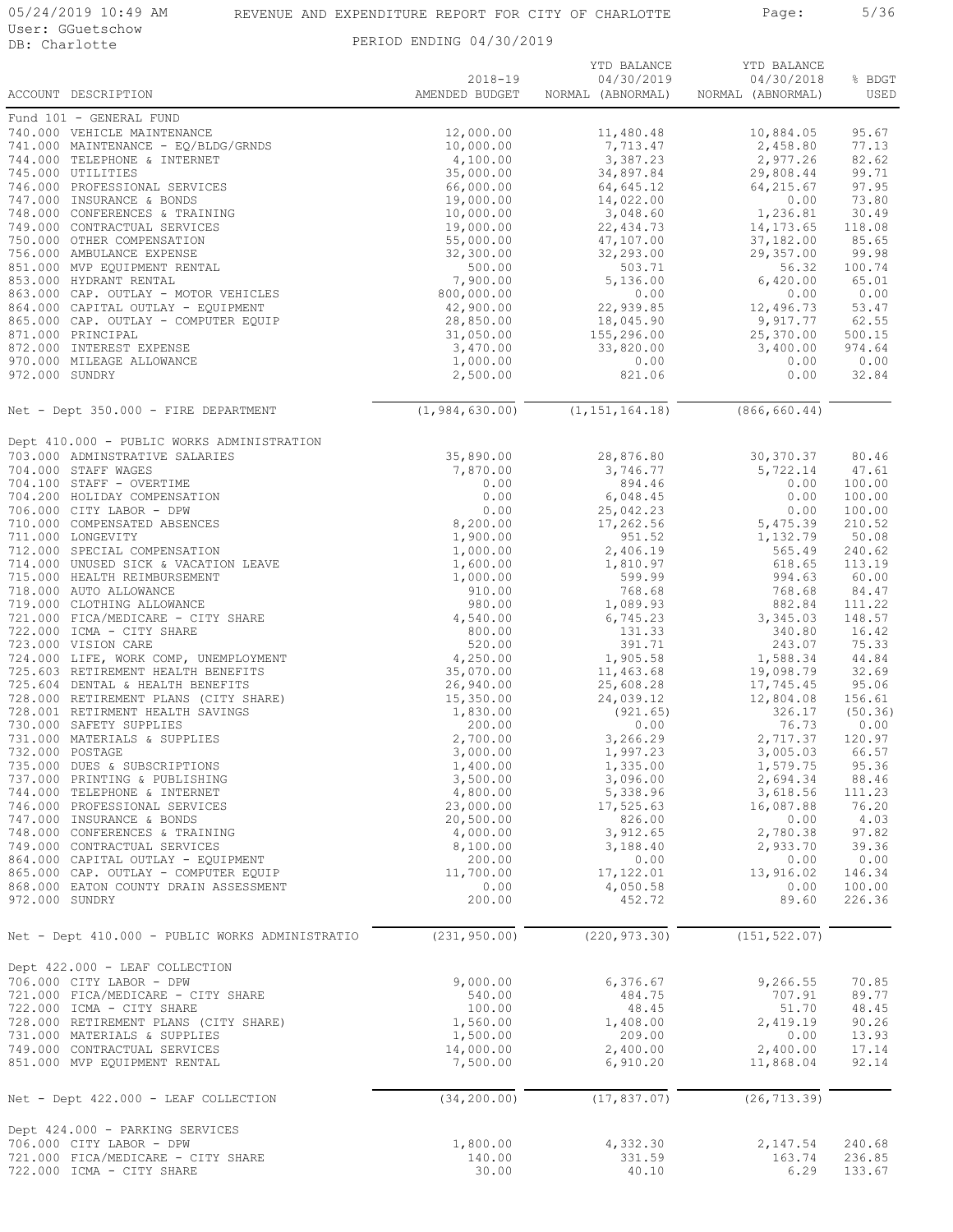REVENUE AND EXPENDITURE REPORT FOR CITY OF CHARLOTTE

PERIOD ENDING 04/30/2019

| ACCOUNT DESCRIPTION | 2018-19 AMENDED BUDGET | YTD BALANCE 04/30/2019 NORMAL (ABNORMAL) | YTD BALANCE 04/30/2018 NORMAL (ABNORMAL) | % BDGT USED |
|---|---|---|---|---|
| Fund 101 - GENERAL FUND | | | | |
| 740.000 VEHICLE MAINTENANCE | 12,000.00 | 11,480.48 | 10,884.05 | 95.67 |
| 741.000 MAINTENANCE - EQ/BLDG/GRNDS | 10,000.00 | 7,713.47 | 2,458.80 | 77.13 |
| 744.000 TELEPHONE & INTERNET | 4,100.00 | 3,387.23 | 2,977.26 | 82.62 |
| 745.000 UTILITIES | 35,000.00 | 34,897.84 | 29,808.44 | 99.71 |
| 746.000 PROFESSIONAL SERVICES | 66,000.00 | 64,645.12 | 64,215.67 | 97.95 |
| 747.000 INSURANCE & BONDS | 19,000.00 | 14,022.00 | 0.00 | 73.80 |
| 748.000 CONFERENCES & TRAINING | 10,000.00 | 3,048.60 | 1,236.81 | 30.49 |
| 749.000 CONTRACTUAL SERVICES | 19,000.00 | 22,434.73 | 14,173.65 | 118.08 |
| 750.000 OTHER COMPENSATION | 55,000.00 | 47,107.00 | 37,182.00 | 85.65 |
| 756.000 AMBULANCE EXPENSE | 32,300.00 | 32,293.00 | 29,357.00 | 99.98 |
| 851.000 MVP EQUIPMENT RENTAL | 500.00 | 503.71 | 56.32 | 100.74 |
| 853.000 HYDRANT RENTAL | 7,900.00 | 5,136.00 | 6,420.00 | 65.01 |
| 863.000 CAP. OUTLAY - MOTOR VEHICLES | 800,000.00 | 0.00 | 0.00 | 0.00 |
| 864.000 CAPITAL OUTLAY - EQUIPMENT | 42,900.00 | 22,939.85 | 12,496.73 | 53.47 |
| 865.000 CAP. OUTLAY - COMPUTER EQUIP | 28,850.00 | 18,045.90 | 9,917.77 | 62.55 |
| 871.000 PRINCIPAL | 31,050.00 | 155,296.00 | 25,370.00 | 500.15 |
| 872.000 INTEREST EXPENSE | 3,470.00 | 33,820.00 | 3,400.00 | 974.64 |
| 970.000 MILEAGE ALLOWANCE | 1,000.00 | 0.00 | 0.00 | 0.00 |
| 972.000 SUNDRY | 2,500.00 | 821.06 | 0.00 | 32.84 |
| Net - Dept 350.000 - FIRE DEPARTMENT | (1,984,630.00) | (1,151,164.18) | (866,660.44) | |
| Dept 410.000 - PUBLIC WORKS ADMINISTRATION | | | | |
| 703.000 ADMINSTRATIVE SALARIES | 35,890.00 | 28,876.80 | 30,370.37 | 80.46 |
| 704.000 STAFF WAGES | 7,870.00 | 3,746.77 | 5,722.14 | 47.61 |
| 704.100 STAFF - OVERTIME | 0.00 | 894.46 | 0.00 | 100.00 |
| 704.200 HOLIDAY COMPENSATION | 0.00 | 6,048.45 | 0.00 | 100.00 |
| 706.000 CITY LABOR - DPW | 0.00 | 25,042.23 | 0.00 | 100.00 |
| 710.000 COMPENSATED ABSENCES | 8,200.00 | 17,262.56 | 5,475.39 | 210.52 |
| 711.000 LONGEVITY | 1,900.00 | 951.52 | 1,132.79 | 50.08 |
| 712.000 SPECIAL COMPENSATION | 1,000.00 | 2,406.19 | 565.49 | 240.62 |
| 714.000 UNUSED SICK & VACATION LEAVE | 1,600.00 | 1,810.97 | 618.65 | 113.19 |
| 715.000 HEALTH REIMBURSEMENT | 1,000.00 | 599.99 | 994.63 | 60.00 |
| 718.000 AUTO ALLOWANCE | 910.00 | 768.68 | 768.68 | 84.47 |
| 719.000 CLOTHING ALLOWANCE | 980.00 | 1,089.93 | 882.84 | 111.22 |
| 721.000 FICA/MEDICARE - CITY SHARE | 4,540.00 | 6,745.23 | 3,345.03 | 148.57 |
| 722.000 ICMA - CITY SHARE | 800.00 | 131.33 | 340.80 | 16.42 |
| 723.000 VISION CARE | 520.00 | 391.71 | 243.07 | 75.33 |
| 724.000 LIFE, WORK COMP, UNEMPLOYMENT | 4,250.00 | 1,905.58 | 1,588.34 | 44.84 |
| 725.603 RETIREMENT HEALTH BENEFITS | 35,070.00 | 11,463.68 | 19,098.79 | 32.69 |
| 725.604 DENTAL & HEALTH BENEFITS | 26,940.00 | 25,608.28 | 17,745.45 | 95.06 |
| 728.000 RETIREMENT PLANS (CITY SHARE) | 15,350.00 | 24,039.12 | 12,804.08 | 156.61 |
| 728.001 RETIRMENT HEALTH SAVINGS | 1,830.00 | (921.65) | 326.17 | (50.36) |
| 730.000 SAFETY SUPPLIES | 200.00 | 0.00 | 76.73 | 0.00 |
| 731.000 MATERIALS & SUPPLIES | 2,700.00 | 3,266.29 | 2,717.37 | 120.97 |
| 732.000 POSTAGE | 3,000.00 | 1,997.23 | 3,005.03 | 66.57 |
| 735.000 DUES & SUBSCRIPTIONS | 1,400.00 | 1,335.00 | 1,579.75 | 95.36 |
| 737.000 PRINTING & PUBLISHING | 3,500.00 | 3,096.00 | 2,694.34 | 88.46 |
| 744.000 TELEPHONE & INTERNET | 4,800.00 | 5,338.96 | 3,618.56 | 111.23 |
| 746.000 PROFESSIONAL SERVICES | 23,000.00 | 17,525.63 | 16,087.88 | 76.20 |
| 747.000 INSURANCE & BONDS | 20,500.00 | 826.00 | 0.00 | 4.03 |
| 748.000 CONFERENCES & TRAINING | 4,000.00 | 3,912.65 | 2,780.38 | 97.82 |
| 749.000 CONTRACTUAL SERVICES | 8,100.00 | 3,188.40 | 2,933.70 | 39.36 |
| 864.000 CAPITAL OUTLAY - EQUIPMENT | 200.00 | 0.00 | 0.00 | 0.00 |
| 865.000 CAP. OUTLAY - COMPUTER EQUIP | 11,700.00 | 17,122.01 | 13,916.02 | 146.34 |
| 868.000 EATON COUNTY DRAIN ASSESSMENT | 0.00 | 4,050.58 | 0.00 | 100.00 |
| 972.000 SUNDRY | 200.00 | 452.72 | 89.60 | 226.36 |
| Net - Dept 410.000 - PUBLIC WORKS ADMINISTRATIO | (231,950.00) | (220,973.30) | (151,522.07) | |
| Dept 422.000 - LEAF COLLECTION | | | | |
| 706.000 CITY LABOR - DPW | 9,000.00 | 6,376.67 | 9,266.55 | 70.85 |
| 721.000 FICA/MEDICARE - CITY SHARE | 540.00 | 484.75 | 707.91 | 89.77 |
| 722.000 ICMA - CITY SHARE | 100.00 | 48.45 | 51.70 | 48.45 |
| 728.000 RETIREMENT PLANS (CITY SHARE) | 1,560.00 | 1,408.00 | 2,419.19 | 90.26 |
| 731.000 MATERIALS & SUPPLIES | 1,500.00 | 209.00 | 0.00 | 13.93 |
| 749.000 CONTRACTUAL SERVICES | 14,000.00 | 2,400.00 | 2,400.00 | 17.14 |
| 851.000 MVP EQUIPMENT RENTAL | 7,500.00 | 6,910.20 | 11,868.04 | 92.14 |
| Net - Dept 422.000 - LEAF COLLECTION | (34,200.00) | (17,837.07) | (26,713.39) | |
| Dept 424.000 - PARKING SERVICES | | | | |
| 706.000 CITY LABOR - DPW | 1,800.00 | 4,332.30 | 2,147.54 | 240.68 |
| 721.000 FICA/MEDICARE - CITY SHARE | 140.00 | 331.59 | 163.74 | 236.85 |
| 722.000 ICMA - CITY SHARE | 30.00 | 40.10 | 6.29 | 133.67 |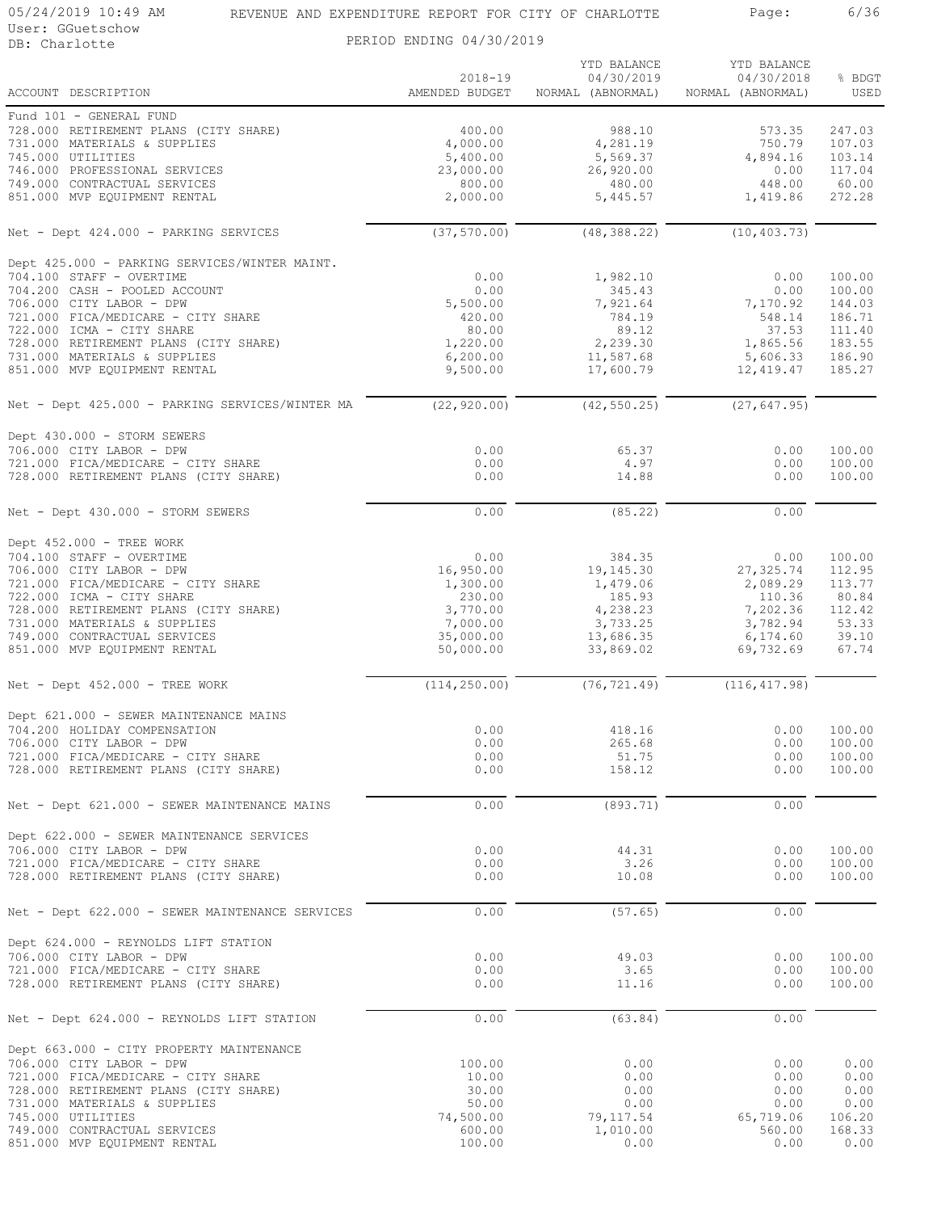# REVENUE AND EXPENDITURE REPORT FOR CITY OF CHARLOTTE

PERIOD ENDING 04/30/2019

| ACCOUNT DESCRIPTION | 2018-19 AMENDED BUDGET | YTD BALANCE 04/30/2019 NORMAL (ABNORMAL) | YTD BALANCE 04/30/2018 NORMAL (ABNORMAL) | % BDGT USED |
|---|---|---|---|---|
| Fund 101 - GENERAL FUND | | | | |
| 728.000 RETIREMENT PLANS (CITY SHARE) | 400.00 | 988.10 | 573.35 | 247.03 |
| 731.000 MATERIALS & SUPPLIES | 4,000.00 | 4,281.19 | 750.79 | 107.03 |
| 745.000 UTILITIES | 5,400.00 | 5,569.37 | 4,894.16 | 103.14 |
| 746.000 PROFESSIONAL SERVICES | 23,000.00 | 26,920.00 | 0.00 | 117.04 |
| 749.000 CONTRACTUAL SERVICES | 800.00 | 480.00 | 448.00 | 60.00 |
| 851.000 MVP EQUIPMENT RENTAL | 2,000.00 | 5,445.57 | 1,419.86 | 272.28 |
| Net - Dept 424.000 - PARKING SERVICES | (37,570.00) | (48,388.22) | (10,403.73) | |
| Dept 425.000 - PARKING SERVICES/WINTER MAINT. | | | | |
| 704.100 STAFF - OVERTIME | 0.00 | 1,982.10 | 0.00 | 100.00 |
| 704.200 CASH - POOLED ACCOUNT | 0.00 | 345.43 | 0.00 | 100.00 |
| 706.000 CITY LABOR - DPW | 5,500.00 | 7,921.64 | 7,170.92 | 144.03 |
| 721.000 FICA/MEDICARE - CITY SHARE | 420.00 | 784.19 | 548.14 | 186.71 |
| 722.000 ICMA - CITY SHARE | 80.00 | 89.12 | 37.53 | 111.40 |
| 728.000 RETIREMENT PLANS (CITY SHARE) | 1,220.00 | 2,239.30 | 1,865.56 | 183.55 |
| 731.000 MATERIALS & SUPPLIES | 6,200.00 | 11,587.68 | 5,606.33 | 186.90 |
| 851.000 MVP EQUIPMENT RENTAL | 9,500.00 | 17,600.79 | 12,419.47 | 185.27 |
| Net - Dept 425.000 - PARKING SERVICES/WINTER MA | (22,920.00) | (42,550.25) | (27,647.95) | |
| Dept 430.000 - STORM SEWERS | | | | |
| 706.000 CITY LABOR - DPW | 0.00 | 65.37 | 0.00 | 100.00 |
| 721.000 FICA/MEDICARE - CITY SHARE | 0.00 | 4.97 | 0.00 | 100.00 |
| 728.000 RETIREMENT PLANS (CITY SHARE) | 0.00 | 14.88 | 0.00 | 100.00 |
| Net - Dept 430.000 - STORM SEWERS | 0.00 | (85.22) | 0.00 | |
| Dept 452.000 - TREE WORK | | | | |
| 704.100 STAFF - OVERTIME | 0.00 | 384.35 | 0.00 | 100.00 |
| 706.000 CITY LABOR - DPW | 16,950.00 | 19,145.30 | 27,325.74 | 112.95 |
| 721.000 FICA/MEDICARE - CITY SHARE | 1,300.00 | 1,479.06 | 2,089.29 | 113.77 |
| 722.000 ICMA - CITY SHARE | 230.00 | 185.93 | 110.36 | 80.84 |
| 728.000 RETIREMENT PLANS (CITY SHARE) | 3,770.00 | 4,238.23 | 7,202.36 | 112.42 |
| 731.000 MATERIALS & SUPPLIES | 7,000.00 | 3,733.25 | 3,782.94 | 53.33 |
| 749.000 CONTRACTUAL SERVICES | 35,000.00 | 13,686.35 | 6,174.60 | 39.10 |
| 851.000 MVP EQUIPMENT RENTAL | 50,000.00 | 33,869.02 | 69,732.69 | 67.74 |
| Net - Dept 452.000 - TREE WORK | (114,250.00) | (76,721.49) | (116,417.98) | |
| Dept 621.000 - SEWER MAINTENANCE MAINS | | | | |
| 704.200 HOLIDAY COMPENSATION | 0.00 | 418.16 | 0.00 | 100.00 |
| 706.000 CITY LABOR - DPW | 0.00 | 265.68 | 0.00 | 100.00 |
| 721.000 FICA/MEDICARE - CITY SHARE | 0.00 | 51.75 | 0.00 | 100.00 |
| 728.000 RETIREMENT PLANS (CITY SHARE) | 0.00 | 158.12 | 0.00 | 100.00 |
| Net - Dept 621.000 - SEWER MAINTENANCE MAINS | 0.00 | (893.71) | 0.00 | |
| Dept 622.000 - SEWER MAINTENANCE SERVICES | | | | |
| 706.000 CITY LABOR - DPW | 0.00 | 44.31 | 0.00 | 100.00 |
| 721.000 FICA/MEDICARE - CITY SHARE | 0.00 | 3.26 | 0.00 | 100.00 |
| 728.000 RETIREMENT PLANS (CITY SHARE) | 0.00 | 10.08 | 0.00 | 100.00 |
| Net - Dept 622.000 - SEWER MAINTENANCE SERVICES | 0.00 | (57.65) | 0.00 | |
| Dept 624.000 - REYNOLDS LIFT STATION | | | | |
| 706.000 CITY LABOR - DPW | 0.00 | 49.03 | 0.00 | 100.00 |
| 721.000 FICA/MEDICARE - CITY SHARE | 0.00 | 3.65 | 0.00 | 100.00 |
| 728.000 RETIREMENT PLANS (CITY SHARE) | 0.00 | 11.16 | 0.00 | 100.00 |
| Net - Dept 624.000 - REYNOLDS LIFT STATION | 0.00 | (63.84) | 0.00 | |
| Dept 663.000 - CITY PROPERTY MAINTENANCE | | | | |
| 706.000 CITY LABOR - DPW | 100.00 | 0.00 | 0.00 | 0.00 |
| 721.000 FICA/MEDICARE - CITY SHARE | 10.00 | 0.00 | 0.00 | 0.00 |
| 728.000 RETIREMENT PLANS (CITY SHARE) | 30.00 | 0.00 | 0.00 | 0.00 |
| 731.000 MATERIALS & SUPPLIES | 50.00 | 0.00 | 0.00 | 0.00 |
| 745.000 UTILITIES | 74,500.00 | 79,117.54 | 65,719.06 | 106.20 |
| 749.000 CONTRACTUAL SERVICES | 600.00 | 1,010.00 | 560.00 | 168.33 |
| 851.000 MVP EQUIPMENT RENTAL | 100.00 | 0.00 | 0.00 | 0.00 |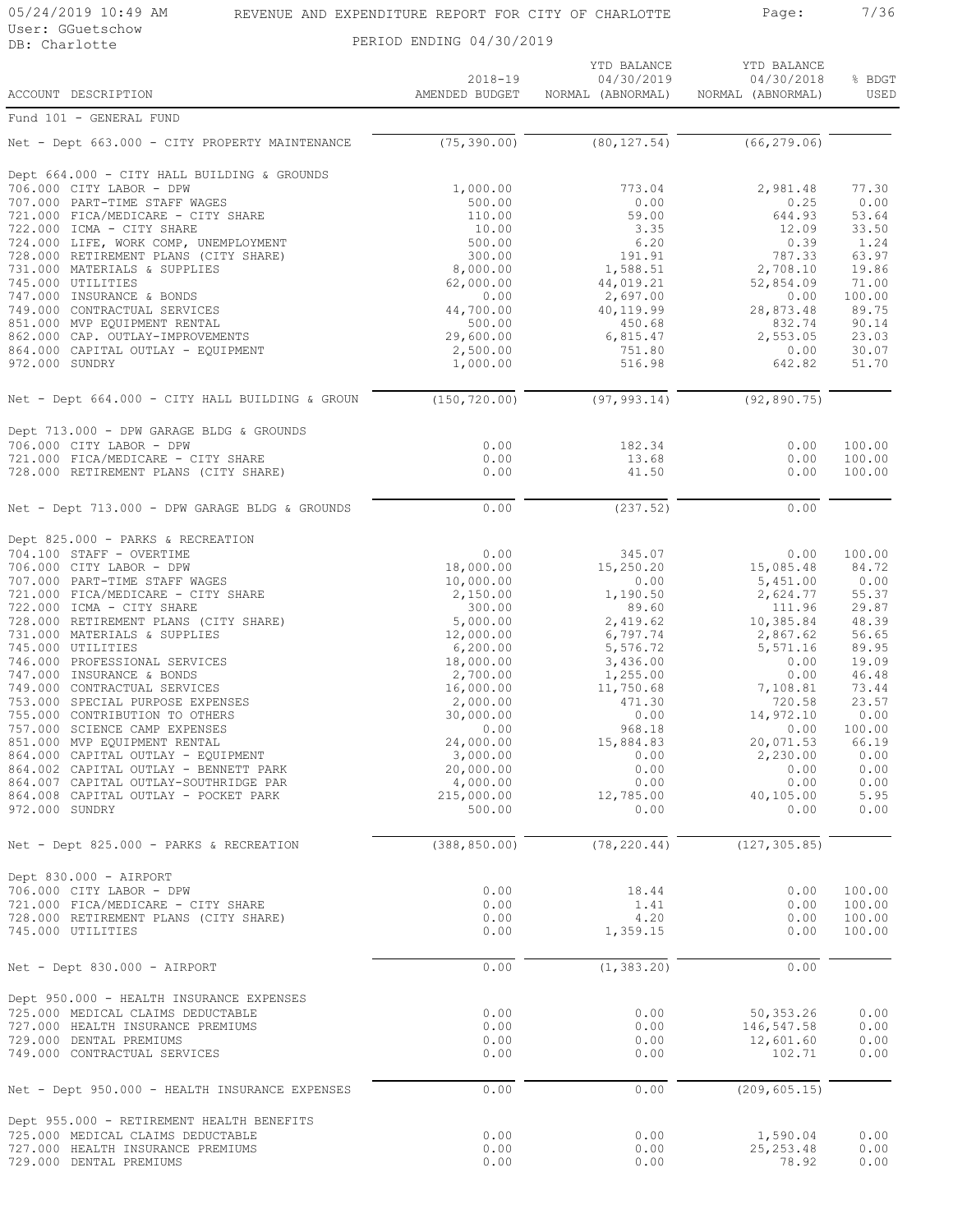# REVENUE AND EXPENDITURE REPORT FOR CITY OF CHARLOTTE

User: GGuetschow
DB: Charlotte

PERIOD ENDING 04/30/2019

| ACCOUNT DESCRIPTION | 2018-19 AMENDED BUDGET | YTD BALANCE 04/30/2019 NORMAL (ABNORMAL) | YTD BALANCE 04/30/2018 NORMAL (ABNORMAL) | % BDGT USED |
|---|---|---|---|---|
| Fund 101 - GENERAL FUND | | | | |
| Net - Dept 663.000 - CITY PROPERTY MAINTENANCE | (75,390.00) | (80,127.54) | (66,279.06) | |
| Dept 664.000 - CITY HALL BUILDING & GROUNDS | | | | |
| 706.000 CITY LABOR - DPW | 1,000.00 | 773.04 | 2,981.48 | 77.30 |
| 707.000 PART-TIME STAFF WAGES | 500.00 | 0.00 | 0.25 | 0.00 |
| 721.000 FICA/MEDICARE - CITY SHARE | 110.00 | 59.00 | 644.93 | 53.64 |
| 722.000 ICMA - CITY SHARE | 10.00 | 3.35 | 12.09 | 33.50 |
| 724.000 LIFE, WORK COMP, UNEMPLOYMENT | 500.00 | 6.20 | 0.39 | 1.24 |
| 728.000 RETIREMENT PLANS (CITY SHARE) | 300.00 | 191.91 | 787.33 | 63.97 |
| 731.000 MATERIALS & SUPPLIES | 8,000.00 | 1,588.51 | 2,708.10 | 19.86 |
| 745.000 UTILITIES | 62,000.00 | 44,019.21 | 52,854.09 | 71.00 |
| 747.000 INSURANCE & BONDS | 0.00 | 2,697.00 | 0.00 | 100.00 |
| 749.000 CONTRACTUAL SERVICES | 44,700.00 | 40,119.99 | 28,873.48 | 89.75 |
| 851.000 MVP EQUIPMENT RENTAL | 500.00 | 450.68 | 832.74 | 90.14 |
| 862.000 CAP. OUTLAY-IMPROVEMENTS | 29,600.00 | 6,815.47 | 2,553.05 | 23.03 |
| 864.000 CAPITAL OUTLAY - EQUIPMENT | 2,500.00 | 751.80 | 0.00 | 30.07 |
| 972.000 SUNDRY | 1,000.00 | 516.98 | 642.82 | 51.70 |
| Net - Dept 664.000 - CITY HALL BUILDING & GROUN | (150,720.00) | (97,993.14) | (92,890.75) | |
| Dept 713.000 - DPW GARAGE BLDG & GROUNDS | | | | |
| 706.000 CITY LABOR - DPW | 0.00 | 182.34 | 0.00 | 100.00 |
| 721.000 FICA/MEDICARE - CITY SHARE | 0.00 | 13.68 | 0.00 | 100.00 |
| 728.000 RETIREMENT PLANS (CITY SHARE) | 0.00 | 41.50 | 0.00 | 100.00 |
| Net - Dept 713.000 - DPW GARAGE BLDG & GROUNDS | 0.00 | (237.52) | 0.00 | |
| Dept 825.000 - PARKS & RECREATION | | | | |
| 704.100 STAFF - OVERTIME | 0.00 | 345.07 | 0.00 | 100.00 |
| 706.000 CITY LABOR - DPW | 18,000.00 | 15,250.20 | 15,085.48 | 84.72 |
| 707.000 PART-TIME STAFF WAGES | 10,000.00 | 0.00 | 5,451.00 | 0.00 |
| 721.000 FICA/MEDICARE - CITY SHARE | 2,150.00 | 1,190.50 | 2,624.77 | 55.37 |
| 722.000 ICMA - CITY SHARE | 300.00 | 89.60 | 111.96 | 29.87 |
| 728.000 RETIREMENT PLANS (CITY SHARE) | 5,000.00 | 2,419.62 | 10,385.84 | 48.39 |
| 731.000 MATERIALS & SUPPLIES | 12,000.00 | 6,797.74 | 2,867.62 | 56.65 |
| 745.000 UTILITIES | 6,200.00 | 5,576.72 | 5,571.16 | 89.95 |
| 746.000 PROFESSIONAL SERVICES | 18,000.00 | 3,436.00 | 0.00 | 19.09 |
| 747.000 INSURANCE & BONDS | 2,700.00 | 1,255.00 | 0.00 | 46.48 |
| 749.000 CONTRACTUAL SERVICES | 16,000.00 | 11,750.68 | 7,108.81 | 73.44 |
| 753.000 SPECIAL PURPOSE EXPENSES | 2,000.00 | 471.30 | 720.58 | 23.57 |
| 755.000 CONTRIBUTION TO OTHERS | 30,000.00 | 0.00 | 14,972.10 | 0.00 |
| 757.000 SCIENCE CAMP EXPENSES | 0.00 | 968.18 | 0.00 | 100.00 |
| 851.000 MVP EQUIPMENT RENTAL | 24,000.00 | 15,884.83 | 20,071.53 | 66.19 |
| 864.000 CAPITAL OUTLAY - EQUIPMENT | 3,000.00 | 0.00 | 2,230.00 | 0.00 |
| 864.002 CAPITAL OUTLAY - BENNETT PARK | 20,000.00 | 0.00 | 0.00 | 0.00 |
| 864.007 CAPITAL OUTLAY-SOUTHRIDGE PAR | 4,000.00 | 0.00 | 0.00 | 0.00 |
| 864.008 CAPITAL OUTLAY - POCKET PARK | 215,000.00 | 12,785.00 | 40,105.00 | 5.95 |
| 972.000 SUNDRY | 500.00 | 0.00 | 0.00 | 0.00 |
| Net - Dept 825.000 - PARKS & RECREATION | (388,850.00) | (78,220.44) | (127,305.85) | |
| Dept 830.000 - AIRPORT | | | | |
| 706.000 CITY LABOR - DPW | 0.00 | 18.44 | 0.00 | 100.00 |
| 721.000 FICA/MEDICARE - CITY SHARE | 0.00 | 1.41 | 0.00 | 100.00 |
| 728.000 RETIREMENT PLANS (CITY SHARE) | 0.00 | 4.20 | 0.00 | 100.00 |
| 745.000 UTILITIES | 0.00 | 1,359.15 | 0.00 | 100.00 |
| Net - Dept 830.000 - AIRPORT | 0.00 | (1,383.20) | 0.00 | |
| Dept 950.000 - HEALTH INSURANCE EXPENSES | | | | |
| 725.000 MEDICAL CLAIMS DEDUCTABLE | 0.00 | 0.00 | 50,353.26 | 0.00 |
| 727.000 HEALTH INSURANCE PREMIUMS | 0.00 | 0.00 | 146,547.58 | 0.00 |
| 729.000 DENTAL PREMIUMS | 0.00 | 0.00 | 12,601.60 | 0.00 |
| 749.000 CONTRACTUAL SERVICES | 0.00 | 0.00 | 102.71 | 0.00 |
| Net - Dept 950.000 - HEALTH INSURANCE EXPENSES | 0.00 | 0.00 | (209,605.15) | |
| Dept 955.000 - RETIREMENT HEALTH BENEFITS | | | | |
| 725.000 MEDICAL CLAIMS DEDUCTABLE | 0.00 | 0.00 | 1,590.04 | 0.00 |
| 727.000 HEALTH INSURANCE PREMIUMS | 0.00 | 0.00 | 25,253.48 | 0.00 |
| 729.000 DENTAL PREMIUMS | 0.00 | 0.00 | 78.92 | 0.00 |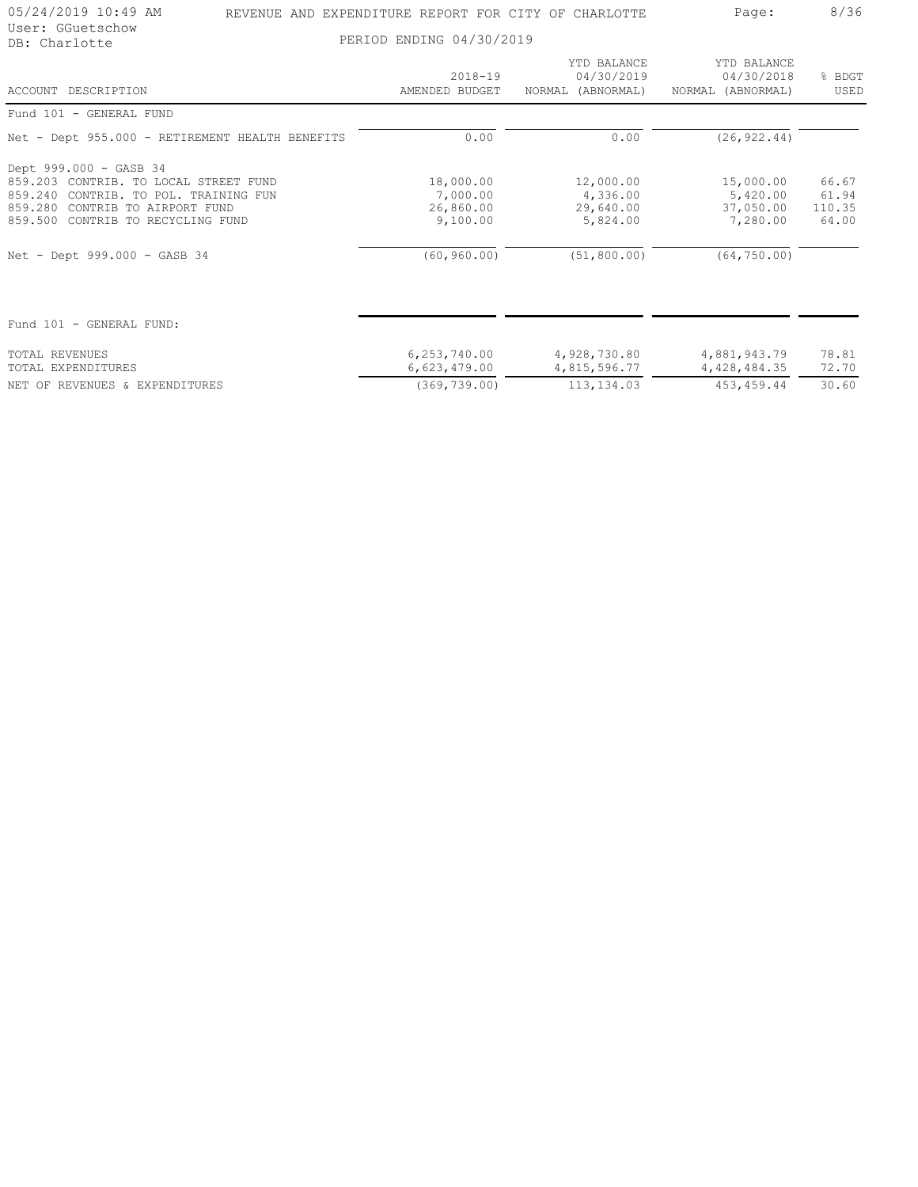REVENUE AND EXPENDITURE REPORT FOR CITY OF CHARLOTTE

PERIOD ENDING 04/30/2019

| ACCOUNT DESCRIPTION | 2018-19 AMENDED BUDGET | YTD BALANCE 04/30/2019 NORMAL (ABNORMAL) | YTD BALANCE 04/30/2018 NORMAL (ABNORMAL) | % BDGT USED |
|---|---|---|---|---|
| Fund 101 - GENERAL FUND | | | | |
| Net - Dept 955.000 - RETIREMENT HEALTH BENEFITS | 0.00 | 0.00 | (26,922.44) | |
| Dept 999.000 - GASB 34 | | | | |
| 859.203 CONTRIB. TO LOCAL STREET FUND | 18,000.00 | 12,000.00 | 15,000.00 | 66.67 |
| 859.240 CONTRIB. TO POL. TRAINING FUN | 7,000.00 | 4,336.00 | 5,420.00 | 61.94 |
| 859.280 CONTRIB TO AIRPORT FUND | 26,860.00 | 29,640.00 | 37,050.00 | 110.35 |
| 859.500 CONTRIB TO RECYCLING FUND | 9,100.00 | 5,824.00 | 7,280.00 | 64.00 |
| Net - Dept 999.000 - GASB 34 | (60,960.00) | (51,800.00) | (64,750.00) | |
| Fund 101 - GENERAL FUND: | | | | |
| TOTAL REVENUES | 6,253,740.00 | 4,928,730.80 | 4,881,943.79 | 78.81 |
| TOTAL EXPENDITURES | 6,623,479.00 | 4,815,596.77 | 4,428,484.35 | 72.70 |
| NET OF REVENUES & EXPENDITURES | (369,739.00) | 113,134.03 | 453,459.44 | 30.60 |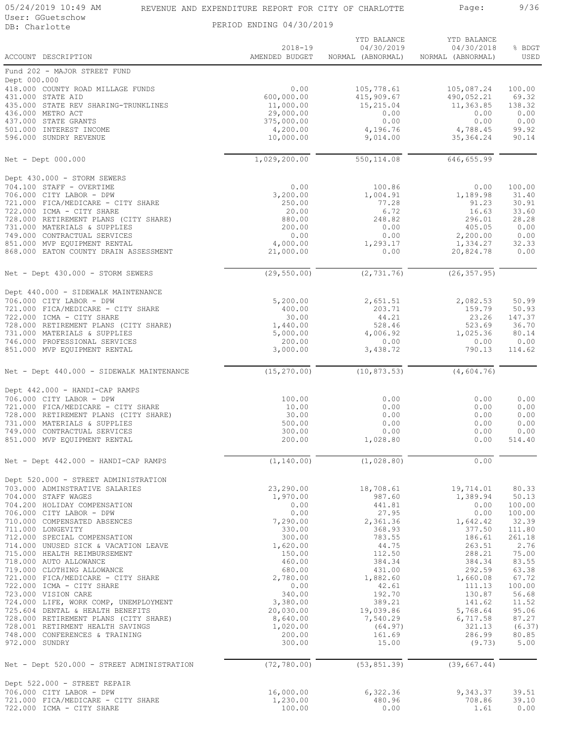# REVENUE AND EXPENDITURE REPORT FOR CITY OF CHARLOTTE

PERIOD ENDING 04/30/2019

| ACCOUNT DESCRIPTION | 2018-19 AMENDED BUDGET | YTD BALANCE 04/30/2019 NORMAL (ABNORMAL) | YTD BALANCE 04/30/2018 NORMAL (ABNORMAL) | % BDGT USED |
|---|---|---|---|---|
| **Fund 202 - MAJOR STREET FUND** | | | | |
| **Dept 000.000** | | | | |
| 418.000 COUNTY ROAD MILLAGE FUNDS | 0.00 | 105,778.61 | 105,087.24 | 100.00 |
| 431.000 STATE AID | 600,000.00 | 415,909.67 | 490,052.21 | 69.32 |
| 435.000 STATE REV SHARING-TRUNKLINES | 11,000.00 | 15,215.04 | 11,363.85 | 138.32 |
| 436.000 METRO ACT | 29,000.00 | 0.00 | 0.00 | 0.00 |
| 437.000 STATE GRANTS | 375,000.00 | 0.00 | 0.00 | 0.00 |
| 501.000 INTEREST INCOME | 4,200.00 | 4,196.76 | 4,788.45 | 99.92 |
| 596.000 SUNDRY REVENUE | 10,000.00 | 9,014.00 | 35,364.24 | 90.14 |
| Net - Dept 000.000 | 1,029,200.00 | 550,114.08 | 646,655.99 | |
| **Dept 430.000 - STORM SEWERS** | | | | |
| 704.100 STAFF - OVERTIME | 0.00 | 100.86 | 0.00 | 100.00 |
| 706.000 CITY LABOR - DPW | 3,200.00 | 1,004.91 | 1,189.98 | 31.40 |
| 721.000 FICA/MEDICARE - CITY SHARE | 250.00 | 77.28 | 91.23 | 30.91 |
| 722.000 ICMA - CITY SHARE | 20.00 | 6.72 | 16.63 | 33.60 |
| 728.000 RETIREMENT PLANS (CITY SHARE) | 880.00 | 248.82 | 296.01 | 28.28 |
| 731.000 MATERIALS & SUPPLIES | 200.00 | 0.00 | 405.05 | 0.00 |
| 749.000 CONTRACTUAL SERVICES | 0.00 | 0.00 | 2,200.00 | 0.00 |
| 851.000 MVP EQUIPMENT RENTAL | 4,000.00 | 1,293.17 | 1,334.27 | 32.33 |
| 868.000 EATON COUNTY DRAIN ASSESSMENT | 21,000.00 | 0.00 | 20,824.78 | 0.00 |
| Net - Dept 430.000 - STORM SEWERS | (29,550.00) | (2,731.76) | (26,357.95) | |
| **Dept 440.000 - SIDEWALK MAINTENANCE** | | | | |
| 706.000 CITY LABOR - DPW | 5,200.00 | 2,651.51 | 2,082.53 | 50.99 |
| 721.000 FICA/MEDICARE - CITY SHARE | 400.00 | 203.71 | 159.79 | 50.93 |
| 722.000 ICMA - CITY SHARE | 30.00 | 44.21 | 23.26 | 147.37 |
| 728.000 RETIREMENT PLANS (CITY SHARE) | 1,440.00 | 528.46 | 523.69 | 36.70 |
| 731.000 MATERIALS & SUPPLIES | 5,000.00 | 4,006.92 | 1,025.36 | 80.14 |
| 746.000 PROFESSIONAL SERVICES | 200.00 | 0.00 | 0.00 | 0.00 |
| 851.000 MVP EQUIPMENT RENTAL | 3,000.00 | 3,438.72 | 790.13 | 114.62 |
| Net - Dept 440.000 - SIDEWALK MAINTENANCE | (15,270.00) | (10,873.53) | (4,604.76) | |
| **Dept 442.000 - HANDI-CAP RAMPS** | | | | |
| 706.000 CITY LABOR - DPW | 100.00 | 0.00 | 0.00 | 0.00 |
| 721.000 FICA/MEDICARE - CITY SHARE | 10.00 | 0.00 | 0.00 | 0.00 |
| 728.000 RETIREMENT PLANS (CITY SHARE) | 30.00 | 0.00 | 0.00 | 0.00 |
| 731.000 MATERIALS & SUPPLIES | 500.00 | 0.00 | 0.00 | 0.00 |
| 749.000 CONTRACTUAL SERVICES | 300.00 | 0.00 | 0.00 | 0.00 |
| 851.000 MVP EQUIPMENT RENTAL | 200.00 | 1,028.80 | 0.00 | 514.40 |
| Net - Dept 442.000 - HANDI-CAP RAMPS | (1,140.00) | (1,028.80) | 0.00 | |
| **Dept 520.000 - STREET ADMINISTRATION** | | | | |
| 703.000 ADMINSTRATIVE SALARIES | 23,290.00 | 18,708.61 | 19,714.01 | 80.33 |
| 704.000 STAFF WAGES | 1,970.00 | 987.60 | 1,389.94 | 50.13 |
| 704.200 HOLIDAY COMPENSATION | 0.00 | 441.81 | 0.00 | 100.00 |
| 706.000 CITY LABOR - DPW | 0.00 | 27.95 | 0.00 | 100.00 |
| 710.000 COMPENSATED ABSENCES | 7,290.00 | 2,361.36 | 1,642.42 | 32.39 |
| 711.000 LONGEVITY | 330.00 | 368.93 | 377.50 | 111.80 |
| 712.000 SPECIAL COMPENSATION | 300.00 | 783.55 | 186.61 | 261.18 |
| 714.000 UNUSED SICK & VACATION LEAVE | 1,620.00 | 44.75 | 263.51 | 2.76 |
| 715.000 HEALTH REIMBURSEMENT | 150.00 | 112.50 | 288.21 | 75.00 |
| 718.000 AUTO ALLOWANCE | 460.00 | 384.34 | 384.34 | 83.55 |
| 719.000 CLOTHING ALLOWANCE | 680.00 | 431.00 | 292.59 | 63.38 |
| 721.000 FICA/MEDICARE - CITY SHARE | 2,780.00 | 1,882.60 | 1,660.08 | 67.72 |
| 722.000 ICMA - CITY SHARE | 0.00 | 42.61 | 111.13 | 100.00 |
| 723.000 VISION CARE | 340.00 | 192.70 | 130.87 | 56.68 |
| 724.000 LIFE, WORK COMP, UNEMPLOYMENT | 3,380.00 | 389.21 | 141.62 | 11.52 |
| 725.604 DENTAL & HEALTH BENEFITS | 20,030.00 | 19,039.86 | 5,768.64 | 95.06 |
| 728.000 RETIREMENT PLANS (CITY SHARE) | 8,640.00 | 7,540.29 | 6,717.58 | 87.27 |
| 728.001 RETIRMENT HEALTH SAVINGS | 1,020.00 | (64.97) | 321.13 | (6.37) |
| 748.000 CONFERENCES & TRAINING | 200.00 | 161.69 | 286.99 | 80.85 |
| 972.000 SUNDRY | 300.00 | 15.00 | (9.73) | 5.00 |
| Net - Dept 520.000 - STREET ADMINISTRATION | (72,780.00) | (53,851.39) | (39,667.44) | |
| **Dept 522.000 - STREET REPAIR** | | | | |
| 706.000 CITY LABOR - DPW | 16,000.00 | 6,322.36 | 9,343.37 | 39.51 |
| 721.000 FICA/MEDICARE - CITY SHARE | 1,230.00 | 480.96 | 708.86 | 39.10 |
| 722.000 ICMA - CITY SHARE | 100.00 | 0.00 | 1.61 | 0.00 |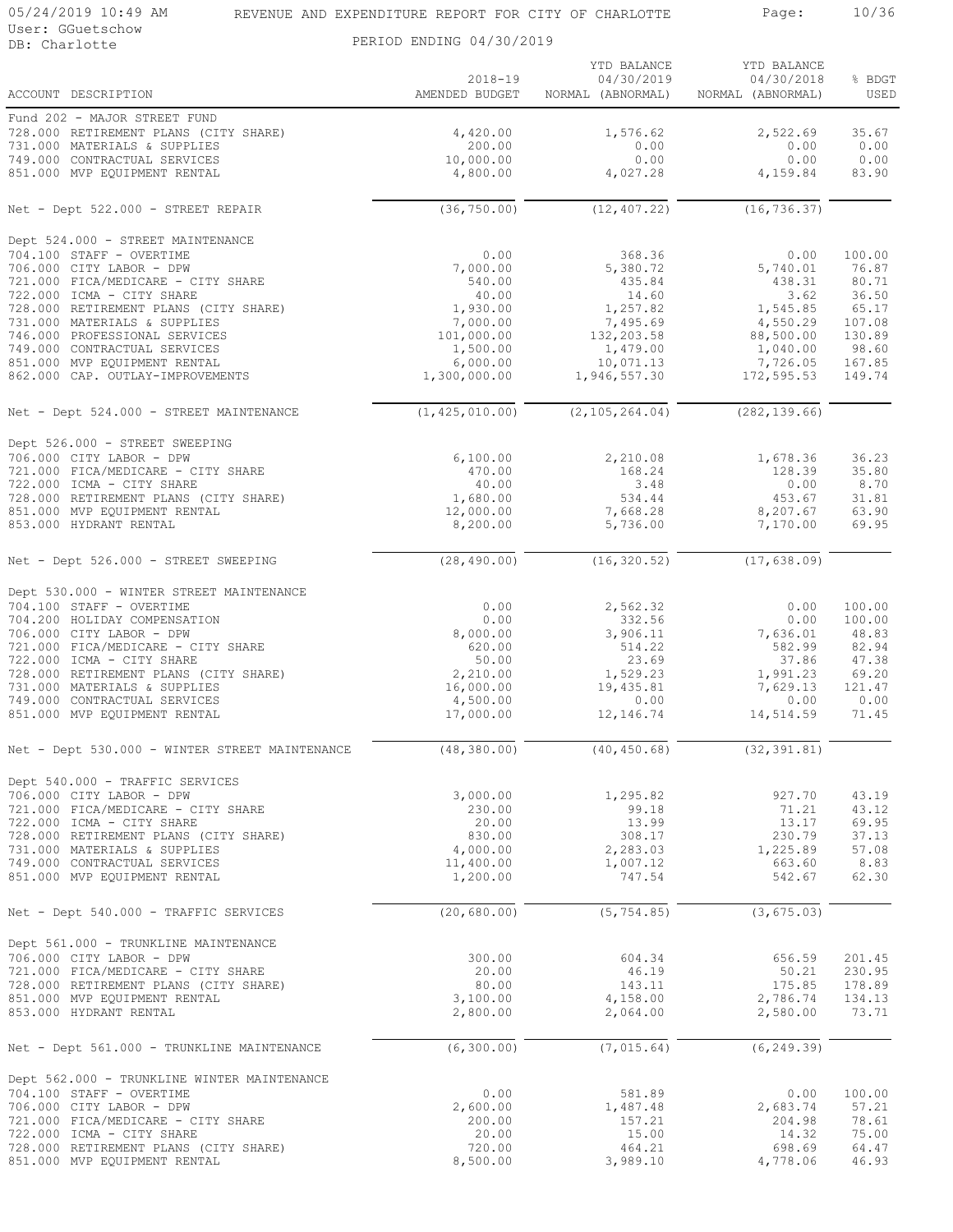REVENUE AND EXPENDITURE REPORT FOR CITY OF CHARLOTTE

PERIOD ENDING 04/30/2019

User: GGuetschow
DB: Charlotte

| ACCOUNT DESCRIPTION | 2018-19 AMENDED BUDGET | YTD BALANCE 04/30/2019 NORMAL (ABNORMAL) | YTD BALANCE 04/30/2018 NORMAL (ABNORMAL) | % BDGT USED |
|---|---|---|---|---|
| **Fund 202 - MAJOR STREET FUND** | | | | |
| 728.000 RETIREMENT PLANS (CITY SHARE) | 4,420.00 | 1,576.62 | 2,522.69 | 35.67 |
| 731.000 MATERIALS & SUPPLIES | 200.00 | 0.00 | 0.00 | 0.00 |
| 749.000 CONTRACTUAL SERVICES | 10,000.00 | 0.00 | 0.00 | 0.00 |
| 851.000 MVP EQUIPMENT RENTAL | 4,800.00 | 4,027.28 | 4,159.84 | 83.90 |
| Net - Dept 522.000 - STREET REPAIR | (36,750.00) | (12,407.22) | (16,736.37) | |
| **Dept 524.000 - STREET MAINTENANCE** | | | | |
| 704.100 STAFF - OVERTIME | 0.00 | 368.36 | 0.00 | 100.00 |
| 706.000 CITY LABOR - DPW | 7,000.00 | 5,380.72 | 5,740.01 | 76.87 |
| 721.000 FICA/MEDICARE - CITY SHARE | 540.00 | 435.84 | 438.31 | 80.71 |
| 722.000 ICMA - CITY SHARE | 40.00 | 14.60 | 3.62 | 36.50 |
| 728.000 RETIREMENT PLANS (CITY SHARE) | 1,930.00 | 1,257.82 | 1,545.85 | 65.17 |
| 731.000 MATERIALS & SUPPLIES | 7,000.00 | 7,495.69 | 4,550.29 | 107.08 |
| 746.000 PROFESSIONAL SERVICES | 101,000.00 | 132,203.58 | 88,500.00 | 130.89 |
| 749.000 CONTRACTUAL SERVICES | 1,500.00 | 1,479.00 | 1,040.00 | 98.60 |
| 851.000 MVP EQUIPMENT RENTAL | 6,000.00 | 10,071.13 | 7,726.05 | 167.85 |
| 862.000 CAP. OUTLAY-IMPROVEMENTS | 1,300,000.00 | 1,946,557.30 | 172,595.53 | 149.74 |
| Net - Dept 524.000 - STREET MAINTENANCE | (1,425,010.00) | (2,105,264.04) | (282,139.66) | |
| **Dept 526.000 - STREET SWEEPING** | | | | |
| 706.000 CITY LABOR - DPW | 6,100.00 | 2,210.08 | 1,678.36 | 36.23 |
| 721.000 FICA/MEDICARE - CITY SHARE | 470.00 | 168.24 | 128.39 | 35.80 |
| 722.000 ICMA - CITY SHARE | 40.00 | 3.48 | 0.00 | 8.70 |
| 728.000 RETIREMENT PLANS (CITY SHARE) | 1,680.00 | 534.44 | 453.67 | 31.81 |
| 851.000 MVP EQUIPMENT RENTAL | 12,000.00 | 7,668.28 | 8,207.67 | 63.90 |
| 853.000 HYDRANT RENTAL | 8,200.00 | 5,736.00 | 7,170.00 | 69.95 |
| Net - Dept 526.000 - STREET SWEEPING | (28,490.00) | (16,320.52) | (17,638.09) | |
| **Dept 530.000 - WINTER STREET MAINTENANCE** | | | | |
| 704.100 STAFF - OVERTIME | 0.00 | 2,562.32 | 0.00 | 100.00 |
| 704.200 HOLIDAY COMPENSATION | 0.00 | 332.56 | 0.00 | 100.00 |
| 706.000 CITY LABOR - DPW | 8,000.00 | 3,906.11 | 7,636.01 | 48.83 |
| 721.000 FICA/MEDICARE - CITY SHARE | 620.00 | 514.22 | 582.99 | 82.94 |
| 722.000 ICMA - CITY SHARE | 50.00 | 23.69 | 37.86 | 47.38 |
| 728.000 RETIREMENT PLANS (CITY SHARE) | 2,210.00 | 1,529.23 | 1,991.23 | 69.20 |
| 731.000 MATERIALS & SUPPLIES | 16,000.00 | 19,435.81 | 7,629.13 | 121.47 |
| 749.000 CONTRACTUAL SERVICES | 4,500.00 | 0.00 | 0.00 | 0.00 |
| 851.000 MVP EQUIPMENT RENTAL | 17,000.00 | 12,146.74 | 14,514.59 | 71.45 |
| Net - Dept 530.000 - WINTER STREET MAINTENANCE | (48,380.00) | (40,450.68) | (32,391.81) | |
| **Dept 540.000 - TRAFFIC SERVICES** | | | | |
| 706.000 CITY LABOR - DPW | 3,000.00 | 1,295.82 | 927.70 | 43.19 |
| 721.000 FICA/MEDICARE - CITY SHARE | 230.00 | 99.18 | 71.21 | 43.12 |
| 722.000 ICMA - CITY SHARE | 20.00 | 13.99 | 13.17 | 69.95 |
| 728.000 RETIREMENT PLANS (CITY SHARE) | 830.00 | 308.17 | 230.79 | 37.13 |
| 731.000 MATERIALS & SUPPLIES | 4,000.00 | 2,283.03 | 1,225.89 | 57.08 |
| 749.000 CONTRACTUAL SERVICES | 11,400.00 | 1,007.12 | 663.60 | 8.83 |
| 851.000 MVP EQUIPMENT RENTAL | 1,200.00 | 747.54 | 542.67 | 62.30 |
| Net - Dept 540.000 - TRAFFIC SERVICES | (20,680.00) | (5,754.85) | (3,675.03) | |
| **Dept 561.000 - TRUNKLINE MAINTENANCE** | | | | |
| 706.000 CITY LABOR - DPW | 300.00 | 604.34 | 656.59 | 201.45 |
| 721.000 FICA/MEDICARE - CITY SHARE | 20.00 | 46.19 | 50.21 | 230.95 |
| 728.000 RETIREMENT PLANS (CITY SHARE) | 80.00 | 143.11 | 175.85 | 178.89 |
| 851.000 MVP EQUIPMENT RENTAL | 3,100.00 | 4,158.00 | 2,786.74 | 134.13 |
| 853.000 HYDRANT RENTAL | 2,800.00 | 2,064.00 | 2,580.00 | 73.71 |
| Net - Dept 561.000 - TRUNKLINE MAINTENANCE | (6,300.00) | (7,015.64) | (6,249.39) | |
| **Dept 562.000 - TRUNKLINE WINTER MAINTENANCE** | | | | |
| 704.100 STAFF - OVERTIME | 0.00 | 581.89 | 0.00 | 100.00 |
| 706.000 CITY LABOR - DPW | 2,600.00 | 1,487.48 | 2,683.74 | 57.21 |
| 721.000 FICA/MEDICARE - CITY SHARE | 200.00 | 157.21 | 204.98 | 78.61 |
| 722.000 ICMA - CITY SHARE | 20.00 | 15.00 | 14.32 | 75.00 |
| 728.000 RETIREMENT PLANS (CITY SHARE) | 720.00 | 464.21 | 698.69 | 64.47 |
| 851.000 MVP EQUIPMENT RENTAL | 8,500.00 | 3,989.10 | 4,778.06 | 46.93 |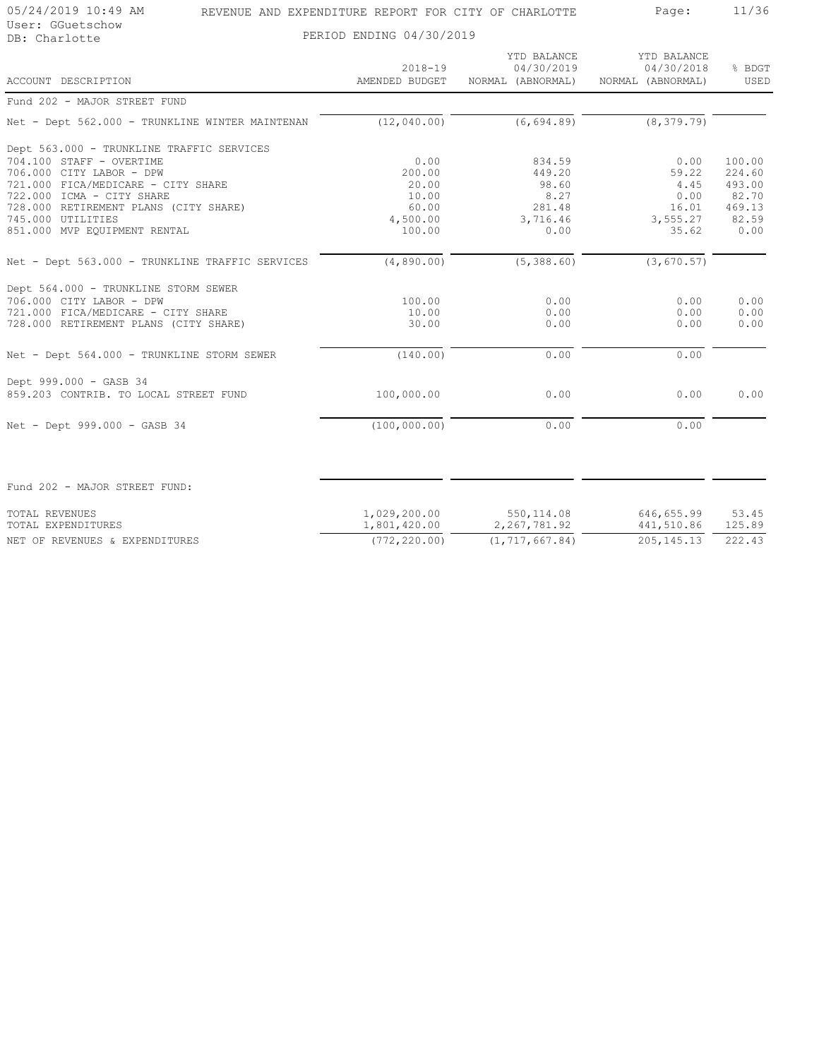REVENUE AND EXPENDITURE REPORT FOR CITY OF CHARLOTTE

PERIOD ENDING 04/30/2019

| ACCOUNT DESCRIPTION | 2018-19 AMENDED BUDGET | YTD BALANCE 04/30/2019 NORMAL (ABNORMAL) | YTD BALANCE 04/30/2018 NORMAL (ABNORMAL) | % BDGT USED |
|---|---|---|---|---|
| **Fund 202 - MAJOR STREET FUND** | | | | |
| Net - Dept 562.000 - TRUNKLINE WINTER MAINTENAN | (12,040.00) | (6,694.89) | (8,379.79) | |
| **Dept 563.000 - TRUNKLINE TRAFFIC SERVICES** | | | | |
| 704.100 STAFF - OVERTIME | 0.00 | 834.59 | 0.00 | 100.00 |
| 706.000 CITY LABOR - DPW | 200.00 | 449.20 | 59.22 | 224.60 |
| 721.000 FICA/MEDICARE - CITY SHARE | 20.00 | 98.60 | 4.45 | 493.00 |
| 722.000 ICMA - CITY SHARE | 10.00 | 8.27 | 0.00 | 82.70 |
| 728.000 RETIREMENT PLANS (CITY SHARE) | 60.00 | 281.48 | 16.01 | 469.13 |
| 745.000 UTILITIES | 4,500.00 | 3,716.46 | 3,555.27 | 82.59 |
| 851.000 MVP EQUIPMENT RENTAL | 100.00 | 0.00 | 35.62 | 0.00 |
| Net - Dept 563.000 - TRUNKLINE TRAFFIC SERVICES | (4,890.00) | (5,388.60) | (3,670.57) | |
| **Dept 564.000 - TRUNKLINE STORM SEWER** | | | | |
| 706.000 CITY LABOR - DPW | 100.00 | 0.00 | 0.00 | 0.00 |
| 721.000 FICA/MEDICARE - CITY SHARE | 10.00 | 0.00 | 0.00 | 0.00 |
| 728.000 RETIREMENT PLANS (CITY SHARE) | 30.00 | 0.00 | 0.00 | 0.00 |
| Net - Dept 564.000 - TRUNKLINE STORM SEWER | (140.00) | 0.00 | 0.00 | |
| **Dept 999.000 - GASB 34** | | | | |
| 859.203 CONTRIB. TO LOCAL STREET FUND | 100,000.00 | 0.00 | 0.00 | 0.00 |
| Net - Dept 999.000 - GASB 34 | (100,000.00) | 0.00 | 0.00 | |
| **Fund 202 - MAJOR STREET FUND:** | | | | |
| TOTAL REVENUES | 1,029,200.00 | 550,114.08 | 646,655.99 | 53.45 |
| TOTAL EXPENDITURES | 1,801,420.00 | 2,267,781.92 | 441,510.86 | 125.89 |
| NET OF REVENUES & EXPENDITURES | (772,220.00) | (1,717,667.84) | 205,145.13 | 222.43 |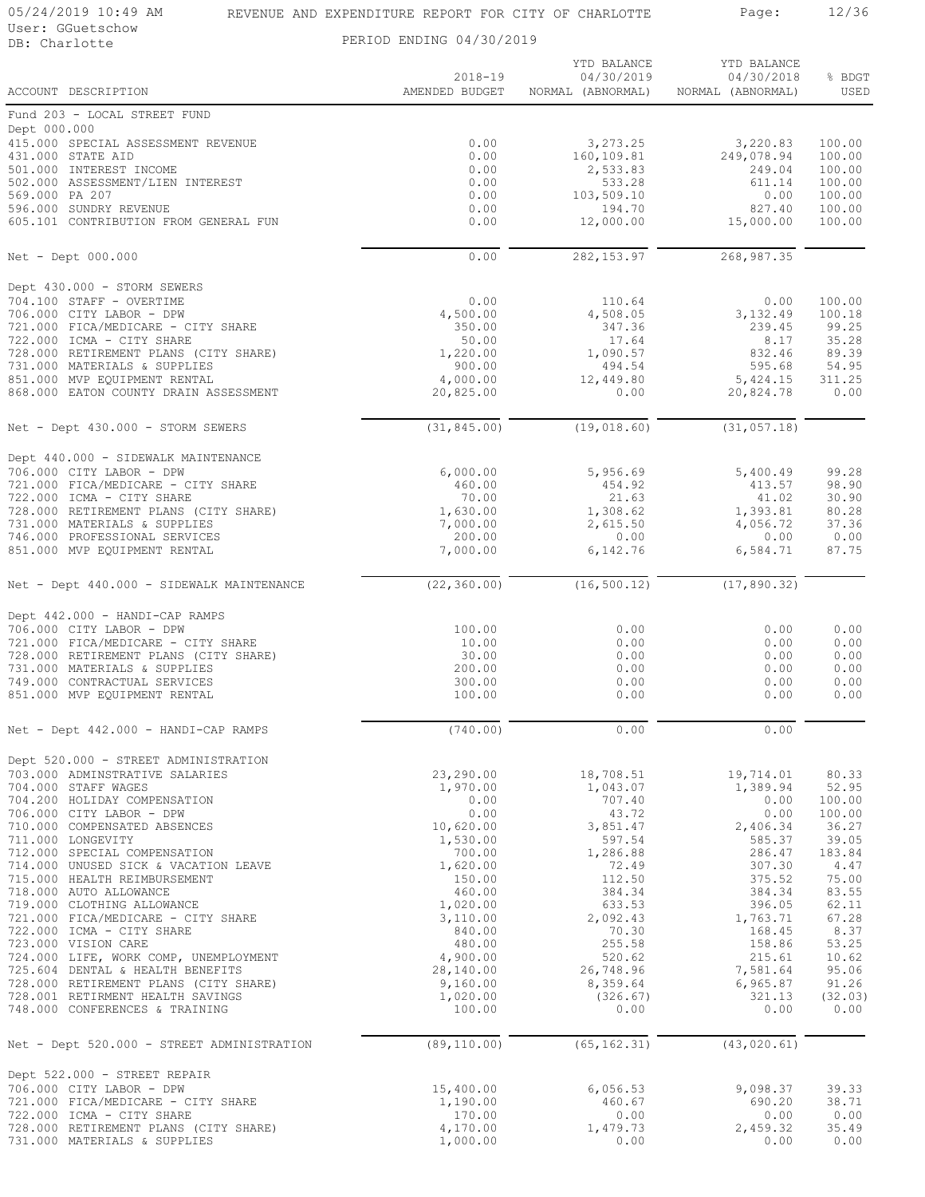REVENUE AND EXPENDITURE REPORT FOR CITY OF CHARLOTTE

PERIOD ENDING 04/30/2019

| ACCOUNT DESCRIPTION | 2018-19 AMENDED BUDGET | YTD BALANCE 04/30/2019 NORMAL (ABNORMAL) | YTD BALANCE 04/30/2018 NORMAL (ABNORMAL) | % BDGT USED |
|---|---|---|---|---|
| **Fund 203 - LOCAL STREET FUND** | | | | |
| **Dept 000.000** | | | | |
| 415.000 SPECIAL ASSESSMENT REVENUE | 0.00 | 3,273.25 | 3,220.83 | 100.00 |
| 431.000 STATE AID | 0.00 | 160,109.81 | 249,078.94 | 100.00 |
| 501.000 INTEREST INCOME | 0.00 | 2,533.83 | 249.04 | 100.00 |
| 502.000 ASSESSMENT/LIEN INTEREST | 0.00 | 533.28 | 611.14 | 100.00 |
| 569.000 PA 207 | 0.00 | 103,509.10 | 0.00 | 100.00 |
| 596.000 SUNDRY REVENUE | 0.00 | 194.70 | 827.40 | 100.00 |
| 605.101 CONTRIBUTION FROM GENERAL FUN | 0.00 | 12,000.00 | 15,000.00 | 100.00 |
| Net - Dept 000.000 | 0.00 | 282,153.97 | 268,987.35 | |
| **Dept 430.000 - STORM SEWERS** | | | | |
| 704.100 STAFF - OVERTIME | 0.00 | 110.64 | 0.00 | 100.00 |
| 706.000 CITY LABOR - DPW | 4,500.00 | 4,508.05 | 3,132.49 | 100.18 |
| 721.000 FICA/MEDICARE - CITY SHARE | 350.00 | 347.36 | 239.45 | 99.25 |
| 722.000 ICMA - CITY SHARE | 50.00 | 17.64 | 8.17 | 35.28 |
| 728.000 RETIREMENT PLANS (CITY SHARE) | 1,220.00 | 1,090.57 | 832.46 | 89.39 |
| 731.000 MATERIALS & SUPPLIES | 900.00 | 494.54 | 595.68 | 54.95 |
| 851.000 MVP EQUIPMENT RENTAL | 4,000.00 | 12,449.80 | 5,424.15 | 311.25 |
| 868.000 EATON COUNTY DRAIN ASSESSMENT | 20,825.00 | 0.00 | 20,824.78 | 0.00 |
| Net - Dept 430.000 - STORM SEWERS | (31,845.00) | (19,018.60) | (31,057.18) | |
| **Dept 440.000 - SIDEWALK MAINTENANCE** | | | | |
| 706.000 CITY LABOR - DPW | 6,000.00 | 5,956.69 | 5,400.49 | 99.28 |
| 721.000 FICA/MEDICARE - CITY SHARE | 460.00 | 454.92 | 413.57 | 98.90 |
| 722.000 ICMA - CITY SHARE | 70.00 | 21.63 | 41.02 | 30.90 |
| 728.000 RETIREMENT PLANS (CITY SHARE) | 1,630.00 | 1,308.62 | 1,393.81 | 80.28 |
| 731.000 MATERIALS & SUPPLIES | 7,000.00 | 2,615.50 | 4,056.72 | 37.36 |
| 746.000 PROFESSIONAL SERVICES | 200.00 | 0.00 | 0.00 | 0.00 |
| 851.000 MVP EQUIPMENT RENTAL | 7,000.00 | 6,142.76 | 6,584.71 | 87.75 |
| Net - Dept 440.000 - SIDEWALK MAINTENANCE | (22,360.00) | (16,500.12) | (17,890.32) | |
| **Dept 442.000 - HANDI-CAP RAMPS** | | | | |
| 706.000 CITY LABOR - DPW | 100.00 | 0.00 | 0.00 | 0.00 |
| 721.000 FICA/MEDICARE - CITY SHARE | 10.00 | 0.00 | 0.00 | 0.00 |
| 728.000 RETIREMENT PLANS (CITY SHARE) | 30.00 | 0.00 | 0.00 | 0.00 |
| 731.000 MATERIALS & SUPPLIES | 200.00 | 0.00 | 0.00 | 0.00 |
| 749.000 CONTRACTUAL SERVICES | 300.00 | 0.00 | 0.00 | 0.00 |
| 851.000 MVP EQUIPMENT RENTAL | 100.00 | 0.00 | 0.00 | 0.00 |
| Net - Dept 442.000 - HANDI-CAP RAMPS | (740.00) | 0.00 | 0.00 | |
| **Dept 520.000 - STREET ADMINISTRATION** | | | | |
| 703.000 ADMINSTRATIVE SALARIES | 23,290.00 | 18,708.51 | 19,714.01 | 80.33 |
| 704.000 STAFF WAGES | 1,970.00 | 1,043.07 | 1,389.94 | 52.95 |
| 704.200 HOLIDAY COMPENSATION | 0.00 | 707.40 | 0.00 | 100.00 |
| 706.000 CITY LABOR - DPW | 0.00 | 43.72 | 0.00 | 100.00 |
| 710.000 COMPENSATED ABSENCES | 10,620.00 | 3,851.47 | 2,406.34 | 36.27 |
| 711.000 LONGEVITY | 1,530.00 | 597.54 | 585.37 | 39.05 |
| 712.000 SPECIAL COMPENSATION | 700.00 | 1,286.88 | 286.47 | 183.84 |
| 714.000 UNUSED SICK & VACATION LEAVE | 1,620.00 | 72.49 | 307.30 | 4.47 |
| 715.000 HEALTH REIMBURSEMENT | 150.00 | 112.50 | 375.52 | 75.00 |
| 718.000 AUTO ALLOWANCE | 460.00 | 384.34 | 384.34 | 83.55 |
| 719.000 CLOTHING ALLOWANCE | 1,020.00 | 633.53 | 396.05 | 62.11 |
| 721.000 FICA/MEDICARE - CITY SHARE | 3,110.00 | 2,092.43 | 1,763.71 | 67.28 |
| 722.000 ICMA - CITY SHARE | 840.00 | 70.30 | 168.45 | 8.37 |
| 723.000 VISION CARE | 480.00 | 255.58 | 158.86 | 53.25 |
| 724.000 LIFE, WORK COMP, UNEMPLOYMENT | 4,900.00 | 520.62 | 215.61 | 10.62 |
| 725.604 DENTAL & HEALTH BENEFITS | 28,140.00 | 26,748.96 | 7,581.64 | 95.06 |
| 728.000 RETIREMENT PLANS (CITY SHARE) | 9,160.00 | 8,359.64 | 6,965.87 | 91.26 |
| 728.001 RETIRMENT HEALTH SAVINGS | 1,020.00 | (326.67) | 321.13 | (32.03) |
| 748.000 CONFERENCES & TRAINING | 100.00 | 0.00 | 0.00 | 0.00 |
| Net - Dept 520.000 - STREET ADMINISTRATION | (89,110.00) | (65,162.31) | (43,020.61) | |
| **Dept 522.000 - STREET REPAIR** | | | | |
| 706.000 CITY LABOR - DPW | 15,400.00 | 6,056.53 | 9,098.37 | 39.33 |
| 721.000 FICA/MEDICARE - CITY SHARE | 1,190.00 | 460.67 | 690.20 | 38.71 |
| 722.000 ICMA - CITY SHARE | 170.00 | 0.00 | 0.00 | 0.00 |
| 728.000 RETIREMENT PLANS (CITY SHARE) | 4,170.00 | 1,479.73 | 2,459.32 | 35.49 |
| 731.000 MATERIALS & SUPPLIES | 1,000.00 | 0.00 | 0.00 | 0.00 |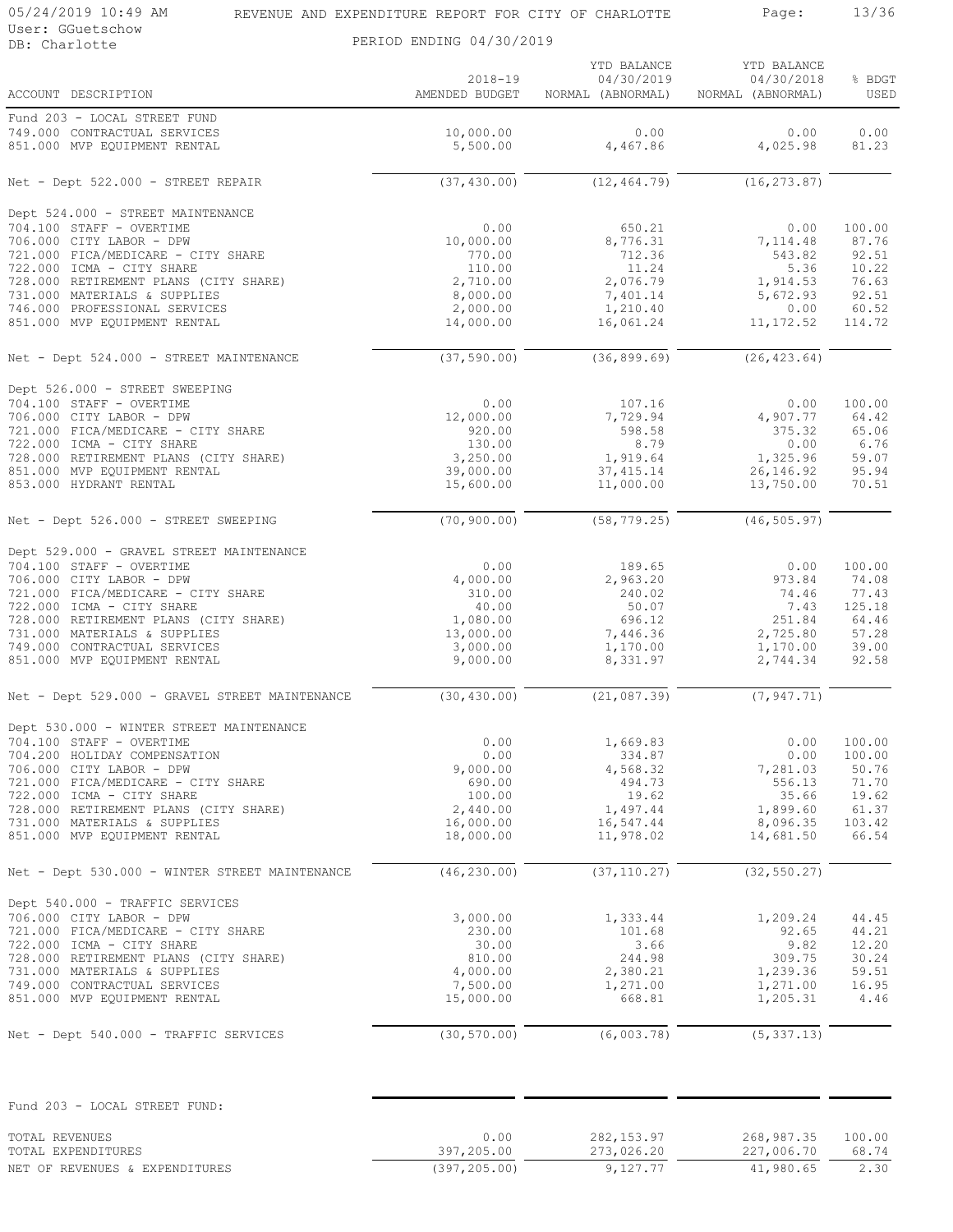REVENUE AND EXPENDITURE REPORT FOR CITY OF CHARLOTTE

PERIOD ENDING 04/30/2019

05/24/2019 10:49 AM
User: GGuetschow
DB: Charlotte

| ACCOUNT DESCRIPTION | 2018-19 AMENDED BUDGET | YTD BALANCE 04/30/2019 NORMAL (ABNORMAL) | YTD BALANCE 04/30/2018 NORMAL (ABNORMAL) | % BDGT USED |
|---|---|---|---|---|
| **Fund 203 - LOCAL STREET FUND** | | | | |
| 749.000 CONTRACTUAL SERVICES | 10,000.00 | 0.00 | 0.00 | 0.00 |
| 851.000 MVP EQUIPMENT RENTAL | 5,500.00 | 4,467.86 | 4,025.98 | 81.23 |
| Net - Dept 522.000 - STREET REPAIR | (37,430.00) | (12,464.79) | (16,273.87) | |
| **Dept 524.000 - STREET MAINTENANCE** | | | | |
| 704.100 STAFF - OVERTIME | 0.00 | 650.21 | 0.00 | 100.00 |
| 706.000 CITY LABOR - DPW | 10,000.00 | 8,776.31 | 7,114.48 | 87.76 |
| 721.000 FICA/MEDICARE - CITY SHARE | 770.00 | 712.36 | 543.82 | 92.51 |
| 722.000 ICMA - CITY SHARE | 110.00 | 11.24 | 5.36 | 10.22 |
| 728.000 RETIREMENT PLANS (CITY SHARE) | 2,710.00 | 2,076.79 | 1,914.53 | 76.63 |
| 731.000 MATERIALS & SUPPLIES | 8,000.00 | 7,401.14 | 5,672.93 | 92.51 |
| 746.000 PROFESSIONAL SERVICES | 2,000.00 | 1,210.40 | 0.00 | 60.52 |
| 851.000 MVP EQUIPMENT RENTAL | 14,000.00 | 16,061.24 | 11,172.52 | 114.72 |
| Net - Dept 524.000 - STREET MAINTENANCE | (37,590.00) | (36,899.69) | (26,423.64) | |
| **Dept 526.000 - STREET SWEEPING** | | | | |
| 704.100 STAFF - OVERTIME | 0.00 | 107.16 | 0.00 | 100.00 |
| 706.000 CITY LABOR - DPW | 12,000.00 | 7,729.94 | 4,907.77 | 64.42 |
| 721.000 FICA/MEDICARE - CITY SHARE | 920.00 | 598.58 | 375.32 | 65.06 |
| 722.000 ICMA - CITY SHARE | 130.00 | 8.79 | 0.00 | 6.76 |
| 728.000 RETIREMENT PLANS (CITY SHARE) | 3,250.00 | 1,919.64 | 1,325.96 | 59.07 |
| 851.000 MVP EQUIPMENT RENTAL | 39,000.00 | 37,415.14 | 26,146.92 | 95.94 |
| 853.000 HYDRANT RENTAL | 15,600.00 | 11,000.00 | 13,750.00 | 70.51 |
| Net - Dept 526.000 - STREET SWEEPING | (70,900.00) | (58,779.25) | (46,505.97) | |
| **Dept 529.000 - GRAVEL STREET MAINTENANCE** | | | | |
| 704.100 STAFF - OVERTIME | 0.00 | 189.65 | 0.00 | 100.00 |
| 706.000 CITY LABOR - DPW | 4,000.00 | 2,963.20 | 973.84 | 74.08 |
| 721.000 FICA/MEDICARE - CITY SHARE | 310.00 | 240.02 | 74.46 | 77.43 |
| 722.000 ICMA - CITY SHARE | 40.00 | 50.07 | 7.43 | 125.18 |
| 728.000 RETIREMENT PLANS (CITY SHARE) | 1,080.00 | 696.12 | 251.84 | 64.46 |
| 731.000 MATERIALS & SUPPLIES | 13,000.00 | 7,446.36 | 2,725.80 | 57.28 |
| 749.000 CONTRACTUAL SERVICES | 3,000.00 | 1,170.00 | 1,170.00 | 39.00 |
| 851.000 MVP EQUIPMENT RENTAL | 9,000.00 | 8,331.97 | 2,744.34 | 92.58 |
| Net - Dept 529.000 - GRAVEL STREET MAINTENANCE | (30,430.00) | (21,087.39) | (7,947.71) | |
| **Dept 530.000 - WINTER STREET MAINTENANCE** | | | | |
| 704.100 STAFF - OVERTIME | 0.00 | 1,669.83 | 0.00 | 100.00 |
| 704.200 HOLIDAY COMPENSATION | 0.00 | 334.87 | 0.00 | 100.00 |
| 706.000 CITY LABOR - DPW | 9,000.00 | 4,568.32 | 7,281.03 | 50.76 |
| 721.000 FICA/MEDICARE - CITY SHARE | 690.00 | 494.73 | 556.13 | 71.70 |
| 722.000 ICMA - CITY SHARE | 100.00 | 19.62 | 35.66 | 19.62 |
| 728.000 RETIREMENT PLANS (CITY SHARE) | 2,440.00 | 1,497.44 | 1,899.60 | 61.37 |
| 731.000 MATERIALS & SUPPLIES | 16,000.00 | 16,547.44 | 8,096.35 | 103.42 |
| 851.000 MVP EQUIPMENT RENTAL | 18,000.00 | 11,978.02 | 14,681.50 | 66.54 |
| Net - Dept 530.000 - WINTER STREET MAINTENANCE | (46,230.00) | (37,110.27) | (32,550.27) | |
| **Dept 540.000 - TRAFFIC SERVICES** | | | | |
| 706.000 CITY LABOR - DPW | 3,000.00 | 1,333.44 | 1,209.24 | 44.45 |
| 721.000 FICA/MEDICARE - CITY SHARE | 230.00 | 101.68 | 92.65 | 44.21 |
| 722.000 ICMA - CITY SHARE | 30.00 | 3.66 | 9.82 | 12.20 |
| 728.000 RETIREMENT PLANS (CITY SHARE) | 810.00 | 244.98 | 309.75 | 30.24 |
| 731.000 MATERIALS & SUPPLIES | 4,000.00 | 2,380.21 | 1,239.36 | 59.51 |
| 749.000 CONTRACTUAL SERVICES | 7,500.00 | 1,271.00 | 1,271.00 | 16.95 |
| 851.000 MVP EQUIPMENT RENTAL | 15,000.00 | 668.81 | 1,205.31 | 4.46 |
| Net - Dept 540.000 - TRAFFIC SERVICES | (30,570.00) | (6,003.78) | (5,337.13) | |
| **Fund 203 - LOCAL STREET FUND:** | | | | |
| TOTAL REVENUES | 0.00 | 282,153.97 | 268,987.35 | 100.00 |
| TOTAL EXPENDITURES | 397,205.00 | 273,026.20 | 227,006.70 | 68.74 |
| NET OF REVENUES & EXPENDITURES | (397,205.00) | 9,127.77 | 41,980.65 | 2.30 |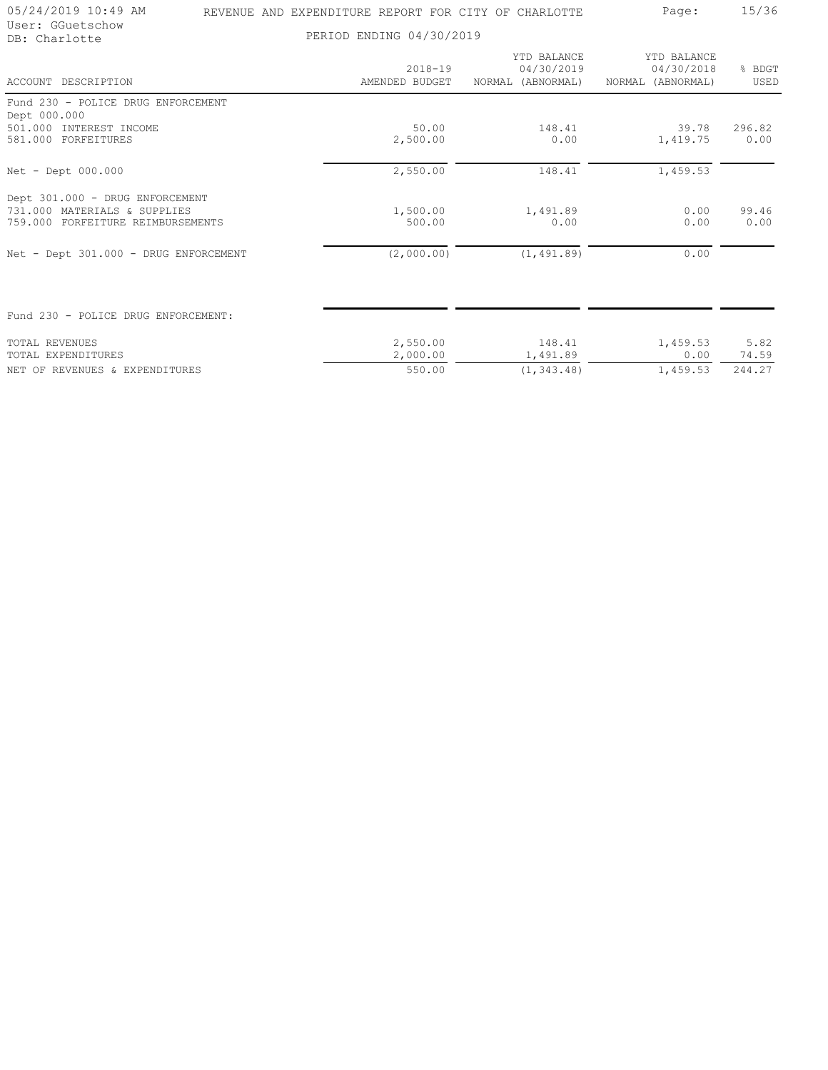# REVENUE AND EXPENDITURE REPORT FOR CITY OF CHARLOTTE

05/24/2019 10:49 AM
User: GGuetschow
DB: Charlotte

PERIOD ENDING 04/30/2019

| ACCOUNT DESCRIPTION | 2018-19 AMENDED BUDGET | YTD BALANCE 04/30/2019 NORMAL (ABNORMAL) | YTD BALANCE 04/30/2018 NORMAL (ABNORMAL) | % BDGT USED |
|---|---|---|---|---|
| Fund 230 - POLICE DRUG ENFORCEMENT | | | | |
| Dept 000.000 | | | | |
| 501.000 INTEREST INCOME | 50.00 | 148.41 | 39.78 | 296.82 |
| 581.000 FORFEITURES | 2,500.00 | 0.00 | 1,419.75 | 0.00 |
| Net - Dept 000.000 | 2,550.00 | 148.41 | 1,459.53 | |
| Dept 301.000 - DRUG ENFORCEMENT | | | | |
| 731.000 MATERIALS & SUPPLIES | 1,500.00 | 1,491.89 | 0.00 | 99.46 |
| 759.000 FORFEITURE REIMBURSEMENTS | 500.00 | 0.00 | 0.00 | 0.00 |
| Net - Dept 301.000 - DRUG ENFORCEMENT | (2,000.00) | (1,491.89) | 0.00 | |
| Fund 230 - POLICE DRUG ENFORCEMENT: | | | | |
| TOTAL REVENUES | 2,550.00 | 148.41 | 1,459.53 | 5.82 |
| TOTAL EXPENDITURES | 2,000.00 | 1,491.89 | 0.00 | 74.59 |
| NET OF REVENUES & EXPENDITURES | 550.00 | (1,343.48) | 1,459.53 | 244.27 |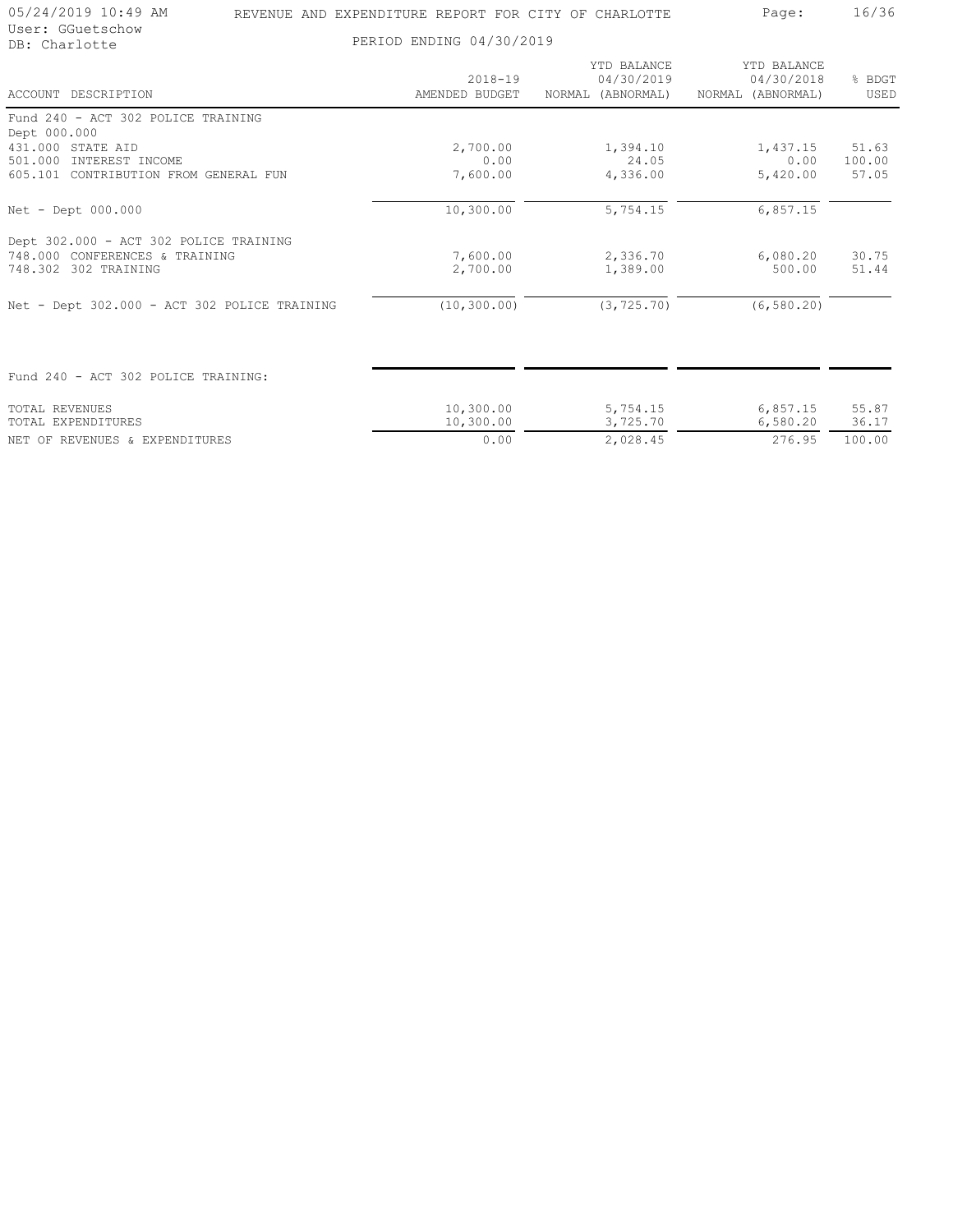REVENUE AND EXPENDITURE REPORT FOR CITY OF CHARLOTTE

User: GGuetschow
DB: Charlotte

PERIOD ENDING 04/30/2019

| ACCOUNT DESCRIPTION | 2018-19 AMENDED BUDGET | YTD BALANCE 04/30/2019 NORMAL (ABNORMAL) | YTD BALANCE 04/30/2018 NORMAL (ABNORMAL) | % BDGT USED |
|---|---|---|---|---|
| Fund 240 - ACT 302 POLICE TRAINING | | | | |
| Dept 000.000 | | | | |
| 431.000 STATE AID | 2,700.00 | 1,394.10 | 1,437.15 | 51.63 |
| 501.000 INTEREST INCOME | 0.00 | 24.05 | 0.00 | 100.00 |
| 605.101 CONTRIBUTION FROM GENERAL FUN | 7,600.00 | 4,336.00 | 5,420.00 | 57.05 |
| Net - Dept 000.000 | 10,300.00 | 5,754.15 | 6,857.15 | |
| Dept 302.000 - ACT 302 POLICE TRAINING | | | | |
| 748.000 CONFERENCES & TRAINING | 7,600.00 | 2,336.70 | 6,080.20 | 30.75 |
| 748.302 302 TRAINING | 2,700.00 | 1,389.00 | 500.00 | 51.44 |
| Net - Dept 302.000 - ACT 302 POLICE TRAINING | (10,300.00) | (3,725.70) | (6,580.20) | |
| Fund 240 - ACT 302 POLICE TRAINING: | | | | |
| TOTAL REVENUES | 10,300.00 | 5,754.15 | 6,857.15 | 55.87 |
| TOTAL EXPENDITURES | 10,300.00 | 3,725.70 | 6,580.20 | 36.17 |
| NET OF REVENUES & EXPENDITURES | 0.00 | 2,028.45 | 276.95 | 100.00 |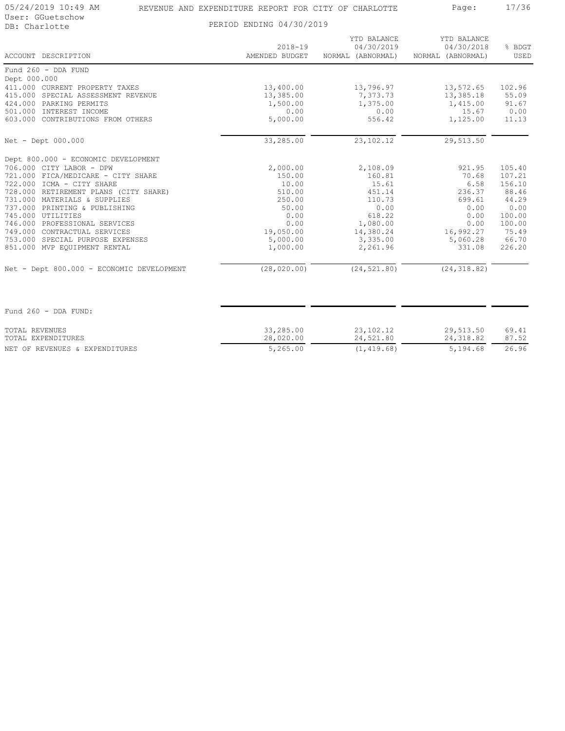# REVENUE AND EXPENDITURE REPORT FOR CITY OF CHARLOTTE

05/24/2019 10:49 AM
User: GGuetschow
DB: Charlotte

PERIOD ENDING 04/30/2019

| ACCOUNT DESCRIPTION | 2018-19 AMENDED BUDGET | YTD BALANCE 04/30/2019 NORMAL (ABNORMAL) | YTD BALANCE 04/30/2018 NORMAL (ABNORMAL) | % BDGT USED |
|---|---|---|---|---|
| **Fund 260 - DDA FUND** | | | | |
| **Dept 000.000** | | | | |
| 411.000 CURRENT PROPERTY TAXES | 13,400.00 | 13,796.97 | 13,572.65 | 102.96 |
| 415.000 SPECIAL ASSESSMENT REVENUE | 13,385.00 | 7,373.73 | 13,385.18 | 55.09 |
| 424.000 PARKING PERMITS | 1,500.00 | 1,375.00 | 1,415.00 | 91.67 |
| 501.000 INTEREST INCOME | 0.00 | 0.00 | 15.67 | 0.00 |
| 603.000 CONTRIBUTIONS FROM OTHERS | 5,000.00 | 556.42 | 1,125.00 | 11.13 |
| Net - Dept 000.000 | 33,285.00 | 23,102.12 | 29,513.50 | |
| **Dept 800.000 - ECONOMIC DEVELOPMENT** | | | | |
| 706.000 CITY LABOR - DPW | 2,000.00 | 2,108.09 | 921.95 | 105.40 |
| 721.000 FICA/MEDICARE - CITY SHARE | 150.00 | 160.81 | 70.68 | 107.21 |
| 722.000 ICMA - CITY SHARE | 10.00 | 15.61 | 6.58 | 156.10 |
| 728.000 RETIREMENT PLANS (CITY SHARE) | 510.00 | 451.14 | 236.37 | 88.46 |
| 731.000 MATERIALS & SUPPLIES | 250.00 | 110.73 | 699.61 | 44.29 |
| 737.000 PRINTING & PUBLISHING | 50.00 | 0.00 | 0.00 | 0.00 |
| 745.000 UTILITIES | 0.00 | 618.22 | 0.00 | 100.00 |
| 746.000 PROFESSIONAL SERVICES | 0.00 | 1,080.00 | 0.00 | 100.00 |
| 749.000 CONTRACTUAL SERVICES | 19,050.00 | 14,380.24 | 16,992.27 | 75.49 |
| 753.000 SPECIAL PURPOSE EXPENSES | 5,000.00 | 3,335.00 | 5,060.28 | 66.70 |
| 851.000 MVP EQUIPMENT RENTAL | 1,000.00 | 2,261.96 | 331.08 | 226.20 |
| Net - Dept 800.000 - ECONOMIC DEVELOPMENT | (28,020.00) | (24,521.80) | (24,318.82) | |
| **Fund 260 - DDA FUND:** | | | | |
| TOTAL REVENUES | 33,285.00 | 23,102.12 | 29,513.50 | 69.41 |
| TOTAL EXPENDITURES | 28,020.00 | 24,521.80 | 24,318.82 | 87.52 |
| NET OF REVENUES & EXPENDITURES | 5,265.00 | (1,419.68) | 5,194.68 | 26.96 |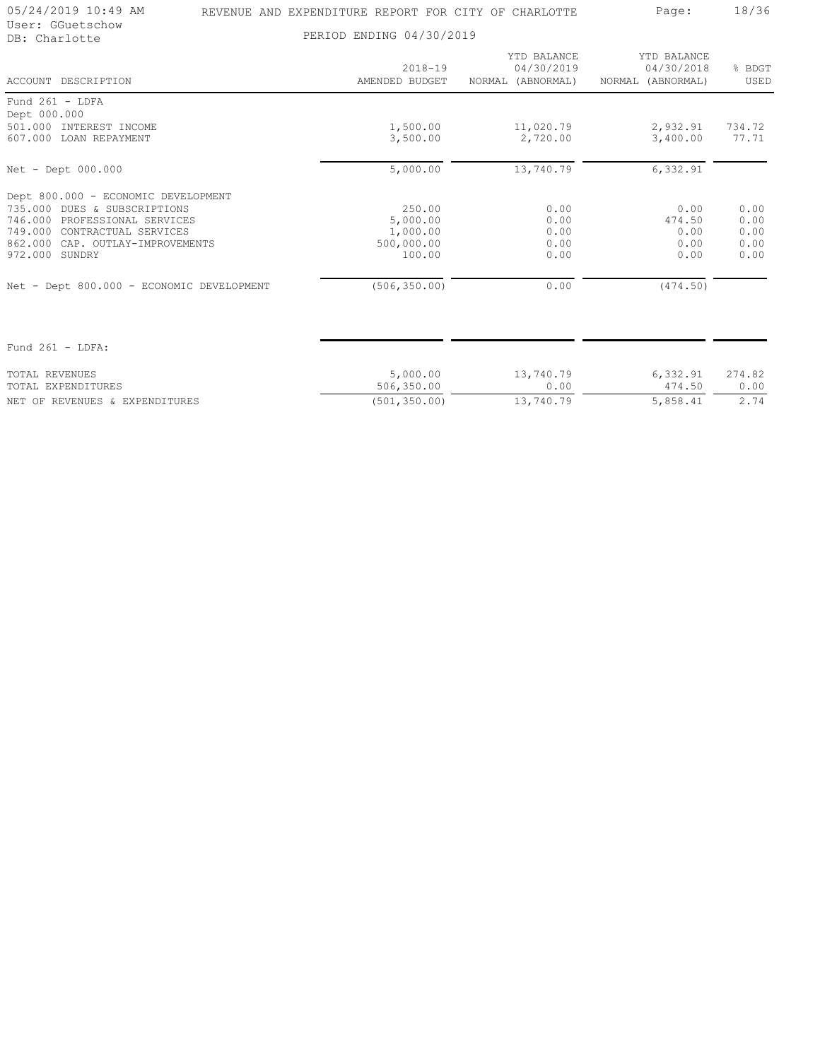REVENUE AND EXPENDITURE REPORT FOR CITY OF CHARLOTTE

PERIOD ENDING 04/30/2019

User: GGuetschow
DB: Charlotte

| ACCOUNT DESCRIPTION | 2018-19 AMENDED BUDGET | YTD BALANCE 04/30/2019 NORMAL (ABNORMAL) | YTD BALANCE 04/30/2018 NORMAL (ABNORMAL) | % BDGT USED |
|---|---|---|---|---|
| **Fund 261 - LDFA** | | | | |
| Dept 000.000 | | | | |
| 501.000 INTEREST INCOME | 1,500.00 | 11,020.79 | 2,932.91 | 734.72 |
| 607.000 LOAN REPAYMENT | 3,500.00 | 2,720.00 | 3,400.00 | 77.71 |
| Net - Dept 000.000 | 5,000.00 | 13,740.79 | 6,332.91 | |
| Dept 800.000 - ECONOMIC DEVELOPMENT | | | | |
| 735.000 DUES & SUBSCRIPTIONS | 250.00 | 0.00 | 0.00 | 0.00 |
| 746.000 PROFESSIONAL SERVICES | 5,000.00 | 0.00 | 474.50 | 0.00 |
| 749.000 CONTRACTUAL SERVICES | 1,000.00 | 0.00 | 0.00 | 0.00 |
| 862.000 CAP. OUTLAY-IMPROVEMENTS | 500,000.00 | 0.00 | 0.00 | 0.00 |
| 972.000 SUNDRY | 100.00 | 0.00 | 0.00 | 0.00 |
| Net - Dept 800.000 - ECONOMIC DEVELOPMENT | (506,350.00) | 0.00 | (474.50) | |
| **Fund 261 - LDFA:** | | | | |
| TOTAL REVENUES | 5,000.00 | 13,740.79 | 6,332.91 | 274.82 |
| TOTAL EXPENDITURES | 506,350.00 | 0.00 | 474.50 | 0.00 |
| NET OF REVENUES & EXPENDITURES | (501,350.00) | 13,740.79 | 5,858.41 | 2.74 |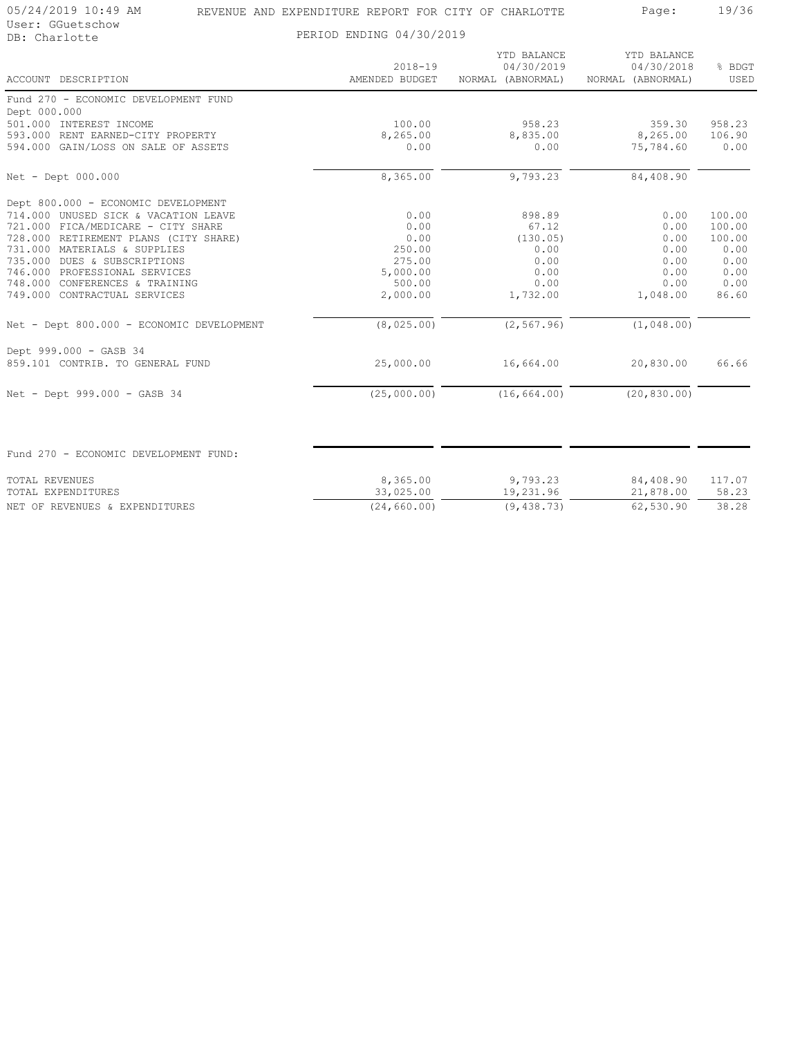REVENUE AND EXPENDITURE REPORT FOR CITY OF CHARLOTTE

PERIOD ENDING 04/30/2019

| ACCOUNT DESCRIPTION | 2018-19 AMENDED BUDGET | YTD BALANCE 04/30/2019 NORMAL (ABNORMAL) | YTD BALANCE 04/30/2018 NORMAL (ABNORMAL) | % BDGT USED |
|---|---|---|---|---|
| Fund 270 - ECONOMIC DEVELOPMENT FUND | | | | |
| Dept 000.000 | | | | |
| 501.000 INTEREST INCOME | 100.00 | 958.23 | 359.30 | 958.23 |
| 593.000 RENT EARNED-CITY PROPERTY | 8,265.00 | 8,835.00 | 8,265.00 | 106.90 |
| 594.000 GAIN/LOSS ON SALE OF ASSETS | 0.00 | 0.00 | 75,784.60 | 0.00 |
| Net - Dept 000.000 | 8,365.00 | 9,793.23 | 84,408.90 | |
| Dept 800.000 - ECONOMIC DEVELOPMENT | | | | |
| 714.000 UNUSED SICK & VACATION LEAVE | 0.00 | 898.89 | 0.00 | 100.00 |
| 721.000 FICA/MEDICARE - CITY SHARE | 0.00 | 67.12 | 0.00 | 100.00 |
| 728.000 RETIREMENT PLANS (CITY SHARE) | 0.00 | (130.05) | 0.00 | 100.00 |
| 731.000 MATERIALS & SUPPLIES | 250.00 | 0.00 | 0.00 | 0.00 |
| 735.000 DUES & SUBSCRIPTIONS | 275.00 | 0.00 | 0.00 | 0.00 |
| 746.000 PROFESSIONAL SERVICES | 5,000.00 | 0.00 | 0.00 | 0.00 |
| 748.000 CONFERENCES & TRAINING | 500.00 | 0.00 | 0.00 | 0.00 |
| 749.000 CONTRACTUAL SERVICES | 2,000.00 | 1,732.00 | 1,048.00 | 86.60 |
| Net - Dept 800.000 - ECONOMIC DEVELOPMENT | (8,025.00) | (2,567.96) | (1,048.00) | |
| Dept 999.000 - GASB 34 | | | | |
| 859.101 CONTRIB. TO GENERAL FUND | 25,000.00 | 16,664.00 | 20,830.00 | 66.66 |
| Net - Dept 999.000 - GASB 34 | (25,000.00) | (16,664.00) | (20,830.00) | |
| Fund 270 - ECONOMIC DEVELOPMENT FUND: | | | | |
| TOTAL REVENUES | 8,365.00 | 9,793.23 | 84,408.90 | 117.07 |
| TOTAL EXPENDITURES | 33,025.00 | 19,231.96 | 21,878.00 | 58.23 |
| NET OF REVENUES & EXPENDITURES | (24,660.00) | (9,438.73) | 62,530.90 | 38.28 |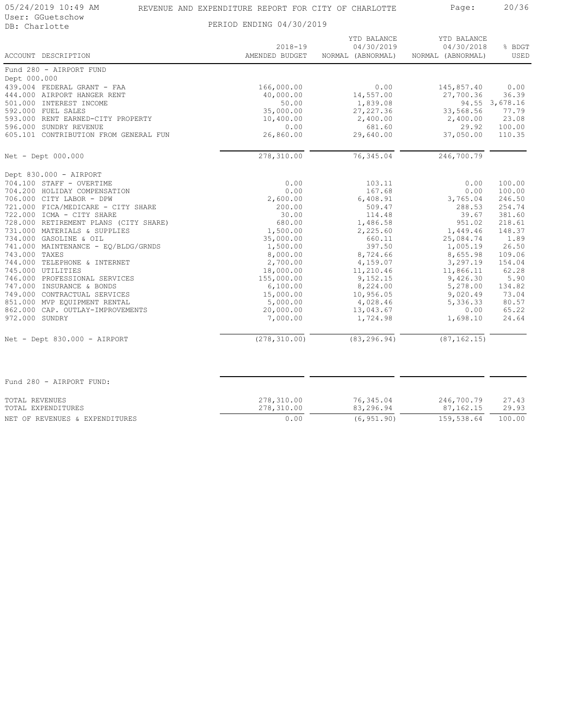# REVENUE AND EXPENDITURE REPORT FOR CITY OF CHARLOTTE

05/24/2019 10:49 AM
User: GGuetschow
DB: Charlotte

PERIOD ENDING 04/30/2019

| ACCOUNT DESCRIPTION | 2018-19 AMENDED BUDGET | YTD BALANCE 04/30/2019 NORMAL (ABNORMAL) | YTD BALANCE 04/30/2018 NORMAL (ABNORMAL) | % BDGT USED |
|---|---|---|---|---|
| Fund 280 - AIRPORT FUND | | | | |
| Dept 000.000 | | | | |
| 439.004 FEDERAL GRANT - FAA | 166,000.00 | 0.00 | 145,857.40 | 0.00 |
| 444.000 AIRPORT HANGER RENT | 40,000.00 | 14,557.00 | 27,700.36 | 36.39 |
| 501.000 INTEREST INCOME | 50.00 | 1,839.08 | 94.55 | 3,678.16 |
| 592.000 FUEL SALES | 35,000.00 | 27,227.36 | 33,568.56 | 77.79 |
| 593.000 RENT EARNED-CITY PROPERTY | 10,400.00 | 2,400.00 | 2,400.00 | 23.08 |
| 596.000 SUNDRY REVENUE | 0.00 | 681.60 | 29.92 | 100.00 |
| 605.101 CONTRIBUTION FROM GENERAL FUN | 26,860.00 | 29,640.00 | 37,050.00 | 110.35 |
| Net - Dept 000.000 | 278,310.00 | 76,345.04 | 246,700.79 | |
| Dept 830.000 - AIRPORT | | | | |
| 704.100 STAFF - OVERTIME | 0.00 | 103.11 | 0.00 | 100.00 |
| 704.200 HOLIDAY COMPENSATION | 0.00 | 167.68 | 0.00 | 100.00 |
| 706.000 CITY LABOR - DPW | 2,600.00 | 6,408.91 | 3,765.04 | 246.50 |
| 721.000 FICA/MEDICARE - CITY SHARE | 200.00 | 509.47 | 288.53 | 254.74 |
| 722.000 ICMA - CITY SHARE | 30.00 | 114.48 | 39.67 | 381.60 |
| 728.000 RETIREMENT PLANS (CITY SHARE) | 680.00 | 1,486.58 | 951.02 | 218.61 |
| 731.000 MATERIALS & SUPPLIES | 1,500.00 | 2,225.60 | 1,449.46 | 148.37 |
| 734.000 GASOLINE & OIL | 35,000.00 | 660.11 | 25,084.74 | 1.89 |
| 741.000 MAINTENANCE - EQ/BLDG/GRNDS | 1,500.00 | 397.50 | 1,005.19 | 26.50 |
| 743.000 TAXES | 8,000.00 | 8,724.66 | 8,655.98 | 109.06 |
| 744.000 TELEPHONE & INTERNET | 2,700.00 | 4,159.07 | 3,297.19 | 154.04 |
| 745.000 UTILITIES | 18,000.00 | 11,210.46 | 11,866.11 | 62.28 |
| 746.000 PROFESSIONAL SERVICES | 155,000.00 | 9,152.15 | 9,426.30 | 5.90 |
| 747.000 INSURANCE & BONDS | 6,100.00 | 8,224.00 | 5,278.00 | 134.82 |
| 749.000 CONTRACTUAL SERVICES | 15,000.00 | 10,956.05 | 9,020.49 | 73.04 |
| 851.000 MVP EQUIPMENT RENTAL | 5,000.00 | 4,028.46 | 5,336.33 | 80.57 |
| 862.000 CAP. OUTLAY-IMPROVEMENTS | 20,000.00 | 13,043.67 | 0.00 | 65.22 |
| 972.000 SUNDRY | 7,000.00 | 1,724.98 | 1,698.10 | 24.64 |
| Net - Dept 830.000 - AIRPORT | (278,310.00) | (83,296.94) | (87,162.15) | |
| Fund 280 - AIRPORT FUND: | | | | |
| TOTAL REVENUES | 278,310.00 | 76,345.04 | 246,700.79 | 27.43 |
| TOTAL EXPENDITURES | 278,310.00 | 83,296.94 | 87,162.15 | 29.93 |
| NET OF REVENUES & EXPENDITURES | 0.00 | (6,951.90) | 159,538.64 | 100.00 |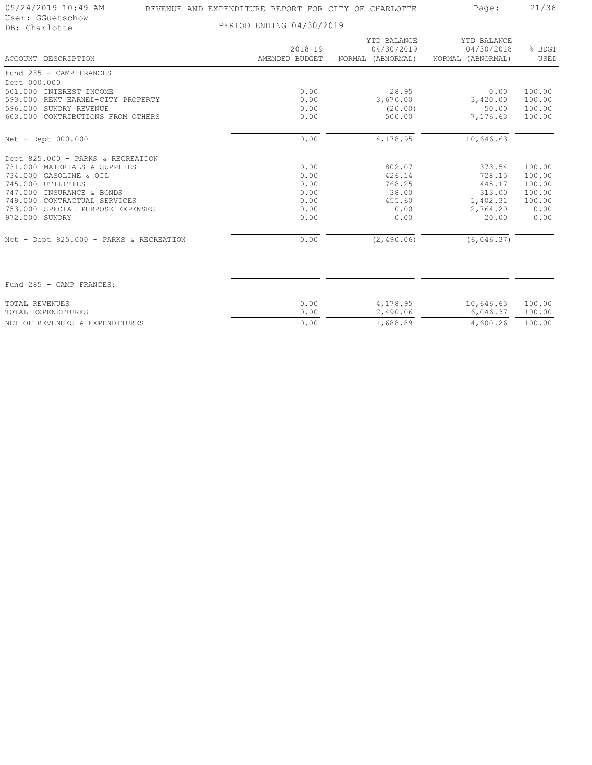# REVENUE AND EXPENDITURE REPORT FOR CITY OF CHARLOTTE

05/24/2019 10:49 AM
User: GGuetschow
DB: Charlotte

PERIOD ENDING 04/30/2019

| ACCOUNT DESCRIPTION | 2018-19 AMENDED BUDGET | YTD BALANCE 04/30/2019 NORMAL (ABNORMAL) | YTD BALANCE 04/30/2018 NORMAL (ABNORMAL) | % BDGT USED |
|---|---|---|---|---|
| **Fund 285 - CAMP FRANCES** | | | | |
| **Dept 000.000** | | | | |
| 501.000 INTEREST INCOME | 0.00 | 28.95 | 0.00 | 100.00 |
| 593.000 RENT EARNED-CITY PROPERTY | 0.00 | 3,670.00 | 3,420.00 | 100.00 |
| 596.000 SUNDRY REVENUE | 0.00 | (20.00) | 50.00 | 100.00 |
| 603.000 CONTRIBUTIONS FROM OTHERS | 0.00 | 500.00 | 7,176.63 | 100.00 |
| Net - Dept 000.000 | 0.00 | 4,178.95 | 10,646.63 | |
| **Dept 825.000 - PARKS & RECREATION** | | | | |
| 731.000 MATERIALS & SUPPLIES | 0.00 | 802.07 | 373.54 | 100.00 |
| 734.000 GASOLINE & OIL | 0.00 | 426.14 | 728.15 | 100.00 |
| 745.000 UTILITIES | 0.00 | 768.25 | 445.17 | 100.00 |
| 747.000 INSURANCE & BONDS | 0.00 | 38.00 | 313.00 | 100.00 |
| 749.000 CONTRACTUAL SERVICES | 0.00 | 455.60 | 1,402.31 | 100.00 |
| 753.000 SPECIAL PURPOSE EXPENSES | 0.00 | 0.00 | 2,764.20 | 0.00 |
| 972.000 SUNDRY | 0.00 | 0.00 | 20.00 | 0.00 |
| Net - Dept 825.000 - PARKS & RECREATION | 0.00 | (2,490.06) | (6,046.37) | |
| **Fund 285 - CAMP FRANCES:** | | | | |
| TOTAL REVENUES | 0.00 | 4,178.95 | 10,646.63 | 100.00 |
| TOTAL EXPENDITURES | 0.00 | 2,490.06 | 6,046.37 | 100.00 |
| NET OF REVENUES & EXPENDITURES | 0.00 | 1,688.89 | 4,600.26 | 100.00 |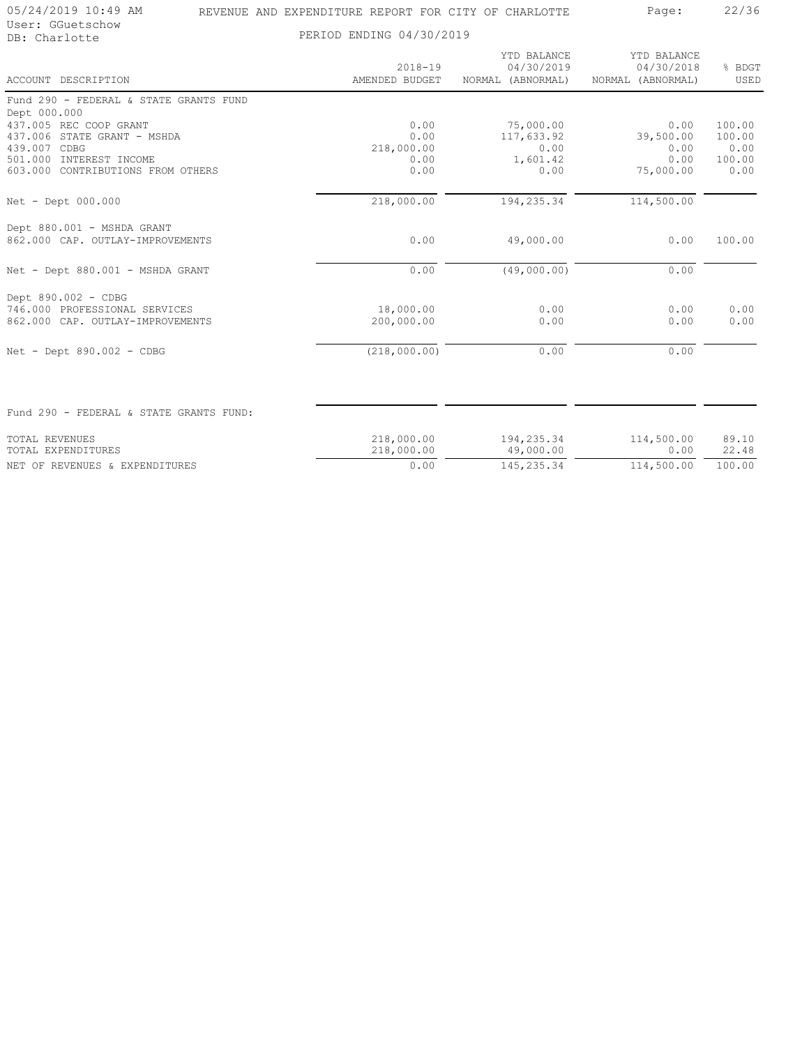REVENUE AND EXPENDITURE REPORT FOR CITY OF CHARLOTTE

PERIOD ENDING 04/30/2019

| ACCOUNT DESCRIPTION | 2018-19 AMENDED BUDGET | YTD BALANCE 04/30/2019 NORMAL (ABNORMAL) | YTD BALANCE 04/30/2018 NORMAL (ABNORMAL) | % BDGT USED |
|---|---|---|---|---|
| **Fund 290 - FEDERAL & STATE GRANTS FUND** | | | | |
| **Dept 000.000** | | | | |
| 437.005 REC COOP GRANT | 0.00 | 75,000.00 | 0.00 | 100.00 |
| 437.006 STATE GRANT - MSHDA | 0.00 | 117,633.92 | 39,500.00 | 100.00 |
| 439.007 CDBG | 218,000.00 | 0.00 | 0.00 | 0.00 |
| 501.000 INTEREST INCOME | 0.00 | 1,601.42 | 0.00 | 100.00 |
| 603.000 CONTRIBUTIONS FROM OTHERS | 0.00 | 0.00 | 75,000.00 | 0.00 |
| Net - Dept 000.000 | 218,000.00 | 194,235.34 | 114,500.00 | |
| **Dept 880.001 - MSHDA GRANT** | | | | |
| 862.000 CAP. OUTLAY-IMPROVEMENTS | 0.00 | 49,000.00 | 0.00 | 100.00 |
| Net - Dept 880.001 - MSHDA GRANT | 0.00 | (49,000.00) | 0.00 | |
| **Dept 890.002 - CDBG** | | | | |
| 746.000 PROFESSIONAL SERVICES | 18,000.00 | 0.00 | 0.00 | 0.00 |
| 862.000 CAP. OUTLAY-IMPROVEMENTS | 200,000.00 | 0.00 | 0.00 | 0.00 |
| Net - Dept 890.002 - CDBG | (218,000.00) | 0.00 | 0.00 | |
| **Fund 290 - FEDERAL & STATE GRANTS FUND:** | | | | |
| TOTAL REVENUES | 218,000.00 | 194,235.34 | 114,500.00 | 89.10 |
| TOTAL EXPENDITURES | 218,000.00 | 49,000.00 | 0.00 | 22.48 |
| NET OF REVENUES & EXPENDITURES | 0.00 | 145,235.34 | 114,500.00 | 100.00 |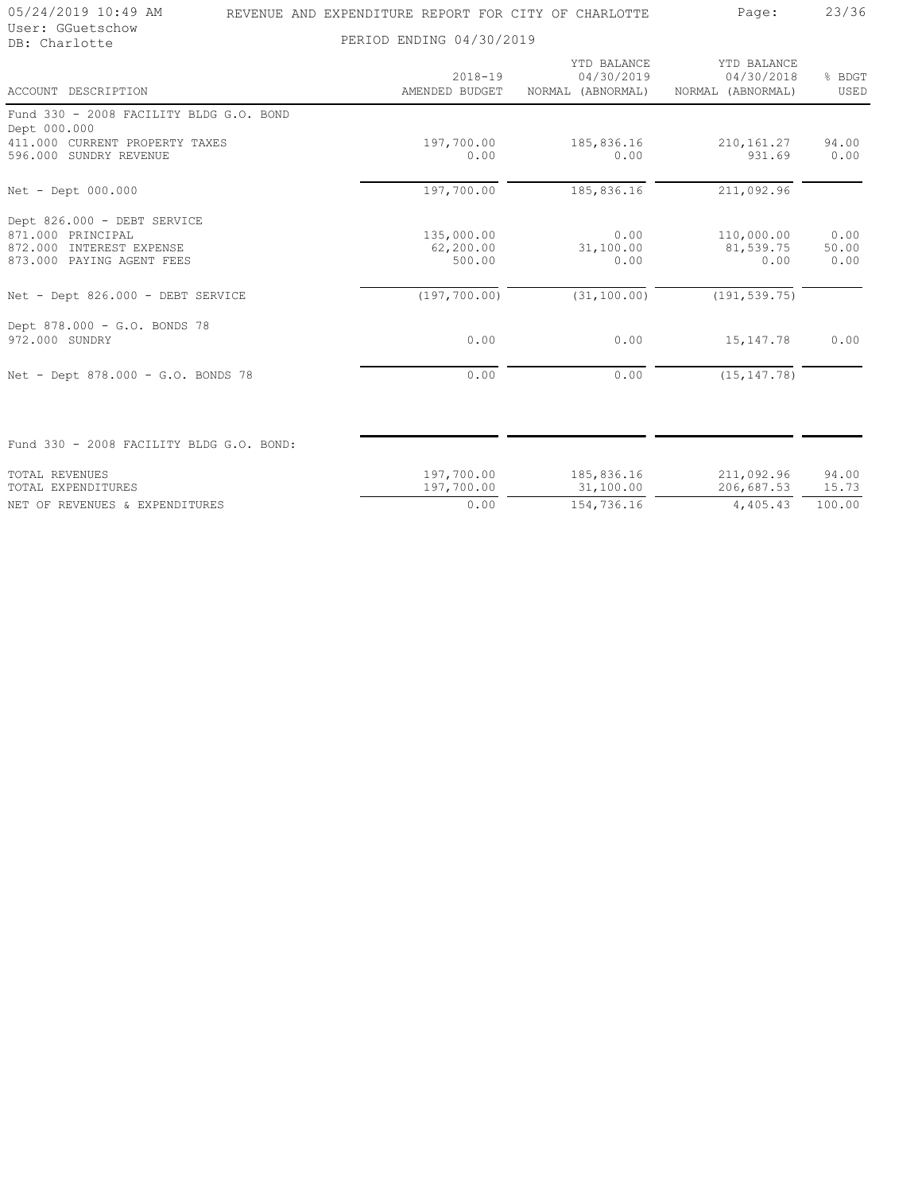REVENUE AND EXPENDITURE REPORT FOR CITY OF CHARLOTTE

PERIOD ENDING 04/30/2019

05/24/2019 10:49 AM
User: GGuetschow
DB: Charlotte

| ACCOUNT DESCRIPTION | 2018-19 AMENDED BUDGET | YTD BALANCE 04/30/2019 NORMAL (ABNORMAL) | YTD BALANCE 04/30/2018 NORMAL (ABNORMAL) | % BDGT USED |
|---|---|---|---|---|
| Fund 330 - 2008 FACILITY BLDG G.O. BOND | | | | |
| Dept 000.000 | | | | |
| 411.000 CURRENT PROPERTY TAXES | 197,700.00 | 185,836.16 | 210,161.27 | 94.00 |
| 596.000 SUNDRY REVENUE | 0.00 | 0.00 | 931.69 | 0.00 |
| Net - Dept 000.000 | 197,700.00 | 185,836.16 | 211,092.96 | |
| Dept 826.000 - DEBT SERVICE | | | | |
| 871.000 PRINCIPAL | 135,000.00 | 0.00 | 110,000.00 | 0.00 |
| 872.000 INTEREST EXPENSE | 62,200.00 | 31,100.00 | 81,539.75 | 50.00 |
| 873.000 PAYING AGENT FEES | 500.00 | 0.00 | 0.00 | 0.00 |
| Net - Dept 826.000 - DEBT SERVICE | (197,700.00) | (31,100.00) | (191,539.75) | |
| Dept 878.000 - G.O. BONDS 78 | | | | |
| 972.000 SUNDRY | 0.00 | 0.00 | 15,147.78 | 0.00 |
| Net - Dept 878.000 - G.O. BONDS 78 | 0.00 | 0.00 | (15,147.78) | |
| Fund 330 - 2008 FACILITY BLDG G.O. BOND: | | | | |
| TOTAL REVENUES | 197,700.00 | 185,836.16 | 211,092.96 | 94.00 |
| TOTAL EXPENDITURES | 197,700.00 | 31,100.00 | 206,687.53 | 15.73 |
| NET OF REVENUES & EXPENDITURES | 0.00 | 154,736.16 | 4,405.43 | 100.00 |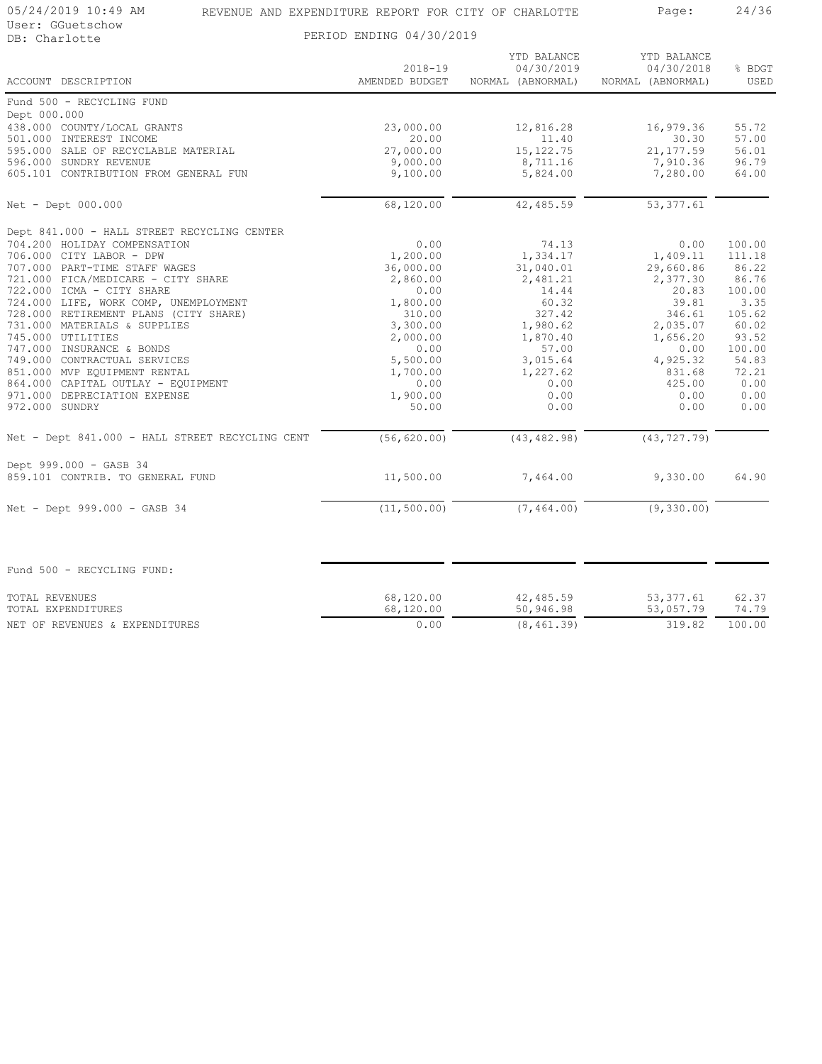REVENUE AND EXPENDITURE REPORT FOR CITY OF CHARLOTTE

User: GGuetschow
DB: Charlotte

PERIOD ENDING 04/30/2019

| ACCOUNT DESCRIPTION | 2018-19 AMENDED BUDGET | YTD BALANCE 04/30/2019 NORMAL (ABNORMAL) | YTD BALANCE 04/30/2018 NORMAL (ABNORMAL) | % BDGT USED |
|---|---|---|---|---|
| Fund 500 - RECYCLING FUND | | | | |
| Dept 000.000 | | | | |
| 438.000 COUNTY/LOCAL GRANTS | 23,000.00 | 12,816.28 | 16,979.36 | 55.72 |
| 501.000 INTEREST INCOME | 20.00 | 11.40 | 30.30 | 57.00 |
| 595.000 SALE OF RECYCLABLE MATERIAL | 27,000.00 | 15,122.75 | 21,177.59 | 56.01 |
| 596.000 SUNDRY REVENUE | 9,000.00 | 8,711.16 | 7,910.36 | 96.79 |
| 605.101 CONTRIBUTION FROM GENERAL FUN | 9,100.00 | 5,824.00 | 7,280.00 | 64.00 |
| Net - Dept 000.000 | 68,120.00 | 42,485.59 | 53,377.61 | |
| Dept 841.000 - HALL STREET RECYCLING CENTER | | | | |
| 704.200 HOLIDAY COMPENSATION | 0.00 | 74.13 | 0.00 | 100.00 |
| 706.000 CITY LABOR - DPW | 1,200.00 | 1,334.17 | 1,409.11 | 111.18 |
| 707.000 PART-TIME STAFF WAGES | 36,000.00 | 31,040.01 | 29,660.86 | 86.22 |
| 721.000 FICA/MEDICARE - CITY SHARE | 2,860.00 | 2,481.21 | 2,377.30 | 86.76 |
| 722.000 ICMA - CITY SHARE | 0.00 | 14.44 | 20.83 | 100.00 |
| 724.000 LIFE, WORK COMP, UNEMPLOYMENT | 1,800.00 | 60.32 | 39.81 | 3.35 |
| 728.000 RETIREMENT PLANS (CITY SHARE) | 310.00 | 327.42 | 346.61 | 105.62 |
| 731.000 MATERIALS & SUPPLIES | 3,300.00 | 1,980.62 | 2,035.07 | 60.02 |
| 745.000 UTILITIES | 2,000.00 | 1,870.40 | 1,656.20 | 93.52 |
| 747.000 INSURANCE & BONDS | 0.00 | 57.00 | 0.00 | 100.00 |
| 749.000 CONTRACTUAL SERVICES | 5,500.00 | 3,015.64 | 4,925.32 | 54.83 |
| 851.000 MVP EQUIPMENT RENTAL | 1,700.00 | 1,227.62 | 831.68 | 72.21 |
| 864.000 CAPITAL OUTLAY - EQUIPMENT | 0.00 | 0.00 | 425.00 | 0.00 |
| 971.000 DEPRECIATION EXPENSE | 1,900.00 | 0.00 | 0.00 | 0.00 |
| 972.000 SUNDRY | 50.00 | 0.00 | 0.00 | 0.00 |
| Net - Dept 841.000 - HALL STREET RECYCLING CENT | (56,620.00) | (43,482.98) | (43,727.79) | |
| Dept 999.000 - GASB 34 | | | | |
| 859.101 CONTRIB. TO GENERAL FUND | 11,500.00 | 7,464.00 | 9,330.00 | 64.90 |
| Net - Dept 999.000 - GASB 34 | (11,500.00) | (7,464.00) | (9,330.00) | |
| Fund 500 - RECYCLING FUND: | | | | |
| TOTAL REVENUES | 68,120.00 | 42,485.59 | 53,377.61 | 62.37 |
| TOTAL EXPENDITURES | 68,120.00 | 50,946.98 | 53,057.79 | 74.79 |
| NET OF REVENUES & EXPENDITURES | 0.00 | (8,461.39) | 319.82 | 100.00 |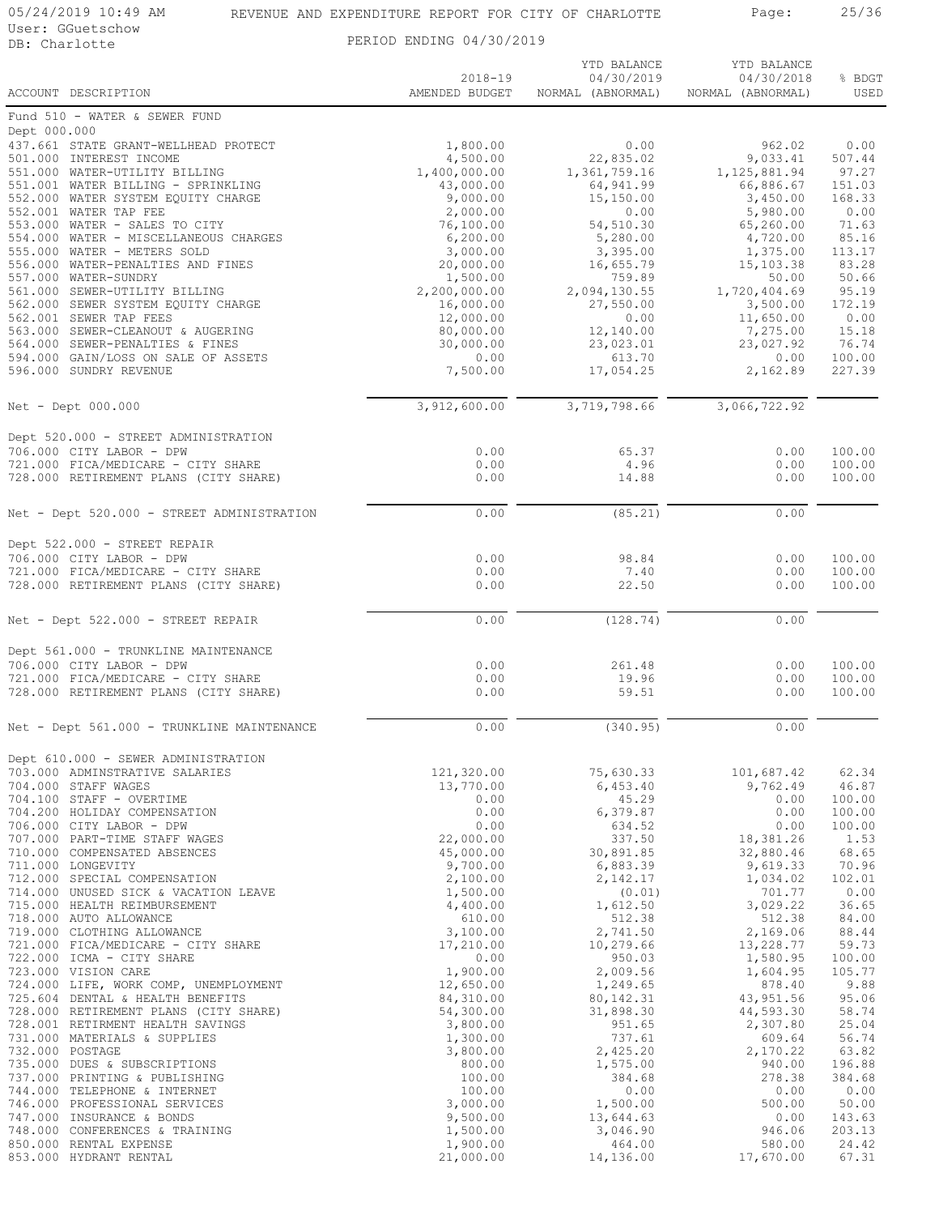REVENUE AND EXPENDITURE REPORT FOR CITY OF CHARLOTTE

PERIOD ENDING 04/30/2019

| ACCOUNT DESCRIPTION | 2018-19 AMENDED BUDGET | YTD BALANCE 04/30/2019 NORMAL (ABNORMAL) | YTD BALANCE 04/30/2018 NORMAL (ABNORMAL) | % BDGT USED |
|---|---|---|---|---|
| **Fund 510 - WATER & SEWER FUND** | | | | |
| **Dept 000.000** | | | | |
| 437.661 STATE GRANT-WELLHEAD PROTECT | 1,800.00 | 0.00 | 962.02 | 0.00 |
| 501.000 INTEREST INCOME | 4,500.00 | 22,835.02 | 9,033.41 | 507.44 |
| 551.000 WATER-UTILITY BILLING | 1,400,000.00 | 1,361,759.16 | 1,125,881.94 | 97.27 |
| 551.001 WATER BILLING - SPRINKLING | 43,000.00 | 64,941.99 | 66,886.67 | 151.03 |
| 552.000 WATER SYSTEM EQUITY CHARGE | 9,000.00 | 15,150.00 | 3,450.00 | 168.33 |
| 552.001 WATER TAP FEE | 2,000.00 | 0.00 | 5,980.00 | 0.00 |
| 553.000 WATER - SALES TO CITY | 76,100.00 | 54,510.30 | 65,260.00 | 71.63 |
| 554.000 WATER - MISCELLANEOUS CHARGES | 6,200.00 | 5,280.00 | 4,720.00 | 85.16 |
| 555.000 WATER - METERS SOLD | 3,000.00 | 3,395.00 | 1,375.00 | 113.17 |
| 556.000 WATER-PENALTIES AND FINES | 20,000.00 | 16,655.79 | 15,103.38 | 83.28 |
| 557.000 WATER-SUNDRY | 1,500.00 | 759.89 | 50.00 | 50.66 |
| 561.000 SEWER-UTILITY BILLING | 2,200,000.00 | 2,094,130.55 | 1,720,404.69 | 95.19 |
| 562.000 SEWER SYSTEM EQUITY CHARGE | 16,000.00 | 27,550.00 | 3,500.00 | 172.19 |
| 562.001 SEWER TAP FEES | 12,000.00 | 0.00 | 11,650.00 | 0.00 |
| 563.000 SEWER-CLEANOUT & AUGERING | 80,000.00 | 12,140.00 | 7,275.00 | 15.18 |
| 564.000 SEWER-PENALTIES & FINES | 30,000.00 | 23,023.01 | 23,027.92 | 76.74 |
| 594.000 GAIN/LOSS ON SALE OF ASSETS | 0.00 | 613.70 | 0.00 | 100.00 |
| 596.000 SUNDRY REVENUE | 7,500.00 | 17,054.25 | 2,162.89 | 227.39 |
| Net - Dept 000.000 | 3,912,600.00 | 3,719,798.66 | 3,066,722.92 | |
| **Dept 520.000 - STREET ADMINISTRATION** | | | | |
| 706.000 CITY LABOR - DPW | 0.00 | 65.37 | 0.00 | 100.00 |
| 721.000 FICA/MEDICARE - CITY SHARE | 0.00 | 4.96 | 0.00 | 100.00 |
| 728.000 RETIREMENT PLANS (CITY SHARE) | 0.00 | 14.88 | 0.00 | 100.00 |
| Net - Dept 520.000 - STREET ADMINISTRATION | 0.00 | (85.21) | 0.00 | |
| **Dept 522.000 - STREET REPAIR** | | | | |
| 706.000 CITY LABOR - DPW | 0.00 | 98.84 | 0.00 | 100.00 |
| 721.000 FICA/MEDICARE - CITY SHARE | 0.00 | 7.40 | 0.00 | 100.00 |
| 728.000 RETIREMENT PLANS (CITY SHARE) | 0.00 | 22.50 | 0.00 | 100.00 |
| Net - Dept 522.000 - STREET REPAIR | 0.00 | (128.74) | 0.00 | |
| **Dept 561.000 - TRUNKLINE MAINTENANCE** | | | | |
| 706.000 CITY LABOR - DPW | 0.00 | 261.48 | 0.00 | 100.00 |
| 721.000 FICA/MEDICARE - CITY SHARE | 0.00 | 19.96 | 0.00 | 100.00 |
| 728.000 RETIREMENT PLANS (CITY SHARE) | 0.00 | 59.51 | 0.00 | 100.00 |
| Net - Dept 561.000 - TRUNKLINE MAINTENANCE | 0.00 | (340.95) | 0.00 | |
| **Dept 610.000 - SEWER ADMINISTRATION** | | | | |
| 703.000 ADMINSTRATIVE SALARIES | 121,320.00 | 75,630.33 | 101,687.42 | 62.34 |
| 704.000 STAFF WAGES | 13,770.00 | 6,453.40 | 9,762.49 | 46.87 |
| 704.100 STAFF - OVERTIME | 0.00 | 45.29 | 0.00 | 100.00 |
| 704.200 HOLIDAY COMPENSATION | 0.00 | 6,379.87 | 0.00 | 100.00 |
| 706.000 CITY LABOR - DPW | 0.00 | 634.52 | 0.00 | 100.00 |
| 707.000 PART-TIME STAFF WAGES | 22,000.00 | 337.50 | 18,381.26 | 1.53 |
| 710.000 COMPENSATED ABSENCES | 45,000.00 | 30,891.85 | 32,880.46 | 68.65 |
| 711.000 LONGEVITY | 9,700.00 | 6,883.39 | 9,619.33 | 70.96 |
| 712.000 SPECIAL COMPENSATION | 2,100.00 | 2,142.17 | 1,034.02 | 102.01 |
| 714.000 UNUSED SICK & VACATION LEAVE | 1,500.00 | (0.01) | 701.77 | 0.00 |
| 715.000 HEALTH REIMBURSEMENT | 4,400.00 | 1,612.50 | 3,029.22 | 36.65 |
| 718.000 AUTO ALLOWANCE | 610.00 | 512.38 | 512.38 | 84.00 |
| 719.000 CLOTHING ALLOWANCE | 3,100.00 | 2,741.50 | 2,169.06 | 88.44 |
| 721.000 FICA/MEDICARE - CITY SHARE | 17,210.00 | 10,279.66 | 13,228.77 | 59.73 |
| 722.000 ICMA - CITY SHARE | 0.00 | 950.03 | 1,580.95 | 100.00 |
| 723.000 VISION CARE | 1,900.00 | 2,009.56 | 1,604.95 | 105.77 |
| 724.000 LIFE, WORK COMP, UNEMPLOYMENT | 12,650.00 | 1,249.65 | 878.40 | 9.88 |
| 725.604 DENTAL & HEALTH BENEFITS | 84,310.00 | 80,142.31 | 43,951.56 | 95.06 |
| 728.000 RETIREMENT PLANS (CITY SHARE) | 54,300.00 | 31,898.30 | 44,593.30 | 58.74 |
| 728.001 RETIRMENT HEALTH SAVINGS | 3,800.00 | 951.65 | 2,307.80 | 25.04 |
| 731.000 MATERIALS & SUPPLIES | 1,300.00 | 737.61 | 609.64 | 56.74 |
| 732.000 POSTAGE | 3,800.00 | 2,425.20 | 2,170.22 | 63.82 |
| 735.000 DUES & SUBSCRIPTIONS | 800.00 | 1,575.00 | 940.00 | 196.88 |
| 737.000 PRINTING & PUBLISHING | 100.00 | 384.68 | 278.38 | 384.68 |
| 744.000 TELEPHONE & INTERNET | 100.00 | 0.00 | 0.00 | 0.00 |
| 746.000 PROFESSIONAL SERVICES | 3,000.00 | 1,500.00 | 500.00 | 50.00 |
| 747.000 INSURANCE & BONDS | 9,500.00 | 13,644.63 | 0.00 | 143.63 |
| 748.000 CONFERENCES & TRAINING | 1,500.00 | 3,046.90 | 946.06 | 203.13 |
| 850.000 RENTAL EXPENSE | 1,900.00 | 464.00 | 580.00 | 24.42 |
| 853.000 HYDRANT RENTAL | 21,000.00 | 14,136.00 | 17,670.00 | 67.31 |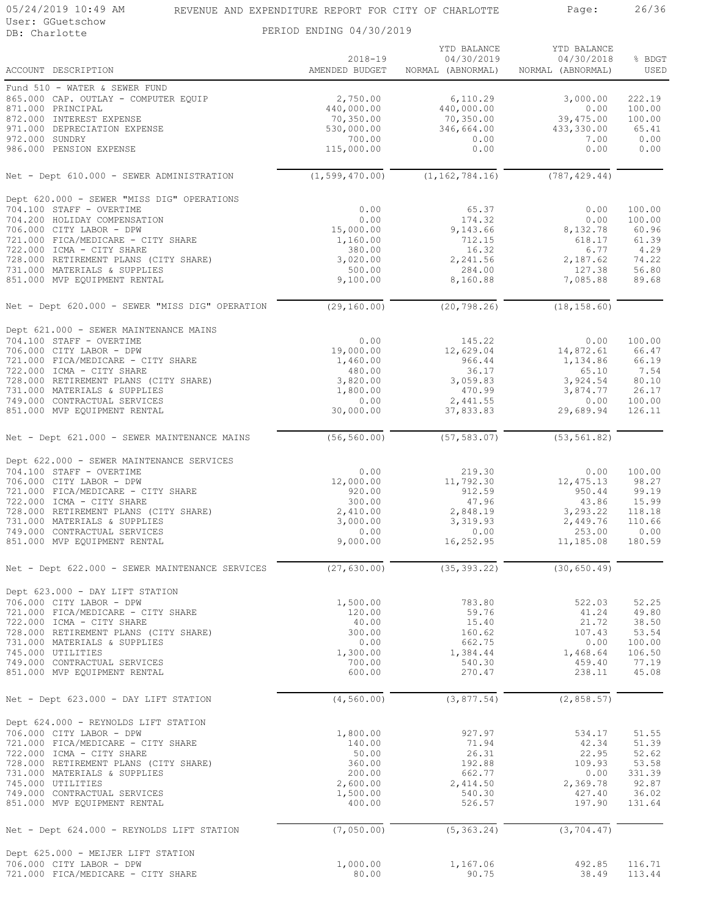05/24/2019 10:49 AM
User: GGuetschow
DB: Charlotte

# REVENUE AND EXPENDITURE REPORT FOR CITY OF CHARLOTTE

PERIOD ENDING 04/30/2019

| ACCOUNT DESCRIPTION | 2018-19 AMENDED BUDGET | YTD BALANCE 04/30/2019 NORMAL (ABNORMAL) | YTD BALANCE 04/30/2018 NORMAL (ABNORMAL) | % BDGT USED |
|---|---|---|---|---|
| Fund 510 - WATER & SEWER FUND | | | | |
| 865.000 CAP. OUTLAY - COMPUTER EQUIP | 2,750.00 | 6,110.29 | 3,000.00 | 222.19 |
| 871.000 PRINCIPAL | 440,000.00 | 440,000.00 | 0.00 | 100.00 |
| 872.000 INTEREST EXPENSE | 70,350.00 | 70,350.00 | 39,475.00 | 100.00 |
| 971.000 DEPRECIATION EXPENSE | 530,000.00 | 346,664.00 | 433,330.00 | 65.41 |
| 972.000 SUNDRY | 700.00 | 0.00 | 7.00 | 0.00 |
| 986.000 PENSION EXPENSE | 115,000.00 | 0.00 | 0.00 | 0.00 |
| Net - Dept 610.000 - SEWER ADMINISTRATION | (1,599,470.00) | (1,162,784.16) | (787,429.44) | |
| Dept 620.000 - SEWER "MISS DIG" OPERATIONS | | | | |
| 704.100 STAFF - OVERTIME | 0.00 | 65.37 | 0.00 | 100.00 |
| 704.200 HOLIDAY COMPENSATION | 0.00 | 174.32 | 0.00 | 100.00 |
| 706.000 CITY LABOR - DPW | 15,000.00 | 9,143.66 | 8,132.78 | 60.96 |
| 721.000 FICA/MEDICARE - CITY SHARE | 1,160.00 | 712.15 | 618.17 | 61.39 |
| 722.000 ICMA - CITY SHARE | 380.00 | 16.32 | 6.77 | 4.29 |
| 728.000 RETIREMENT PLANS (CITY SHARE) | 3,020.00 | 2,241.56 | 2,187.62 | 74.22 |
| 731.000 MATERIALS & SUPPLIES | 500.00 | 284.00 | 127.38 | 56.80 |
| 851.000 MVP EQUIPMENT RENTAL | 9,100.00 | 8,160.88 | 7,085.88 | 89.68 |
| Net - Dept 620.000 - SEWER "MISS DIG" OPERATION | (29,160.00) | (20,798.26) | (18,158.60) | |
| Dept 621.000 - SEWER MAINTENANCE MAINS | | | | |
| 704.100 STAFF - OVERTIME | 0.00 | 145.22 | 0.00 | 100.00 |
| 706.000 CITY LABOR - DPW | 19,000.00 | 12,629.04 | 14,872.61 | 66.47 |
| 721.000 FICA/MEDICARE - CITY SHARE | 1,460.00 | 966.44 | 1,134.86 | 66.19 |
| 722.000 ICMA - CITY SHARE | 480.00 | 36.17 | 65.10 | 7.54 |
| 728.000 RETIREMENT PLANS (CITY SHARE) | 3,820.00 | 3,059.83 | 3,924.54 | 80.10 |
| 731.000 MATERIALS & SUPPLIES | 1,800.00 | 470.99 | 3,874.77 | 26.17 |
| 749.000 CONTRACTUAL SERVICES | 0.00 | 2,441.55 | 0.00 | 100.00 |
| 851.000 MVP EQUIPMENT RENTAL | 30,000.00 | 37,833.83 | 29,689.94 | 126.11 |
| Net - Dept 621.000 - SEWER MAINTENANCE MAINS | (56,560.00) | (57,583.07) | (53,561.82) | |
| Dept 622.000 - SEWER MAINTENANCE SERVICES | | | | |
| 704.100 STAFF - OVERTIME | 0.00 | 219.30 | 0.00 | 100.00 |
| 706.000 CITY LABOR - DPW | 12,000.00 | 11,792.30 | 12,475.13 | 98.27 |
| 721.000 FICA/MEDICARE - CITY SHARE | 920.00 | 912.59 | 950.44 | 99.19 |
| 722.000 ICMA - CITY SHARE | 300.00 | 47.96 | 43.86 | 15.99 |
| 728.000 RETIREMENT PLANS (CITY SHARE) | 2,410.00 | 2,848.19 | 3,293.22 | 118.18 |
| 731.000 MATERIALS & SUPPLIES | 3,000.00 | 3,319.93 | 2,449.76 | 110.66 |
| 749.000 CONTRACTUAL SERVICES | 0.00 | 0.00 | 253.00 | 0.00 |
| 851.000 MVP EQUIPMENT RENTAL | 9,000.00 | 16,252.95 | 11,185.08 | 180.59 |
| Net - Dept 622.000 - SEWER MAINTENANCE SERVICES | (27,630.00) | (35,393.22) | (30,650.49) | |
| Dept 623.000 - DAY LIFT STATION | | | | |
| 706.000 CITY LABOR - DPW | 1,500.00 | 783.80 | 522.03 | 52.25 |
| 721.000 FICA/MEDICARE - CITY SHARE | 120.00 | 59.76 | 41.24 | 49.80 |
| 722.000 ICMA - CITY SHARE | 40.00 | 15.40 | 21.72 | 38.50 |
| 728.000 RETIREMENT PLANS (CITY SHARE) | 300.00 | 160.62 | 107.43 | 53.54 |
| 731.000 MATERIALS & SUPPLIES | 0.00 | 662.75 | 0.00 | 100.00 |
| 745.000 UTILITIES | 1,300.00 | 1,384.44 | 1,468.64 | 106.50 |
| 749.000 CONTRACTUAL SERVICES | 700.00 | 540.30 | 459.40 | 77.19 |
| 851.000 MVP EQUIPMENT RENTAL | 600.00 | 270.47 | 238.11 | 45.08 |
| Net - Dept 623.000 - DAY LIFT STATION | (4,560.00) | (3,877.54) | (2,858.57) | |
| Dept 624.000 - REYNOLDS LIFT STATION | | | | |
| 706.000 CITY LABOR - DPW | 1,800.00 | 927.97 | 534.17 | 51.55 |
| 721.000 FICA/MEDICARE - CITY SHARE | 140.00 | 71.94 | 42.34 | 51.39 |
| 722.000 ICMA - CITY SHARE | 50.00 | 26.31 | 22.95 | 52.62 |
| 728.000 RETIREMENT PLANS (CITY SHARE) | 360.00 | 192.88 | 109.93 | 53.58 |
| 731.000 MATERIALS & SUPPLIES | 200.00 | 662.77 | 0.00 | 331.39 |
| 745.000 UTILITIES | 2,600.00 | 2,414.50 | 2,369.78 | 92.87 |
| 749.000 CONTRACTUAL SERVICES | 1,500.00 | 540.30 | 427.40 | 36.02 |
| 851.000 MVP EQUIPMENT RENTAL | 400.00 | 526.57 | 197.90 | 131.64 |
| Net - Dept 624.000 - REYNOLDS LIFT STATION | (7,050.00) | (5,363.24) | (3,704.47) | |
| Dept 625.000 - MEIJER LIFT STATION | | | | |
| 706.000 CITY LABOR - DPW | 1,000.00 | 1,167.06 | 492.85 | 116.71 |
| 721.000 FICA/MEDICARE - CITY SHARE | 80.00 | 90.75 | 38.49 | 113.44 |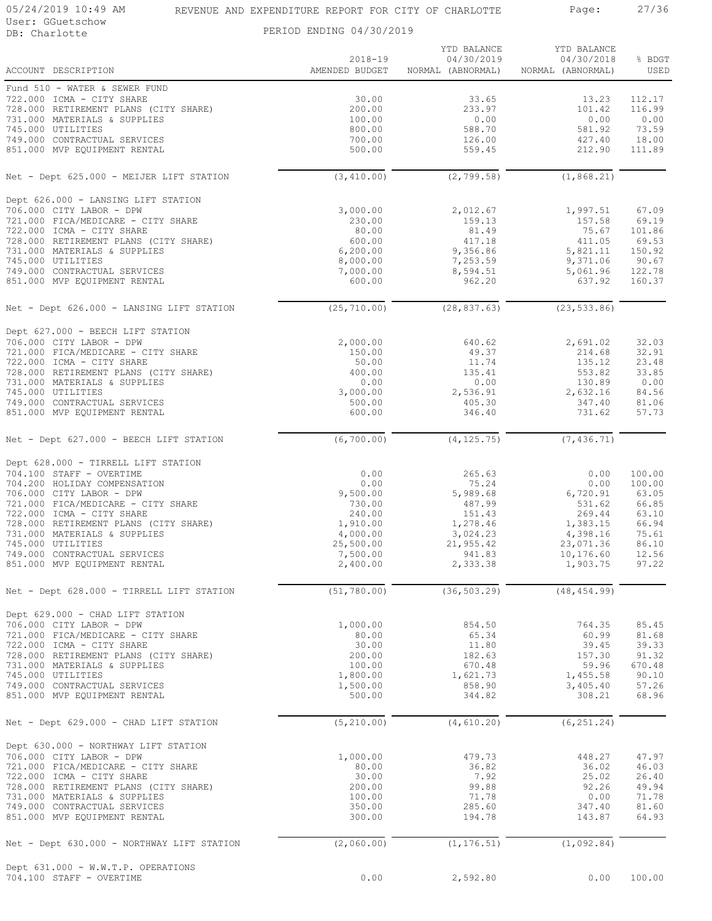REVENUE AND EXPENDITURE REPORT FOR CITY OF CHARLOTTE

PERIOD ENDING 04/30/2019

05/24/2019 10:49 AM
User: GGuetschow
DB: Charlotte

| ACCOUNT DESCRIPTION | 2018-19 AMENDED BUDGET | YTD BALANCE 04/30/2019 NORMAL (ABNORMAL) | YTD BALANCE 04/30/2018 NORMAL (ABNORMAL) | % BDGT USED |
|---|---|---|---|---|
| Fund 510 - WATER & SEWER FUND | | | | |
| 722.000 ICMA - CITY SHARE | 30.00 | 33.65 | 13.23 | 112.17 |
| 728.000 RETIREMENT PLANS (CITY SHARE) | 200.00 | 233.97 | 101.42 | 116.99 |
| 731.000 MATERIALS & SUPPLIES | 100.00 | 0.00 | 0.00 | 0.00 |
| 745.000 UTILITIES | 800.00 | 588.70 | 581.92 | 73.59 |
| 749.000 CONTRACTUAL SERVICES | 700.00 | 126.00 | 427.40 | 18.00 |
| 851.000 MVP EQUIPMENT RENTAL | 500.00 | 559.45 | 212.90 | 111.89 |
| Net - Dept 625.000 - MEIJER LIFT STATION | (3,410.00) | (2,799.58) | (1,868.21) | |
| Dept 626.000 - LANSING LIFT STATION | | | | |
| 706.000 CITY LABOR - DPW | 3,000.00 | 2,012.67 | 1,997.51 | 67.09 |
| 721.000 FICA/MEDICARE - CITY SHARE | 230.00 | 159.13 | 157.58 | 69.19 |
| 722.000 ICMA - CITY SHARE | 80.00 | 81.49 | 75.67 | 101.86 |
| 728.000 RETIREMENT PLANS (CITY SHARE) | 600.00 | 417.18 | 411.05 | 69.53 |
| 731.000 MATERIALS & SUPPLIES | 6,200.00 | 9,356.86 | 5,821.11 | 150.92 |
| 745.000 UTILITIES | 8,000.00 | 7,253.59 | 9,371.06 | 90.67 |
| 749.000 CONTRACTUAL SERVICES | 7,000.00 | 8,594.51 | 5,061.96 | 122.78 |
| 851.000 MVP EQUIPMENT RENTAL | 600.00 | 962.20 | 637.92 | 160.37 |
| Net - Dept 626.000 - LANSING LIFT STATION | (25,710.00) | (28,837.63) | (23,533.86) | |
| Dept 627.000 - BEECH LIFT STATION | | | | |
| 706.000 CITY LABOR - DPW | 2,000.00 | 640.62 | 2,691.02 | 32.03 |
| 721.000 FICA/MEDICARE - CITY SHARE | 150.00 | 49.37 | 214.68 | 32.91 |
| 722.000 ICMA - CITY SHARE | 50.00 | 11.74 | 135.12 | 23.48 |
| 728.000 RETIREMENT PLANS (CITY SHARE) | 400.00 | 135.41 | 553.82 | 33.85 |
| 731.000 MATERIALS & SUPPLIES | 0.00 | 0.00 | 130.89 | 0.00 |
| 745.000 UTILITIES | 3,000.00 | 2,536.91 | 2,632.16 | 84.56 |
| 749.000 CONTRACTUAL SERVICES | 500.00 | 405.30 | 347.40 | 81.06 |
| 851.000 MVP EQUIPMENT RENTAL | 600.00 | 346.40 | 731.62 | 57.73 |
| Net - Dept 627.000 - BEECH LIFT STATION | (6,700.00) | (4,125.75) | (7,436.71) | |
| Dept 628.000 - TIRRELL LIFT STATION | | | | |
| 704.100 STAFF - OVERTIME | 0.00 | 265.63 | 0.00 | 100.00 |
| 704.200 HOLIDAY COMPENSATION | 0.00 | 75.24 | 0.00 | 100.00 |
| 706.000 CITY LABOR - DPW | 9,500.00 | 5,989.68 | 6,720.91 | 63.05 |
| 721.000 FICA/MEDICARE - CITY SHARE | 730.00 | 487.99 | 531.62 | 66.85 |
| 722.000 ICMA - CITY SHARE | 240.00 | 151.43 | 269.44 | 63.10 |
| 728.000 RETIREMENT PLANS (CITY SHARE) | 1,910.00 | 1,278.46 | 1,383.15 | 66.94 |
| 731.000 MATERIALS & SUPPLIES | 4,000.00 | 3,024.23 | 4,398.16 | 75.61 |
| 745.000 UTILITIES | 25,500.00 | 21,955.42 | 23,071.36 | 86.10 |
| 749.000 CONTRACTUAL SERVICES | 7,500.00 | 941.83 | 10,176.60 | 12.56 |
| 851.000 MVP EQUIPMENT RENTAL | 2,400.00 | 2,333.38 | 1,903.75 | 97.22 |
| Net - Dept 628.000 - TIRRELL LIFT STATION | (51,780.00) | (36,503.29) | (48,454.99) | |
| Dept 629.000 - CHAD LIFT STATION | | | | |
| 706.000 CITY LABOR - DPW | 1,000.00 | 854.50 | 764.35 | 85.45 |
| 721.000 FICA/MEDICARE - CITY SHARE | 80.00 | 65.34 | 60.99 | 81.68 |
| 722.000 ICMA - CITY SHARE | 30.00 | 11.80 | 39.45 | 39.33 |
| 728.000 RETIREMENT PLANS (CITY SHARE) | 200.00 | 182.63 | 157.30 | 91.32 |
| 731.000 MATERIALS & SUPPLIES | 100.00 | 670.48 | 59.96 | 670.48 |
| 745.000 UTILITIES | 1,800.00 | 1,621.73 | 1,455.58 | 90.10 |
| 749.000 CONTRACTUAL SERVICES | 1,500.00 | 858.90 | 3,405.40 | 57.26 |
| 851.000 MVP EQUIPMENT RENTAL | 500.00 | 344.82 | 308.21 | 68.96 |
| Net - Dept 629.000 - CHAD LIFT STATION | (5,210.00) | (4,610.20) | (6,251.24) | |
| Dept 630.000 - NORTHWAY LIFT STATION | | | | |
| 706.000 CITY LABOR - DPW | 1,000.00 | 479.73 | 448.27 | 47.97 |
| 721.000 FICA/MEDICARE - CITY SHARE | 80.00 | 36.82 | 36.02 | 46.03 |
| 722.000 ICMA - CITY SHARE | 30.00 | 7.92 | 25.02 | 26.40 |
| 728.000 RETIREMENT PLANS (CITY SHARE) | 200.00 | 99.88 | 92.26 | 49.94 |
| 731.000 MATERIALS & SUPPLIES | 100.00 | 71.78 | 0.00 | 71.78 |
| 749.000 CONTRACTUAL SERVICES | 350.00 | 285.60 | 347.40 | 81.60 |
| 851.000 MVP EQUIPMENT RENTAL | 300.00 | 194.78 | 143.87 | 64.93 |
| Net - Dept 630.000 - NORTHWAY LIFT STATION | (2,060.00) | (1,176.51) | (1,092.84) | |
| Dept 631.000 - W.W.T.P. OPERATIONS | | | | |
| 704.100 STAFF - OVERTIME | 0.00 | 2,592.80 | 0.00 | 100.00 |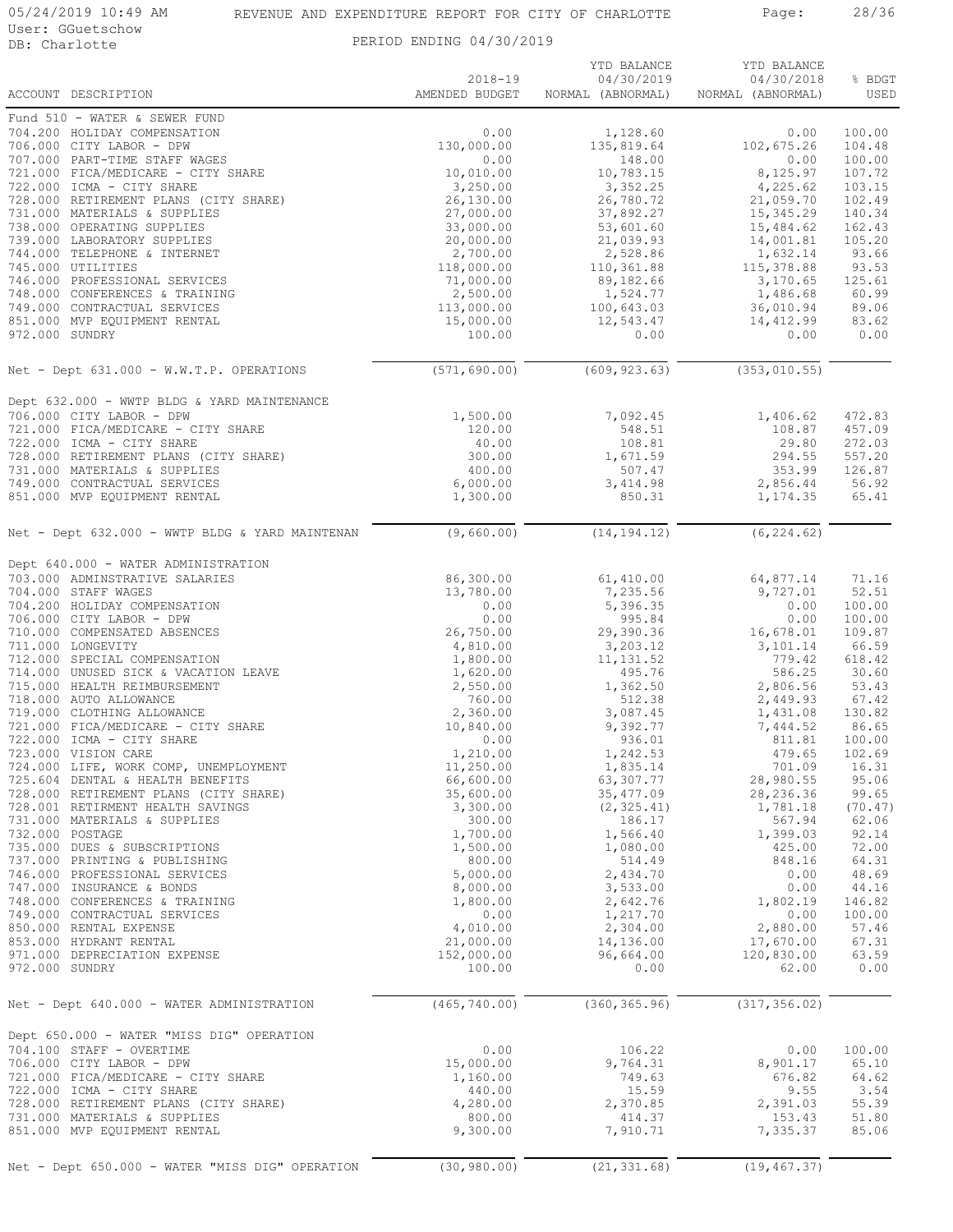REVENUE AND EXPENDITURE REPORT FOR CITY OF CHARLOTTE

PERIOD ENDING 04/30/2019

05/24/2019 10:49 AM
User: GGuetschow
DB: Charlotte

| ACCOUNT DESCRIPTION | 2018-19 AMENDED BUDGET | YTD BALANCE 04/30/2019 NORMAL (ABNORMAL) | YTD BALANCE 04/30/2018 NORMAL (ABNORMAL) | % BDGT USED |
|---|---|---|---|---|
| Fund 510 - WATER & SEWER FUND | | | | |
| 704.200 HOLIDAY COMPENSATION | 0.00 | 1,128.60 | 0.00 | 100.00 |
| 706.000 CITY LABOR - DPW | 130,000.00 | 135,819.64 | 102,675.26 | 104.48 |
| 707.000 PART-TIME STAFF WAGES | 0.00 | 148.00 | 0.00 | 100.00 |
| 721.000 FICA/MEDICARE - CITY SHARE | 10,010.00 | 10,783.15 | 8,125.97 | 107.72 |
| 722.000 ICMA - CITY SHARE | 3,250.00 | 3,352.25 | 4,225.62 | 103.15 |
| 728.000 RETIREMENT PLANS (CITY SHARE) | 26,130.00 | 26,780.72 | 21,059.70 | 102.49 |
| 731.000 MATERIALS & SUPPLIES | 27,000.00 | 37,892.27 | 15,345.29 | 140.34 |
| 738.000 OPERATING SUPPLIES | 33,000.00 | 53,601.60 | 15,484.62 | 162.43 |
| 739.000 LABORATORY SUPPLIES | 20,000.00 | 21,039.93 | 14,001.81 | 105.20 |
| 744.000 TELEPHONE & INTERNET | 2,700.00 | 2,528.86 | 1,632.14 | 93.66 |
| 745.000 UTILITIES | 118,000.00 | 110,361.88 | 115,378.88 | 93.53 |
| 746.000 PROFESSIONAL SERVICES | 71,000.00 | 89,182.66 | 3,170.65 | 125.61 |
| 748.000 CONFERENCES & TRAINING | 2,500.00 | 1,524.77 | 1,486.68 | 60.99 |
| 749.000 CONTRACTUAL SERVICES | 113,000.00 | 100,643.03 | 36,010.94 | 89.06 |
| 851.000 MVP EQUIPMENT RENTAL | 15,000.00 | 12,543.47 | 14,412.99 | 83.62 |
| 972.000 SUNDRY | 100.00 | 0.00 | 0.00 | 0.00 |
| Net - Dept 631.000 - W.W.T.P. OPERATIONS | (571,690.00) | (609,923.63) | (353,010.55) | |
| Dept 632.000 - WWTP BLDG & YARD MAINTENANCE | | | | |
| 706.000 CITY LABOR - DPW | 1,500.00 | 7,092.45 | 1,406.62 | 472.83 |
| 721.000 FICA/MEDICARE - CITY SHARE | 120.00 | 548.51 | 108.87 | 457.09 |
| 722.000 ICMA - CITY SHARE | 40.00 | 108.81 | 29.80 | 272.03 |
| 728.000 RETIREMENT PLANS (CITY SHARE) | 300.00 | 1,671.59 | 294.55 | 557.20 |
| 731.000 MATERIALS & SUPPLIES | 400.00 | 507.47 | 353.99 | 126.87 |
| 749.000 CONTRACTUAL SERVICES | 6,000.00 | 3,414.98 | 2,856.44 | 56.92 |
| 851.000 MVP EQUIPMENT RENTAL | 1,300.00 | 850.31 | 1,174.35 | 65.41 |
| Net - Dept 632.000 - WWTP BLDG & YARD MAINTENAN | (9,660.00) | (14,194.12) | (6,224.62) | |
| Dept 640.000 - WATER ADMINISTRATION | | | | |
| 703.000 ADMINSTRATIVE SALARIES | 86,300.00 | 61,410.00 | 64,877.14 | 71.16 |
| 704.000 STAFF WAGES | 13,780.00 | 7,235.56 | 9,727.01 | 52.51 |
| 704.200 HOLIDAY COMPENSATION | 0.00 | 5,396.35 | 0.00 | 100.00 |
| 706.000 CITY LABOR - DPW | 0.00 | 995.84 | 0.00 | 100.00 |
| 710.000 COMPENSATED ABSENCES | 26,750.00 | 29,390.36 | 16,678.01 | 109.87 |
| 711.000 LONGEVITY | 4,810.00 | 3,203.12 | 3,101.14 | 66.59 |
| 712.000 SPECIAL COMPENSATION | 1,800.00 | 11,131.52 | 779.42 | 618.42 |
| 714.000 UNUSED SICK & VACATION LEAVE | 1,620.00 | 495.76 | 586.25 | 30.60 |
| 715.000 HEALTH REIMBURSEMENT | 2,550.00 | 1,362.50 | 2,806.56 | 53.43 |
| 718.000 AUTO ALLOWANCE | 760.00 | 512.38 | 2,449.93 | 67.42 |
| 719.000 CLOTHING ALLOWANCE | 2,360.00 | 3,087.45 | 1,431.08 | 130.82 |
| 721.000 FICA/MEDICARE - CITY SHARE | 10,840.00 | 9,392.77 | 7,444.52 | 86.65 |
| 722.000 ICMA - CITY SHARE | 0.00 | 936.01 | 811.81 | 100.00 |
| 723.000 VISION CARE | 1,210.00 | 1,242.53 | 479.65 | 102.69 |
| 724.000 LIFE, WORK COMP, UNEMPLOYMENT | 11,250.00 | 1,835.14 | 701.09 | 16.31 |
| 725.604 DENTAL & HEALTH BENEFITS | 66,600.00 | 63,307.77 | 28,980.55 | 95.06 |
| 728.000 RETIREMENT PLANS (CITY SHARE) | 35,600.00 | 35,477.09 | 28,236.36 | 99.65 |
| 728.001 RETIRMENT HEALTH SAVINGS | 3,300.00 | (2,325.41) | 1,781.18 | (70.47) |
| 731.000 MATERIALS & SUPPLIES | 300.00 | 186.17 | 567.94 | 62.06 |
| 732.000 POSTAGE | 1,700.00 | 1,566.40 | 1,399.03 | 92.14 |
| 735.000 DUES & SUBSCRIPTIONS | 1,500.00 | 1,080.00 | 425.00 | 72.00 |
| 737.000 PRINTING & PUBLISHING | 800.00 | 514.49 | 848.16 | 64.31 |
| 746.000 PROFESSIONAL SERVICES | 5,000.00 | 2,434.70 | 0.00 | 48.69 |
| 747.000 INSURANCE & BONDS | 8,000.00 | 3,533.00 | 0.00 | 44.16 |
| 748.000 CONFERENCES & TRAINING | 1,800.00 | 2,642.76 | 1,802.19 | 146.82 |
| 749.000 CONTRACTUAL SERVICES | 0.00 | 1,217.70 | 0.00 | 100.00 |
| 850.000 RENTAL EXPENSE | 4,010.00 | 2,304.00 | 2,880.00 | 57.46 |
| 853.000 HYDRANT RENTAL | 21,000.00 | 14,136.00 | 17,670.00 | 67.31 |
| 971.000 DEPRECIATION EXPENSE | 152,000.00 | 96,664.00 | 120,830.00 | 63.59 |
| 972.000 SUNDRY | 100.00 | 0.00 | 62.00 | 0.00 |
| Net - Dept 640.000 - WATER ADMINISTRATION | (465,740.00) | (360,365.96) | (317,356.02) | |
| Dept 650.000 - WATER "MISS DIG" OPERATION | | | | |
| 704.100 STAFF - OVERTIME | 0.00 | 106.22 | 0.00 | 100.00 |
| 706.000 CITY LABOR - DPW | 15,000.00 | 9,764.31 | 8,901.17 | 65.10 |
| 721.000 FICA/MEDICARE - CITY SHARE | 1,160.00 | 749.63 | 676.82 | 64.62 |
| 722.000 ICMA - CITY SHARE | 440.00 | 15.59 | 9.55 | 3.54 |
| 728.000 RETIREMENT PLANS (CITY SHARE) | 4,280.00 | 2,370.85 | 2,391.03 | 55.39 |
| 731.000 MATERIALS & SUPPLIES | 800.00 | 414.37 | 153.43 | 51.80 |
| 851.000 MVP EQUIPMENT RENTAL | 9,300.00 | 7,910.71 | 7,335.37 | 85.06 |
| Net - Dept 650.000 - WATER "MISS DIG" OPERATION | (30,980.00) | (21,331.68) | (19,467.37) | |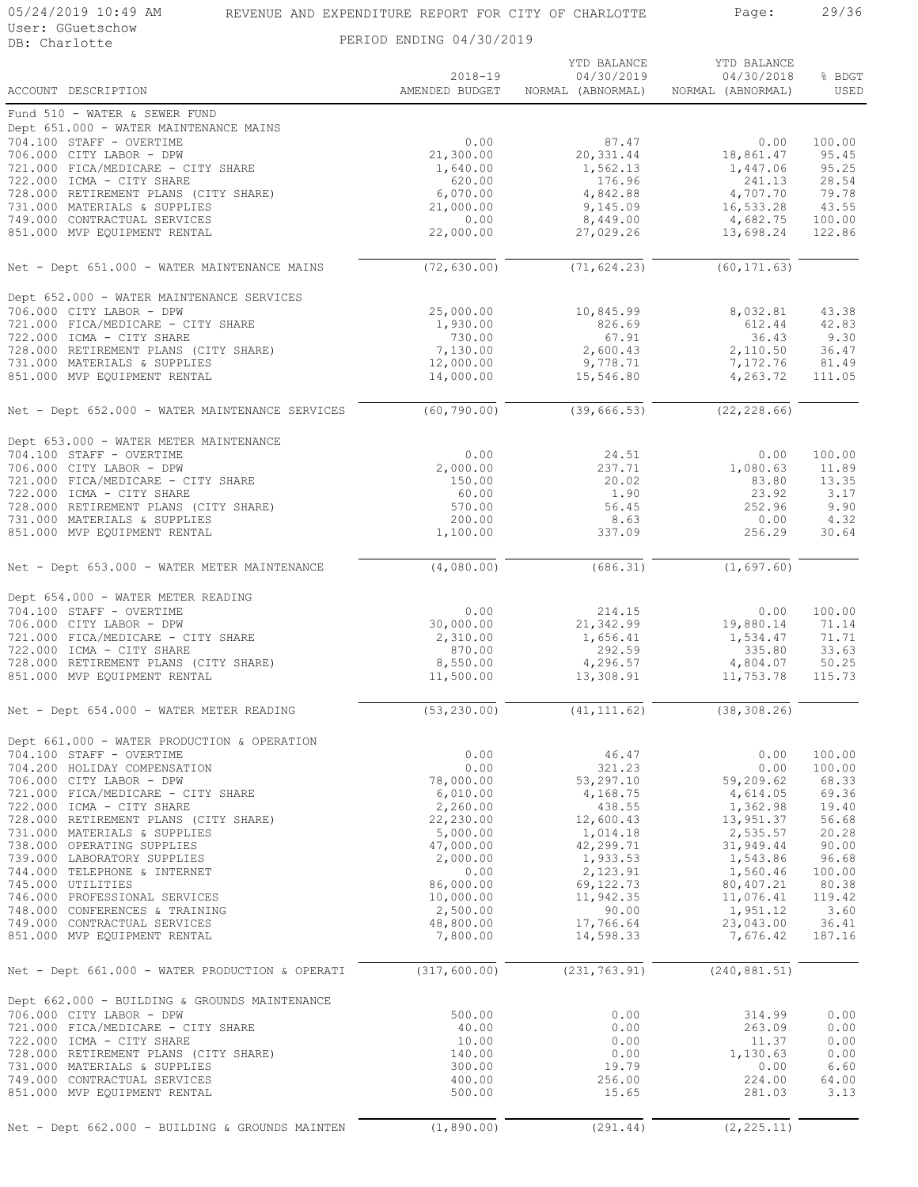# REVENUE AND EXPENDITURE REPORT FOR CITY OF CHARLOTTE

05/24/2019 10:49 AM
User: GGuetschow
DB: Charlotte

PERIOD ENDING 04/30/2019

| ACCOUNT DESCRIPTION | 2018-19 AMENDED BUDGET | YTD BALANCE 04/30/2019 NORMAL (ABNORMAL) | YTD BALANCE 04/30/2018 NORMAL (ABNORMAL) | % BDGT USED |
|---|---|---|---|---|
| **Fund 510 - WATER & SEWER FUND** | | | | |
| **Dept 651.000 - WATER MAINTENANCE MAINS** | | | | |
| 704.100 STAFF - OVERTIME | 0.00 | 87.47 | 0.00 | 100.00 |
| 706.000 CITY LABOR - DPW | 21,300.00 | 20,331.44 | 18,861.47 | 95.45 |
| 721.000 FICA/MEDICARE - CITY SHARE | 1,640.00 | 1,562.13 | 1,447.06 | 95.25 |
| 722.000 ICMA - CITY SHARE | 620.00 | 176.96 | 241.13 | 28.54 |
| 728.000 RETIREMENT PLANS (CITY SHARE) | 6,070.00 | 4,842.88 | 4,707.70 | 79.78 |
| 731.000 MATERIALS & SUPPLIES | 21,000.00 | 9,145.09 | 16,533.28 | 43.55 |
| 749.000 CONTRACTUAL SERVICES | 0.00 | 8,449.00 | 4,682.75 | 100.00 |
| 851.000 MVP EQUIPMENT RENTAL | 22,000.00 | 27,029.26 | 13,698.24 | 122.86 |
| Net - Dept 651.000 - WATER MAINTENANCE MAINS | (72,630.00) | (71,624.23) | (60,171.63) | |
| **Dept 652.000 - WATER MAINTENANCE SERVICES** | | | | |
| 706.000 CITY LABOR - DPW | 25,000.00 | 10,845.99 | 8,032.81 | 43.38 |
| 721.000 FICA/MEDICARE - CITY SHARE | 1,930.00 | 826.69 | 612.44 | 42.83 |
| 722.000 ICMA - CITY SHARE | 730.00 | 67.91 | 36.43 | 9.30 |
| 728.000 RETIREMENT PLANS (CITY SHARE) | 7,130.00 | 2,600.43 | 2,110.50 | 36.47 |
| 731.000 MATERIALS & SUPPLIES | 12,000.00 | 9,778.71 | 7,172.76 | 81.49 |
| 851.000 MVP EQUIPMENT RENTAL | 14,000.00 | 15,546.80 | 4,263.72 | 111.05 |
| Net - Dept 652.000 - WATER MAINTENANCE SERVICES | (60,790.00) | (39,666.53) | (22,228.66) | |
| **Dept 653.000 - WATER METER MAINTENANCE** | | | | |
| 704.100 STAFF - OVERTIME | 0.00 | 24.51 | 0.00 | 100.00 |
| 706.000 CITY LABOR - DPW | 2,000.00 | 237.71 | 1,080.63 | 11.89 |
| 721.000 FICA/MEDICARE - CITY SHARE | 150.00 | 20.02 | 83.80 | 13.35 |
| 722.000 ICMA - CITY SHARE | 60.00 | 1.90 | 23.92 | 3.17 |
| 728.000 RETIREMENT PLANS (CITY SHARE) | 570.00 | 56.45 | 252.96 | 9.90 |
| 731.000 MATERIALS & SUPPLIES | 200.00 | 8.63 | 0.00 | 4.32 |
| 851.000 MVP EQUIPMENT RENTAL | 1,100.00 | 337.09 | 256.29 | 30.64 |
| Net - Dept 653.000 - WATER METER MAINTENANCE | (4,080.00) | (686.31) | (1,697.60) | |
| **Dept 654.000 - WATER METER READING** | | | | |
| 704.100 STAFF - OVERTIME | 0.00 | 214.15 | 0.00 | 100.00 |
| 706.000 CITY LABOR - DPW | 30,000.00 | 21,342.99 | 19,880.14 | 71.14 |
| 721.000 FICA/MEDICARE - CITY SHARE | 2,310.00 | 1,656.41 | 1,534.47 | 71.71 |
| 722.000 ICMA - CITY SHARE | 870.00 | 292.59 | 335.80 | 33.63 |
| 728.000 RETIREMENT PLANS (CITY SHARE) | 8,550.00 | 4,296.57 | 4,804.07 | 50.25 |
| 851.000 MVP EQUIPMENT RENTAL | 11,500.00 | 13,308.91 | 11,753.78 | 115.73 |
| Net - Dept 654.000 - WATER METER READING | (53,230.00) | (41,111.62) | (38,308.26) | |
| **Dept 661.000 - WATER PRODUCTION & OPERATION** | | | | |
| 704.100 STAFF - OVERTIME | 0.00 | 46.47 | 0.00 | 100.00 |
| 704.200 HOLIDAY COMPENSATION | 0.00 | 321.23 | 0.00 | 100.00 |
| 706.000 CITY LABOR - DPW | 78,000.00 | 53,297.10 | 59,209.62 | 68.33 |
| 721.000 FICA/MEDICARE - CITY SHARE | 6,010.00 | 4,168.75 | 4,614.05 | 69.36 |
| 722.000 ICMA - CITY SHARE | 2,260.00 | 438.55 | 1,362.98 | 19.40 |
| 728.000 RETIREMENT PLANS (CITY SHARE) | 22,230.00 | 12,600.43 | 13,951.37 | 56.68 |
| 731.000 MATERIALS & SUPPLIES | 5,000.00 | 1,014.18 | 2,535.57 | 20.28 |
| 738.000 OPERATING SUPPLIES | 47,000.00 | 42,299.71 | 31,949.44 | 90.00 |
| 739.000 LABORATORY SUPPLIES | 2,000.00 | 1,933.53 | 1,543.86 | 96.68 |
| 744.000 TELEPHONE & INTERNET | 0.00 | 2,123.91 | 1,560.46 | 100.00 |
| 745.000 UTILITIES | 86,000.00 | 69,122.73 | 80,407.21 | 80.38 |
| 746.000 PROFESSIONAL SERVICES | 10,000.00 | 11,942.35 | 11,076.41 | 119.42 |
| 748.000 CONFERENCES & TRAINING | 2,500.00 | 90.00 | 1,951.12 | 3.60 |
| 749.000 CONTRACTUAL SERVICES | 48,800.00 | 17,766.64 | 23,043.00 | 36.41 |
| 851.000 MVP EQUIPMENT RENTAL | 7,800.00 | 14,598.33 | 7,676.42 | 187.16 |
| Net - Dept 661.000 - WATER PRODUCTION & OPERATI | (317,600.00) | (231,763.91) | (240,881.51) | |
| **Dept 662.000 - BUILDING & GROUNDS MAINTENANCE** | | | | |
| 706.000 CITY LABOR - DPW | 500.00 | 0.00 | 314.99 | 0.00 |
| 721.000 FICA/MEDICARE - CITY SHARE | 40.00 | 0.00 | 263.09 | 0.00 |
| 722.000 ICMA - CITY SHARE | 10.00 | 0.00 | 11.37 | 0.00 |
| 728.000 RETIREMENT PLANS (CITY SHARE) | 140.00 | 0.00 | 1,130.63 | 0.00 |
| 731.000 MATERIALS & SUPPLIES | 300.00 | 19.79 | 0.00 | 6.60 |
| 749.000 CONTRACTUAL SERVICES | 400.00 | 256.00 | 224.00 | 64.00 |
| 851.000 MVP EQUIPMENT RENTAL | 500.00 | 15.65 | 281.03 | 3.13 |
| Net - Dept 662.000 - BUILDING & GROUNDS MAINTEN | (1,890.00) | (291.44) | (2,225.11) | |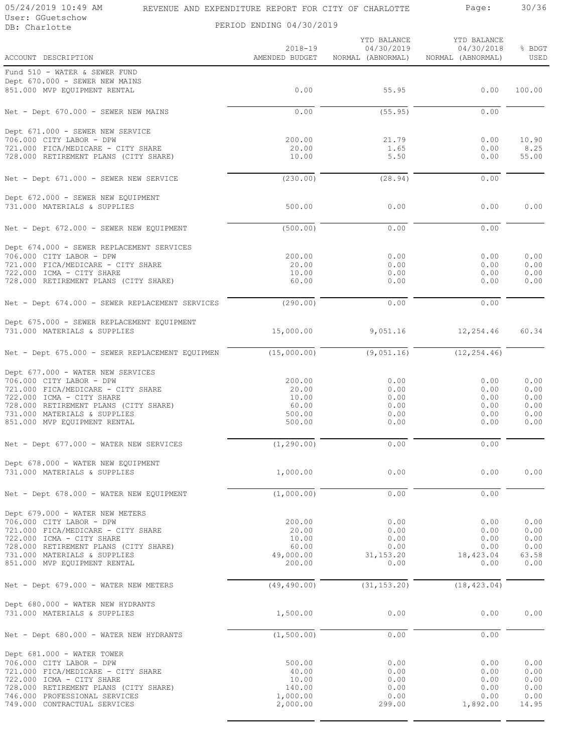REVENUE AND EXPENDITURE REPORT FOR CITY OF CHARLOTTE

PERIOD ENDING 04/30/2019

| ACCOUNT DESCRIPTION | 2018-19 AMENDED BUDGET | YTD BALANCE 04/30/2019 NORMAL (ABNORMAL) | YTD BALANCE 04/30/2018 NORMAL (ABNORMAL) | % BDGT USED |
|---|---|---|---|---|
| Fund 510 - WATER & SEWER FUND | | | | |
| Dept 670.000 - SEWER NEW MAINS | | | | |
| 851.000 MVP EQUIPMENT RENTAL | 0.00 | 55.95 | 0.00 | 100.00 |
| Net - Dept 670.000 - SEWER NEW MAINS | 0.00 | (55.95) | 0.00 | |
| Dept 671.000 - SEWER NEW SERVICE | | | | |
| 706.000 CITY LABOR - DPW | 200.00 | 21.79 | 0.00 | 10.90 |
| 721.000 FICA/MEDICARE - CITY SHARE | 20.00 | 1.65 | 0.00 | 8.25 |
| 728.000 RETIREMENT PLANS (CITY SHARE) | 10.00 | 5.50 | 0.00 | 55.00 |
| Net - Dept 671.000 - SEWER NEW SERVICE | (230.00) | (28.94) | 0.00 | |
| Dept 672.000 - SEWER NEW EQUIPMENT | | | | |
| 731.000 MATERIALS & SUPPLIES | 500.00 | 0.00 | 0.00 | 0.00 |
| Net - Dept 672.000 - SEWER NEW EQUIPMENT | (500.00) | 0.00 | 0.00 | |
| Dept 674.000 - SEWER REPLACEMENT SERVICES | | | | |
| 706.000 CITY LABOR - DPW | 200.00 | 0.00 | 0.00 | 0.00 |
| 721.000 FICA/MEDICARE - CITY SHARE | 20.00 | 0.00 | 0.00 | 0.00 |
| 722.000 ICMA - CITY SHARE | 10.00 | 0.00 | 0.00 | 0.00 |
| 728.000 RETIREMENT PLANS (CITY SHARE) | 60.00 | 0.00 | 0.00 | 0.00 |
| Net - Dept 674.000 - SEWER REPLACEMENT SERVICES | (290.00) | 0.00 | 0.00 | |
| Dept 675.000 - SEWER REPLACEMENT EQUIPMENT | | | | |
| 731.000 MATERIALS & SUPPLIES | 15,000.00 | 9,051.16 | 12,254.46 | 60.34 |
| Net - Dept 675.000 - SEWER REPLACEMENT EQUIPMEN | (15,000.00) | (9,051.16) | (12,254.46) | |
| Dept 677.000 - WATER NEW SERVICES | | | | |
| 706.000 CITY LABOR - DPW | 200.00 | 0.00 | 0.00 | 0.00 |
| 721.000 FICA/MEDICARE - CITY SHARE | 20.00 | 0.00 | 0.00 | 0.00 |
| 722.000 ICMA - CITY SHARE | 10.00 | 0.00 | 0.00 | 0.00 |
| 728.000 RETIREMENT PLANS (CITY SHARE) | 60.00 | 0.00 | 0.00 | 0.00 |
| 731.000 MATERIALS & SUPPLIES | 500.00 | 0.00 | 0.00 | 0.00 |
| 851.000 MVP EQUIPMENT RENTAL | 500.00 | 0.00 | 0.00 | 0.00 |
| Net - Dept 677.000 - WATER NEW SERVICES | (1,290.00) | 0.00 | 0.00 | |
| Dept 678.000 - WATER NEW EQUIPMENT | | | | |
| 731.000 MATERIALS & SUPPLIES | 1,000.00 | 0.00 | 0.00 | 0.00 |
| Net - Dept 678.000 - WATER NEW EQUIPMENT | (1,000.00) | 0.00 | 0.00 | |
| Dept 679.000 - WATER NEW METERS | | | | |
| 706.000 CITY LABOR - DPW | 200.00 | 0.00 | 0.00 | 0.00 |
| 721.000 FICA/MEDICARE - CITY SHARE | 20.00 | 0.00 | 0.00 | 0.00 |
| 722.000 ICMA - CITY SHARE | 10.00 | 0.00 | 0.00 | 0.00 |
| 728.000 RETIREMENT PLANS (CITY SHARE) | 60.00 | 0.00 | 0.00 | 0.00 |
| 731.000 MATERIALS & SUPPLIES | 49,000.00 | 31,153.20 | 18,423.04 | 63.58 |
| 851.000 MVP EQUIPMENT RENTAL | 200.00 | 0.00 | 0.00 | 0.00 |
| Net - Dept 679.000 - WATER NEW METERS | (49,490.00) | (31,153.20) | (18,423.04) | |
| Dept 680.000 - WATER NEW HYDRANTS | | | | |
| 731.000 MATERIALS & SUPPLIES | 1,500.00 | 0.00 | 0.00 | 0.00 |
| Net - Dept 680.000 - WATER NEW HYDRANTS | (1,500.00) | 0.00 | 0.00 | |
| Dept 681.000 - WATER TOWER | | | | |
| 706.000 CITY LABOR - DPW | 500.00 | 0.00 | 0.00 | 0.00 |
| 721.000 FICA/MEDICARE - CITY SHARE | 40.00 | 0.00 | 0.00 | 0.00 |
| 722.000 ICMA - CITY SHARE | 10.00 | 0.00 | 0.00 | 0.00 |
| 728.000 RETIREMENT PLANS (CITY SHARE) | 140.00 | 0.00 | 0.00 | 0.00 |
| 746.000 PROFESSIONAL SERVICES | 1,000.00 | 0.00 | 0.00 | 0.00 |
| 749.000 CONTRACTUAL SERVICES | 2,000.00 | 299.00 | 1,892.00 | 14.95 |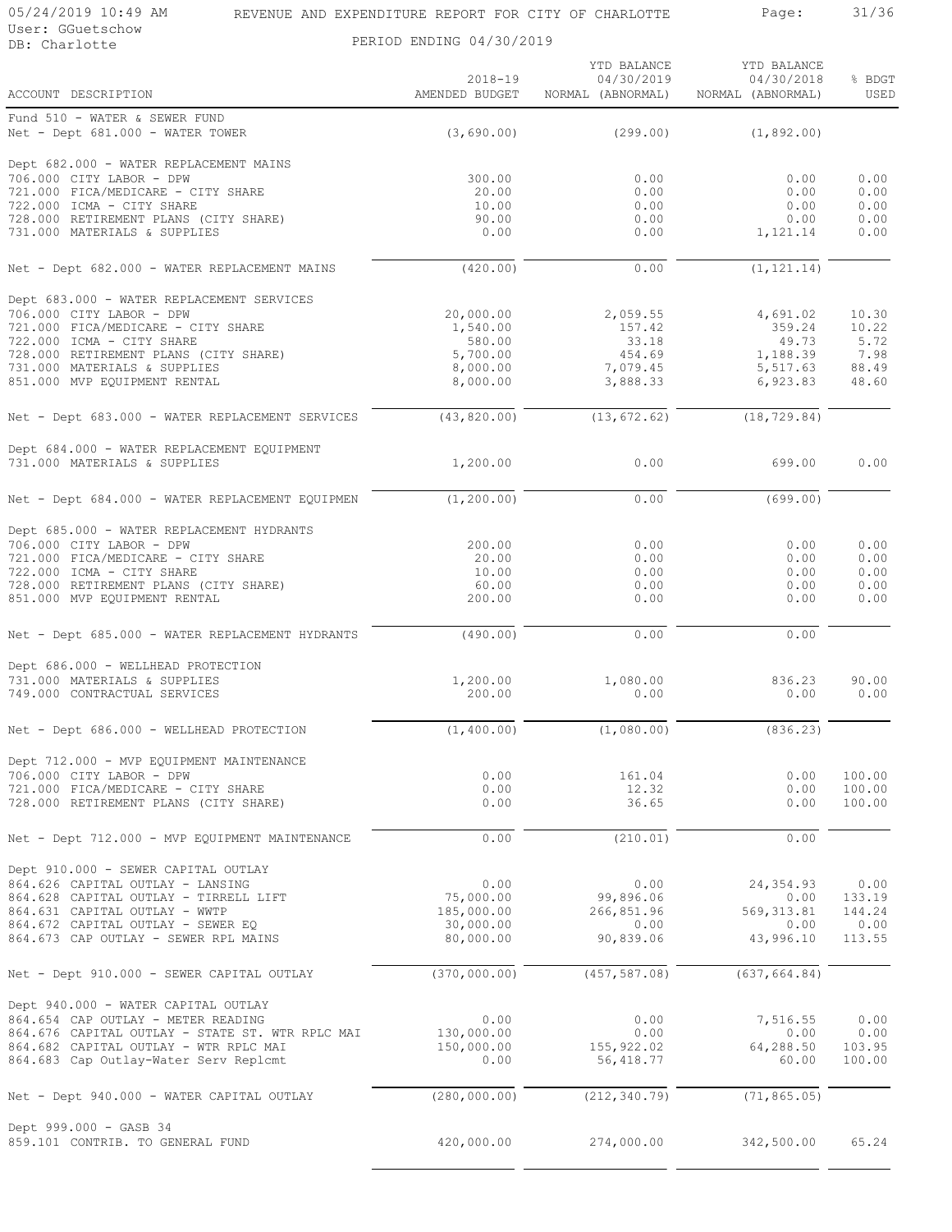REVENUE AND EXPENDITURE REPORT FOR CITY OF CHARLOTTE

PERIOD ENDING 04/30/2019

| ACCOUNT DESCRIPTION | 2018-19 AMENDED BUDGET | YTD BALANCE 04/30/2019 NORMAL (ABNORMAL) | YTD BALANCE 04/30/2018 NORMAL (ABNORMAL) | % BDGT USED |
|---|---|---|---|---|
| Fund 510 - WATER & SEWER FUND | | | | |
| Net - Dept 681.000 - WATER TOWER | (3,690.00) | (299.00) | (1,892.00) | |
| Dept 682.000 - WATER REPLACEMENT MAINS | | | | |
| 706.000 CITY LABOR - DPW | 300.00 | 0.00 | 0.00 | 0.00 |
| 721.000 FICA/MEDICARE - CITY SHARE | 20.00 | 0.00 | 0.00 | 0.00 |
| 722.000 ICMA - CITY SHARE | 10.00 | 0.00 | 0.00 | 0.00 |
| 728.000 RETIREMENT PLANS (CITY SHARE) | 90.00 | 0.00 | 0.00 | 0.00 |
| 731.000 MATERIALS & SUPPLIES | 0.00 | 0.00 | 1,121.14 | 0.00 |
| Net - Dept 682.000 - WATER REPLACEMENT MAINS | (420.00) | 0.00 | (1,121.14) | |
| Dept 683.000 - WATER REPLACEMENT SERVICES | | | | |
| 706.000 CITY LABOR - DPW | 20,000.00 | 2,059.55 | 4,691.02 | 10.30 |
| 721.000 FICA/MEDICARE - CITY SHARE | 1,540.00 | 157.42 | 359.24 | 10.22 |
| 722.000 ICMA - CITY SHARE | 580.00 | 33.18 | 49.73 | 5.72 |
| 728.000 RETIREMENT PLANS (CITY SHARE) | 5,700.00 | 454.69 | 1,188.39 | 7.98 |
| 731.000 MATERIALS & SUPPLIES | 8,000.00 | 7,079.45 | 5,517.63 | 88.49 |
| 851.000 MVP EQUIPMENT RENTAL | 8,000.00 | 3,888.33 | 6,923.83 | 48.60 |
| Net - Dept 683.000 - WATER REPLACEMENT SERVICES | (43,820.00) | (13,672.62) | (18,729.84) | |
| Dept 684.000 - WATER REPLACEMENT EQUIPMENT | | | | |
| 731.000 MATERIALS & SUPPLIES | 1,200.00 | 0.00 | 699.00 | 0.00 |
| Net - Dept 684.000 - WATER REPLACEMENT EQUIPMEN | (1,200.00) | 0.00 | (699.00) | |
| Dept 685.000 - WATER REPLACEMENT HYDRANTS | | | | |
| 706.000 CITY LABOR - DPW | 200.00 | 0.00 | 0.00 | 0.00 |
| 721.000 FICA/MEDICARE - CITY SHARE | 20.00 | 0.00 | 0.00 | 0.00 |
| 722.000 ICMA - CITY SHARE | 10.00 | 0.00 | 0.00 | 0.00 |
| 728.000 RETIREMENT PLANS (CITY SHARE) | 60.00 | 0.00 | 0.00 | 0.00 |
| 851.000 MVP EQUIPMENT RENTAL | 200.00 | 0.00 | 0.00 | 0.00 |
| Net - Dept 685.000 - WATER REPLACEMENT HYDRANTS | (490.00) | 0.00 | 0.00 | |
| Dept 686.000 - WELLHEAD PROTECTION | | | | |
| 731.000 MATERIALS & SUPPLIES | 1,200.00 | 1,080.00 | 836.23 | 90.00 |
| 749.000 CONTRACTUAL SERVICES | 200.00 | 0.00 | 0.00 | 0.00 |
| Net - Dept 686.000 - WELLHEAD PROTECTION | (1,400.00) | (1,080.00) | (836.23) | |
| Dept 712.000 - MVP EQUIPMENT MAINTENANCE | | | | |
| 706.000 CITY LABOR - DPW | 0.00 | 161.04 | 0.00 | 100.00 |
| 721.000 FICA/MEDICARE - CITY SHARE | 0.00 | 12.32 | 0.00 | 100.00 |
| 728.000 RETIREMENT PLANS (CITY SHARE) | 0.00 | 36.65 | 0.00 | 100.00 |
| Net - Dept 712.000 - MVP EQUIPMENT MAINTENANCE | 0.00 | (210.01) | 0.00 | |
| Dept 910.000 - SEWER CAPITAL OUTLAY | | | | |
| 864.626 CAPITAL OUTLAY - LANSING | 0.00 | 0.00 | 24,354.93 | 0.00 |
| 864.628 CAPITAL OUTLAY - TIRRELL LIFT | 75,000.00 | 99,896.06 | 0.00 | 133.19 |
| 864.631 CAPITAL OUTLAY - WWTP | 185,000.00 | 266,851.96 | 569,313.81 | 144.24 |
| 864.672 CAPITAL OUTLAY - SEWER EQ | 30,000.00 | 0.00 | 0.00 | 0.00 |
| 864.673 CAP OUTLAY - SEWER RPL MAINS | 80,000.00 | 90,839.06 | 43,996.10 | 113.55 |
| Net - Dept 910.000 - SEWER CAPITAL OUTLAY | (370,000.00) | (457,587.08) | (637,664.84) | |
| Dept 940.000 - WATER CAPITAL OUTLAY | | | | |
| 864.654 CAP OUTLAY - METER READING | 0.00 | 0.00 | 7,516.55 | 0.00 |
| 864.676 CAPITAL OUTLAY - STATE ST. WTR RPLC MAI | 130,000.00 | 0.00 | 0.00 | 0.00 |
| 864.682 CAPITAL OUTLAY - WTR RPLC MAI | 150,000.00 | 155,922.02 | 64,288.50 | 103.95 |
| 864.683 Cap Outlay-Water Serv Replcmt | 0.00 | 56,418.77 | 60.00 | 100.00 |
| Net - Dept 940.000 - WATER CAPITAL OUTLAY | (280,000.00) | (212,340.79) | (71,865.05) | |
| Dept 999.000 - GASB 34 | | | | |
| 859.101 CONTRIB. TO GENERAL FUND | 420,000.00 | 274,000.00 | 342,500.00 | 65.24 |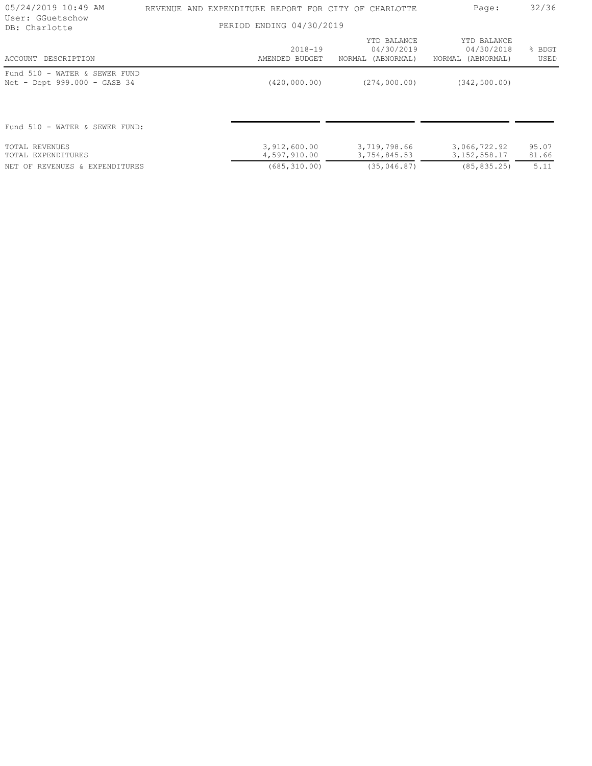REVENUE AND EXPENDITURE REPORT FOR CITY OF CHARLOTTE

PERIOD ENDING 04/30/2019

User: GGuetschow
DB: Charlotte

| ACCOUNT DESCRIPTION | 2018-19 AMENDED BUDGET | YTD BALANCE 04/30/2019 NORMAL (ABNORMAL) | YTD BALANCE 04/30/2018 NORMAL (ABNORMAL) | % BDGT USED |
|---|---|---|---|---|
| Fund 510 - WATER & SEWER FUND | | | | |
| Net - Dept 999.000 - GASB 34 | (420,000.00) | (274,000.00) | (342,500.00) | |
| | | | | |
| Fund 510 - WATER & SEWER FUND: | | | | |
| TOTAL REVENUES | 3,912,600.00 | 3,719,798.66 | 3,066,722.92 | 95.07 |
| TOTAL EXPENDITURES | 4,597,910.00 | 3,754,845.53 | 3,152,558.17 | 81.66 |
| NET OF REVENUES & EXPENDITURES | (685,310.00) | (35,046.87) | (85,835.25) | 5.11 |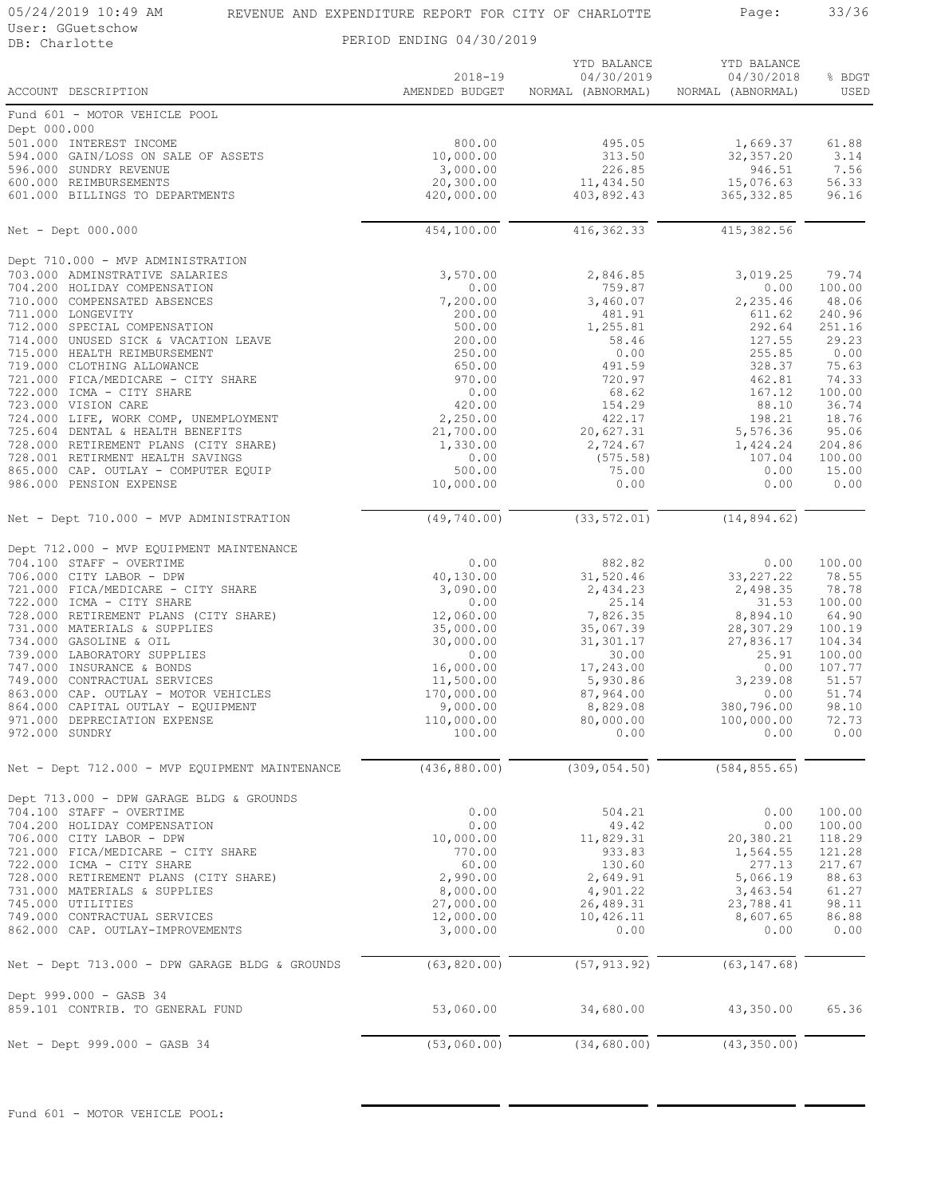REVENUE AND EXPENDITURE REPORT FOR CITY OF CHARLOTTE

User: GGuetschow
DB: Charlotte

PERIOD ENDING 04/30/2019

| ACCOUNT DESCRIPTION | 2018-19 AMENDED BUDGET | YTD BALANCE 04/30/2019 NORMAL (ABNORMAL) | YTD BALANCE 04/30/2018 NORMAL (ABNORMAL) | % BDGT USED |
|---|---|---|---|---|
| **Fund 601 - MOTOR VEHICLE POOL** | | | | |
| **Dept 000.000** | | | | |
| 501.000 INTEREST INCOME | 800.00 | 495.05 | 1,669.37 | 61.88 |
| 594.000 GAIN/LOSS ON SALE OF ASSETS | 10,000.00 | 313.50 | 32,357.20 | 3.14 |
| 596.000 SUNDRY REVENUE | 3,000.00 | 226.85 | 946.51 | 7.56 |
| 600.000 REIMBURSEMENTS | 20,300.00 | 11,434.50 | 15,076.63 | 56.33 |
| 601.000 BILLINGS TO DEPARTMENTS | 420,000.00 | 403,892.43 | 365,332.85 | 96.16 |
| Net - Dept 000.000 | 454,100.00 | 416,362.33 | 415,382.56 | |
| **Dept 710.000 - MVP ADMINISTRATION** | | | | |
| 703.000 ADMINSTRATIVE SALARIES | 3,570.00 | 2,846.85 | 3,019.25 | 79.74 |
| 704.200 HOLIDAY COMPENSATION | 0.00 | 759.87 | 0.00 | 100.00 |
| 710.000 COMPENSATED ABSENCES | 7,200.00 | 3,460.07 | 2,235.46 | 48.06 |
| 711.000 LONGEVITY | 200.00 | 481.91 | 611.62 | 240.96 |
| 712.000 SPECIAL COMPENSATION | 500.00 | 1,255.81 | 292.64 | 251.16 |
| 714.000 UNUSED SICK & VACATION LEAVE | 200.00 | 58.46 | 127.55 | 29.23 |
| 715.000 HEALTH REIMBURSEMENT | 250.00 | 0.00 | 255.85 | 0.00 |
| 719.000 CLOTHING ALLOWANCE | 650.00 | 491.59 | 328.37 | 75.63 |
| 721.000 FICA/MEDICARE - CITY SHARE | 970.00 | 720.97 | 462.81 | 74.33 |
| 722.000 ICMA - CITY SHARE | 0.00 | 68.62 | 167.12 | 100.00 |
| 723.000 VISION CARE | 420.00 | 154.29 | 88.10 | 36.74 |
| 724.000 LIFE, WORK COMP, UNEMPLOYMENT | 2,250.00 | 422.17 | 198.21 | 18.76 |
| 725.604 DENTAL & HEALTH BENEFITS | 21,700.00 | 20,627.31 | 5,576.36 | 95.06 |
| 728.000 RETIREMENT PLANS (CITY SHARE) | 1,330.00 | 2,724.67 | 1,424.24 | 204.86 |
| 728.001 RETIRMENT HEALTH SAVINGS | 0.00 | (575.58) | 107.04 | 100.00 |
| 865.000 CAP. OUTLAY - COMPUTER EQUIP | 500.00 | 75.00 | 0.00 | 15.00 |
| 986.000 PENSION EXPENSE | 10,000.00 | 0.00 | 0.00 | 0.00 |
| Net - Dept 710.000 - MVP ADMINISTRATION | (49,740.00) | (33,572.01) | (14,894.62) | |
| **Dept 712.000 - MVP EQUIPMENT MAINTENANCE** | | | | |
| 704.100 STAFF - OVERTIME | 0.00 | 882.82 | 0.00 | 100.00 |
| 706.000 CITY LABOR - DPW | 40,130.00 | 31,520.46 | 33,227.22 | 78.55 |
| 721.000 FICA/MEDICARE - CITY SHARE | 3,090.00 | 2,434.23 | 2,498.35 | 78.78 |
| 722.000 ICMA - CITY SHARE | 0.00 | 25.14 | 31.53 | 100.00 |
| 728.000 RETIREMENT PLANS (CITY SHARE) | 12,060.00 | 7,826.35 | 8,894.10 | 64.90 |
| 731.000 MATERIALS & SUPPLIES | 35,000.00 | 35,067.39 | 28,307.29 | 100.19 |
| 734.000 GASOLINE & OIL | 30,000.00 | 31,301.17 | 27,836.17 | 104.34 |
| 739.000 LABORATORY SUPPLIES | 0.00 | 30.00 | 25.91 | 100.00 |
| 747.000 INSURANCE & BONDS | 16,000.00 | 17,243.00 | 0.00 | 107.77 |
| 749.000 CONTRACTUAL SERVICES | 11,500.00 | 5,930.86 | 3,239.08 | 51.57 |
| 863.000 CAP. OUTLAY - MOTOR VEHICLES | 170,000.00 | 87,964.00 | 0.00 | 51.74 |
| 864.000 CAPITAL OUTLAY - EQUIPMENT | 9,000.00 | 8,829.08 | 380,796.00 | 98.10 |
| 971.000 DEPRECIATION EXPENSE | 110,000.00 | 80,000.00 | 100,000.00 | 72.73 |
| 972.000 SUNDRY | 100.00 | 0.00 | 0.00 | 0.00 |
| Net - Dept 712.000 - MVP EQUIPMENT MAINTENANCE | (436,880.00) | (309,054.50) | (584,855.65) | |
| **Dept 713.000 - DPW GARAGE BLDG & GROUNDS** | | | | |
| 704.100 STAFF - OVERTIME | 0.00 | 504.21 | 0.00 | 100.00 |
| 704.200 HOLIDAY COMPENSATION | 0.00 | 49.42 | 0.00 | 100.00 |
| 706.000 CITY LABOR - DPW | 10,000.00 | 11,829.31 | 20,380.21 | 118.29 |
| 721.000 FICA/MEDICARE - CITY SHARE | 770.00 | 933.83 | 1,564.55 | 121.28 |
| 722.000 ICMA - CITY SHARE | 60.00 | 130.60 | 277.13 | 217.67 |
| 728.000 RETIREMENT PLANS (CITY SHARE) | 2,990.00 | 2,649.91 | 5,066.19 | 88.63 |
| 731.000 MATERIALS & SUPPLIES | 8,000.00 | 4,901.22 | 3,463.54 | 61.27 |
| 745.000 UTILITIES | 27,000.00 | 26,489.31 | 23,788.41 | 98.11 |
| 749.000 CONTRACTUAL SERVICES | 12,000.00 | 10,426.11 | 8,607.65 | 86.88 |
| 862.000 CAP. OUTLAY-IMPROVEMENTS | 3,000.00 | 0.00 | 0.00 | 0.00 |
| Net - Dept 713.000 - DPW GARAGE BLDG & GROUNDS | (63,820.00) | (57,913.92) | (63,147.68) | |
| **Dept 999.000 - GASB 34** | | | | |
| 859.101 CONTRIB. TO GENERAL FUND | 53,060.00 | 34,680.00 | 43,350.00 | 65.36 |
| Net - Dept 999.000 - GASB 34 | (53,060.00) | (34,680.00) | (43,350.00) | |
| Fund 601 - MOTOR VEHICLE POOL: | | | | |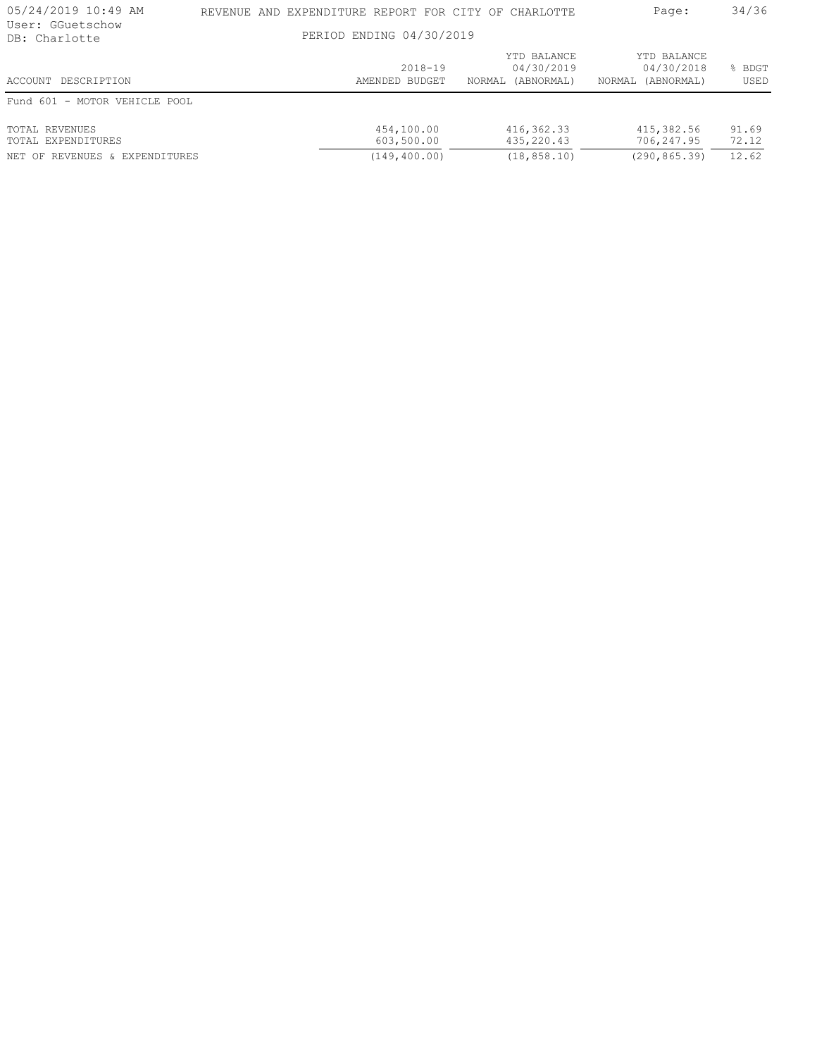REVENUE AND EXPENDITURE REPORT FOR CITY OF CHARLOTTE

PERIOD ENDING 04/30/2019

| ACCOUNT DESCRIPTION | 2018-19 AMENDED BUDGET | YTD BALANCE 04/30/2019 NORMAL (ABNORMAL) | YTD BALANCE 04/30/2018 NORMAL (ABNORMAL) | % BDGT USED |
|---|---|---|---|---|
| Fund 601 - MOTOR VEHICLE POOL | | | | |
| TOTAL REVENUES | 454,100.00 | 416,362.33 | 415,382.56 | 91.69 |
| TOTAL EXPENDITURES | 603,500.00 | 435,220.43 | 706,247.95 | 72.12 |
| NET OF REVENUES & EXPENDITURES | (149,400.00) | (18,858.10) | (290,865.39) | 12.62 |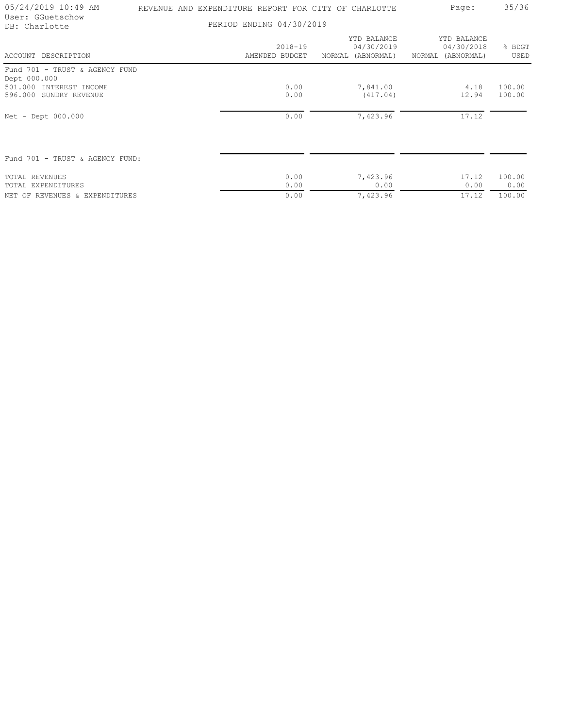REVENUE AND EXPENDITURE REPORT FOR CITY OF CHARLOTTE

PERIOD ENDING 04/30/2019

| ACCOUNT DESCRIPTION | 2018-19 AMENDED BUDGET | YTD BALANCE 04/30/2019 NORMAL (ABNORMAL) | YTD BALANCE 04/30/2018 NORMAL (ABNORMAL) | % BDGT USED |
|---|---|---|---|---|
| Fund 701 - TRUST & AGENCY FUND | | | | |
| Dept 000.000 | | | | |
| 501.000 INTEREST INCOME | 0.00 | 7,841.00 | 4.18 | 100.00 |
| 596.000 SUNDRY REVENUE | 0.00 | (417.04) | 12.94 | 100.00 |
| Net - Dept 000.000 | 0.00 | 7,423.96 | 17.12 | |
| Fund 701 - TRUST & AGENCY FUND: | | | | |
| TOTAL REVENUES | 0.00 | 7,423.96 | 17.12 | 100.00 |
| TOTAL EXPENDITURES | 0.00 | 0.00 | 0.00 | 0.00 |
| NET OF REVENUES & EXPENDITURES | 0.00 | 7,423.96 | 17.12 | 100.00 |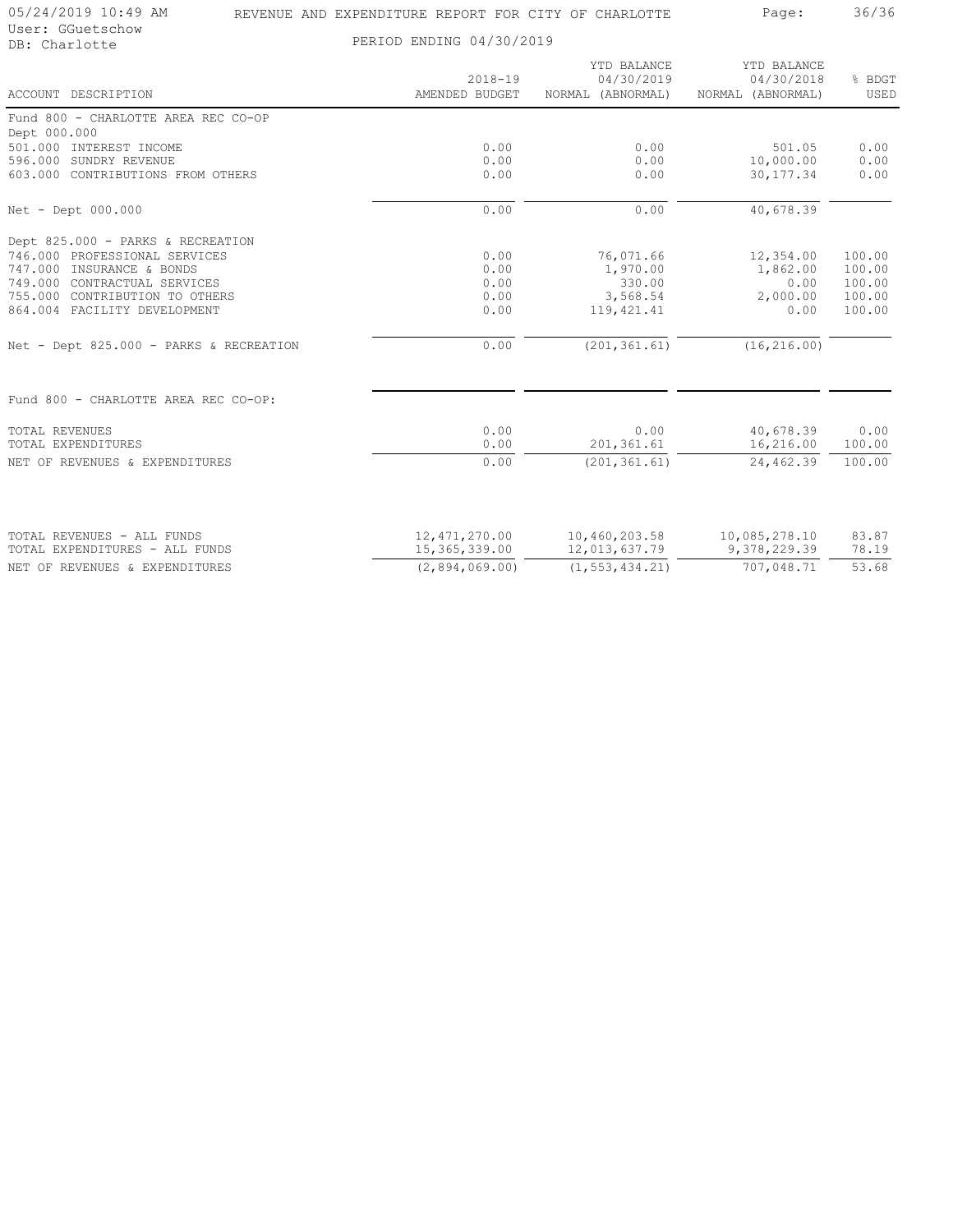REVENUE AND EXPENDITURE REPORT FOR CITY OF CHARLOTTE

PERIOD ENDING 04/30/2019

| ACCOUNT DESCRIPTION | 2018-19 AMENDED BUDGET | YTD BALANCE 04/30/2019 NORMAL (ABNORMAL) | YTD BALANCE 04/30/2018 NORMAL (ABNORMAL) | % BDGT USED |
|---|---|---|---|---|
| Fund 800 - CHARLOTTE AREA REC CO-OP | | | | |
| Dept 000.000 | | | | |
| 501.000 INTEREST INCOME | 0.00 | 0.00 | 501.05 | 0.00 |
| 596.000 SUNDRY REVENUE | 0.00 | 0.00 | 10,000.00 | 0.00 |
| 603.000 CONTRIBUTIONS FROM OTHERS | 0.00 | 0.00 | 30,177.34 | 0.00 |
| Net - Dept 000.000 | 0.00 | 0.00 | 40,678.39 | |
| Dept 825.000 - PARKS & RECREATION | | | | |
| 746.000 PROFESSIONAL SERVICES | 0.00 | 76,071.66 | 12,354.00 | 100.00 |
| 747.000 INSURANCE & BONDS | 0.00 | 1,970.00 | 1,862.00 | 100.00 |
| 749.000 CONTRACTUAL SERVICES | 0.00 | 330.00 | 0.00 | 100.00 |
| 755.000 CONTRIBUTION TO OTHERS | 0.00 | 3,568.54 | 2,000.00 | 100.00 |
| 864.004 FACILITY DEVELOPMENT | 0.00 | 119,421.41 | 0.00 | 100.00 |
| Net - Dept 825.000 - PARKS & RECREATION | 0.00 | (201,361.61) | (16,216.00) | |
| Fund 800 - CHARLOTTE AREA REC CO-OP: | | | | |
| TOTAL REVENUES | 0.00 | 0.00 | 40,678.39 | 0.00 |
| TOTAL EXPENDITURES | 0.00 | 201,361.61 | 16,216.00 | 100.00 |
| NET OF REVENUES & EXPENDITURES | 0.00 | (201,361.61) | 24,462.39 | 100.00 |
| TOTAL REVENUES - ALL FUNDS | 12,471,270.00 | 10,460,203.58 | 10,085,278.10 | 83.87 |
| TOTAL EXPENDITURES - ALL FUNDS | 15,365,339.00 | 12,013,637.79 | 9,378,229.39 | 78.19 |
| NET OF REVENUES & EXPENDITURES | (2,894,069.00) | (1,553,434.21) | 707,048.71 | 53.68 |